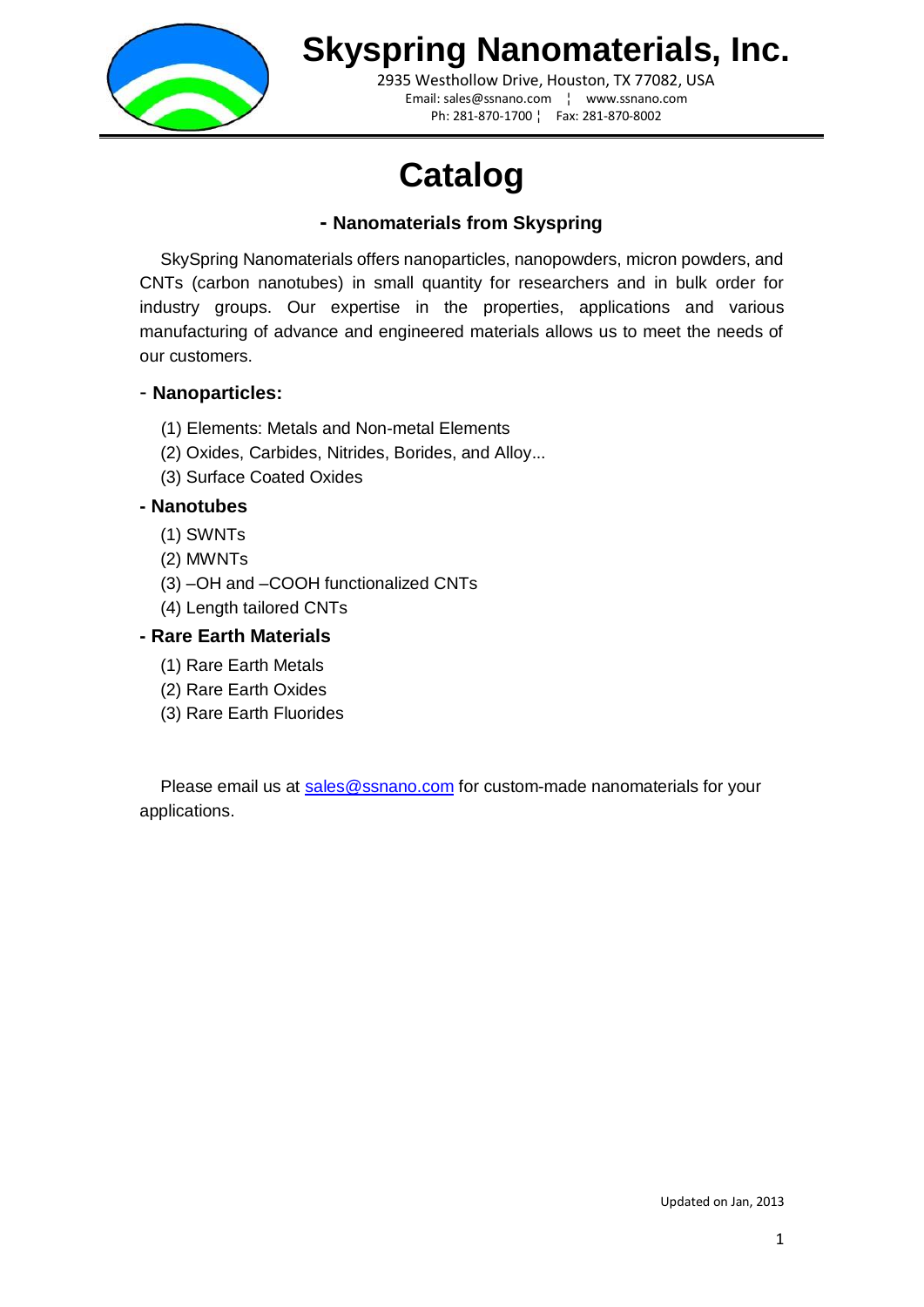# Skyspring Nanomaterials, Inc.

2935 Westhollow Drive, Houston, TX 77082, USA
Email: sales@ssnano.com ¦ www.ssnano.com
Ph: 281-870-1700 ¦ Fax: 281-870-8002

# Catalog

## - Nanomaterials from Skyspring

SkySpring Nanomaterials offers nanoparticles, nanopowders, micron powders, and CNTs (carbon nanotubes) in small quantity for researchers and in bulk order for industry groups. Our expertise in the properties, applications and various manufacturing of advance and engineered materials allows us to meet the needs of our customers.

### - Nanoparticles:

(1) Elements: Metals and Non-metal Elements
(2) Oxides, Carbides, Nitrides, Borides, and Alloy...
(3) Surface Coated Oxides

### - Nanotubes

(1) SWNTs
(2) MWNTs
(3) –OH and –COOH functionalized CNTs
(4) Length tailored CNTs

### - Rare Earth Materials

(1) Rare Earth Metals
(2) Rare Earth Oxides
(3) Rare Earth Fluorides

Please email us at [sales@ssnano.com](mailto:sales@ssnano.com) for custom-made nanomaterials for your applications.

Updated on Jan, 2013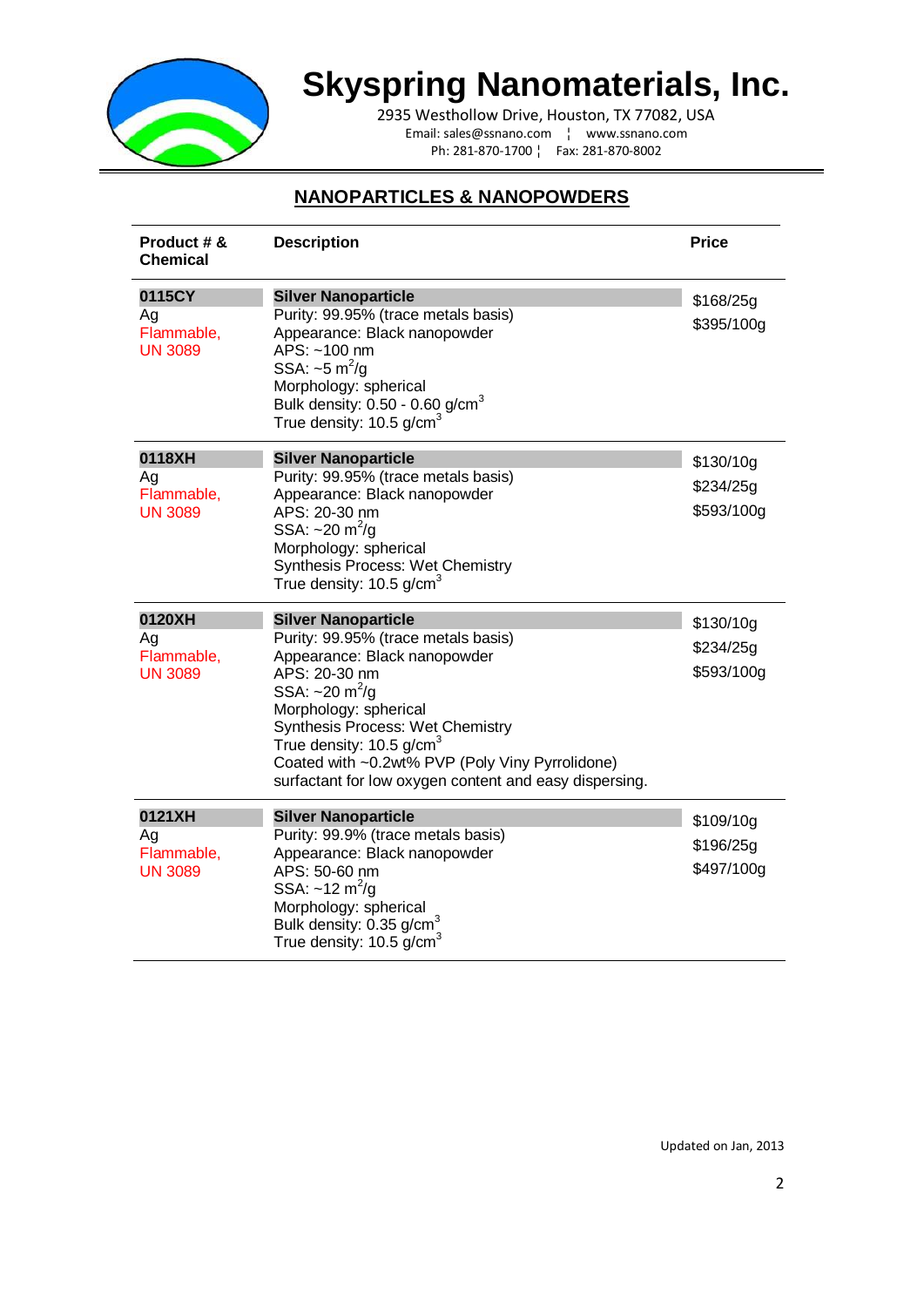# Skyspring Nanomaterials, Inc.

2935 Westhollow Drive, Houston, TX 77082, USA
Email: sales@ssnano.com ¦ www.ssnano.com
Ph: 281-870-1700 ¦ Fax: 281-870-8002

## NANOPARTICLES & NANOPOWDERS

| Product # & Chemical | Description | Price |
|---|---|---|
| **0115CY**<br>Ag<br>Flammable,<br>UN 3089 | **Silver Nanoparticle**<br>Purity: 99.95% (trace metals basis)<br>Appearance: Black nanopowder<br>APS: ~100 nm<br>SSA: ~5 $m^2/g$<br>Morphology: spherical<br>Bulk density: 0.50 - 0.60 $g/cm^3$<br>True density: 10.5 $g/cm^3$ | $168/25g<br>$395/100g |
| **0118XH**<br>Ag<br>Flammable,<br>UN 3089 | **Silver Nanoparticle**<br>Purity: 99.95% (trace metals basis)<br>Appearance: Black nanopowder<br>APS: 20-30 nm<br>SSA: ~20 $m^2/g$<br>Morphology: spherical<br>Synthesis Process: Wet Chemistry<br>True density: 10.5 $g/cm^3$ | $130/10g<br>$234/25g<br>$593/100g |
| **0120XH**<br>Ag<br>Flammable,<br>UN 3089 | **Silver Nanoparticle**<br>Purity: 99.95% (trace metals basis)<br>Appearance: Black nanopowder<br>APS: 20-30 nm<br>SSA: ~20 $m^2/g$<br>Morphology: spherical<br>Synthesis Process: Wet Chemistry<br>True density: 10.5 $g/cm^3$<br>Coated with ~0.2wt% PVP (Poly Viny Pyrrolidone) surfactant for low oxygen content and easy dispersing. | $130/10g<br>$234/25g<br>$593/100g |
| **0121XH**<br>Ag<br>Flammable,<br>UN 3089 | **Silver Nanoparticle**<br>Purity: 99.9% (trace metals basis)<br>Appearance: Black nanopowder<br>APS: 50-60 nm<br>SSA: ~12 $m^2/g$<br>Morphology: spherical<br>Bulk density: 0.35 $g/cm^3$<br>True density: 10.5 $g/cm^3$ | $109/10g<br>$196/25g<br>$497/100g |

Updated on Jan, 2013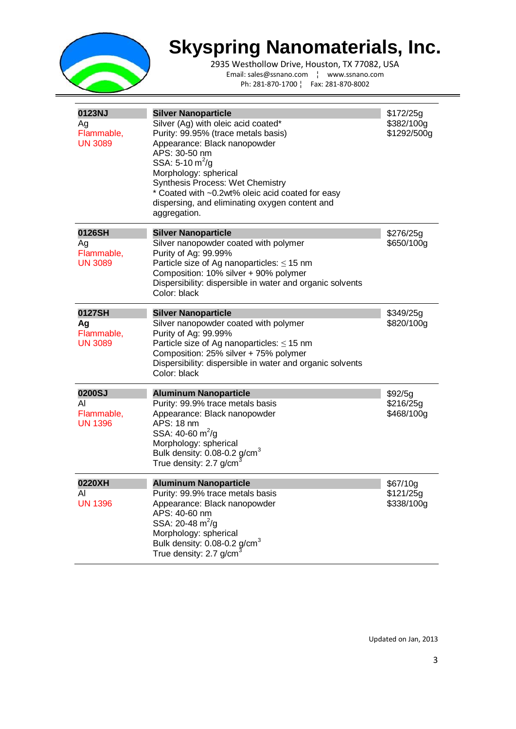# Skyspring Nanomaterials, Inc.

2935 Westhollow Drive, Houston, TX 77082, USA
Email: sales@ssnano.com ¦ www.ssnano.com
Ph: 281-870-1700 ¦ Fax: 281-870-8002

| | | |
|---|---|---|
| **0123NJ**<br>Ag<br>Flammable,<br>UN 3089 | **Silver Nanoparticle**<br>Silver (Ag) with oleic acid coated*<br>Purity: 99.95% (trace metals basis)<br>Appearance: Black nanopowder<br>APS: 30-50 nm<br>SSA: 5-10 $m^2/g$<br>Morphology: spherical<br>Synthesis Process: Wet Chemistry<br>* Coated with ~0.2wt% oleic acid coated for easy dispersing, and eliminating oxygen content and aggregation. | \$172/25g<br>\$382/100g<br>\$1292/500g |
| **0126SH**<br>Ag<br>Flammable,<br>UN 3089 | **Silver Nanoparticle**<br>Silver nanopowder coated with polymer<br>Purity of Ag: 99.99%<br>Particle size of Ag nanoparticles: ≤ 15 nm<br>Composition: 10% silver + 90% polymer<br>Dispersibility: dispersible in water and organic solvents<br>Color: black | \$276/25g<br>\$650/100g |
| **0127SH**<br>**Ag**<br>Flammable,<br>UN 3089 | **Silver Nanoparticle**<br>Silver nanopowder coated with polymer<br>Purity of Ag: 99.99%<br>Particle size of Ag nanoparticles: ≤ 15 nm<br>Composition: 25% silver + 75% polymer<br>Dispersibility: dispersible in water and organic solvents<br>Color: black | \$349/25g<br>\$820/100g |
| **0200SJ**<br>Al<br>Flammable,<br>UN 1396 | **Aluminum Nanoparticle**<br>Purity: 99.9% trace metals basis<br>Appearance: Black nanopowder<br>APS: 18 nm<br>SSA: 40-60 $m^2/g$<br>Morphology: spherical<br>Bulk density: 0.08-0.2 $g/cm^3$<br>True density: 2.7 $g/cm^3$ | \$92/5g<br>\$216/25g<br>\$468/100g |
| **0220XH**<br>Al<br>UN 1396 | **Aluminum Nanoparticle**<br>Purity: 99.9% trace metals basis<br>Appearance: Black nanopowder<br>APS: 40-60 nm<br>SSA: 20-48 $m^2/g$<br>Morphology: spherical<br>Bulk density: 0.08-0.2 $g/cm^3$<br>True density: 2.7 $g/cm^3$ | \$67/10g<br>\$121/25g<br>\$338/100g |

Updated on Jan, 2013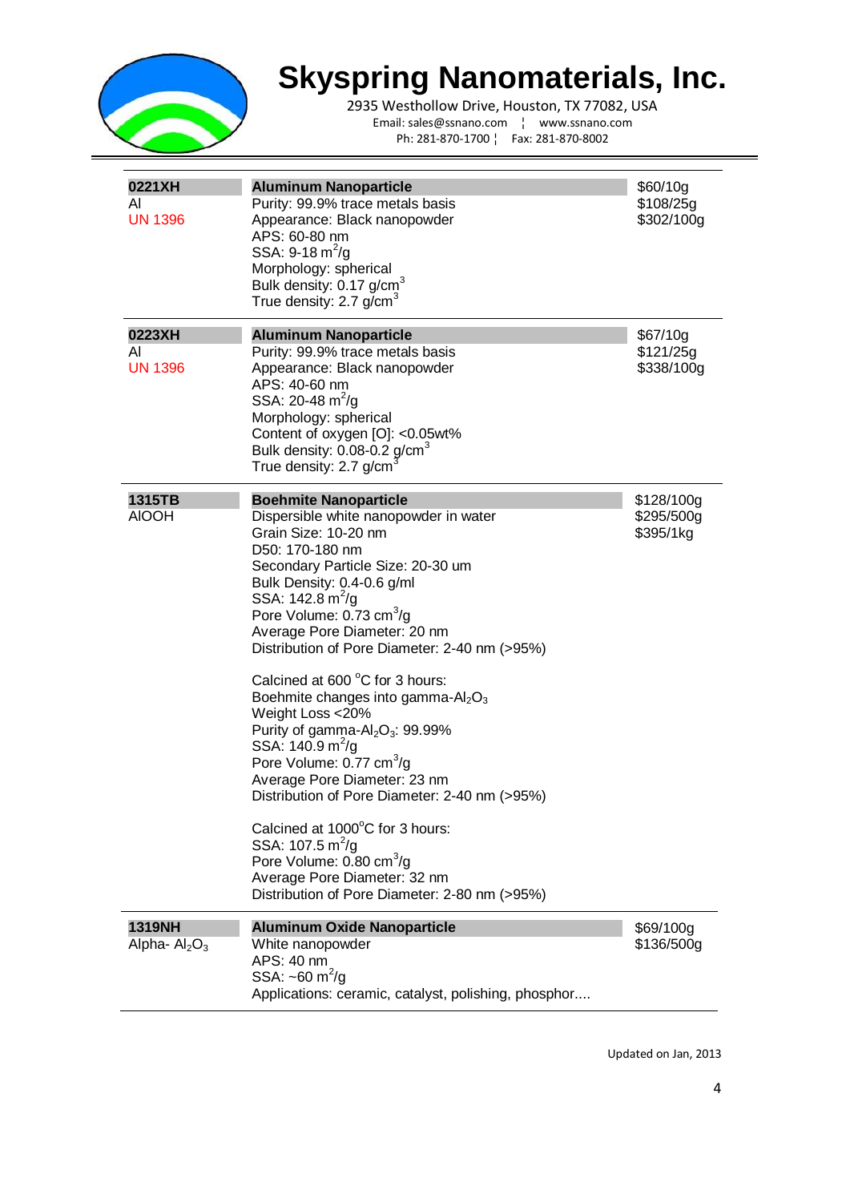# Skyspring Nanomaterials, Inc.

2935 Westhollow Drive, Houston, TX 77082, USA
Email: sales@ssnano.com ¦ www.ssnano.com
Ph: 281-870-1700 ¦ Fax: 281-870-8002

| Code | Product | Price |
|---|---|---|
| **0221XH**<br>Al<br>UN 1396 | **Aluminum Nanoparticle**<br>Purity: 99.9% trace metals basis<br>Appearance: Black nanopowder<br>APS: 60-80 nm<br>SSA: 9-18 $m^2/g$<br>Morphology: spherical<br>Bulk density: 0.17 $g/cm^3$<br>True density: 2.7 $g/cm^3$ | \$60/10g<br>\$108/25g<br>\$302/100g |
| **0223XH**<br>Al<br>UN 1396 | **Aluminum Nanoparticle**<br>Purity: 99.9% trace metals basis<br>Appearance: Black nanopowder<br>APS: 40-60 nm<br>SSA: 20-48 $m^2/g$<br>Morphology: spherical<br>Content of oxygen [O]: <0.05wt%<br>Bulk density: 0.08-0.2 $g/cm^3$<br>True density: 2.7 $g/cm^3$ | \$67/10g<br>\$121/25g<br>\$338/100g |
| **1315TB**<br>AlOOH | **Boehmite Nanoparticle**<br>Dispersible white nanopowder in water<br>Grain Size: 10-20 nm<br>D50: 170-180 nm<br>Secondary Particle Size: 20-30 um<br>Bulk Density: 0.4-0.6 g/ml<br>SSA: 142.8 $m^2/g$<br>Pore Volume: 0.73 $cm^3/g$<br>Average Pore Diameter: 20 nm<br>Distribution of Pore Diameter: 2-40 nm (>95%)<br><br>Calcined at 600 °C for 3 hours:<br>Boehmite changes into gamma-$Al_2O_3$<br>Weight Loss <20%<br>Purity of gamma-$Al_2O_3$: 99.99%<br>SSA: 140.9 $m^2/g$<br>Pore Volume: 0.77 $cm^3/g$<br>Average Pore Diameter: 23 nm<br>Distribution of Pore Diameter: 2-40 nm (>95%)<br><br>Calcined at 1000°C for 3 hours:<br>SSA: 107.5 $m^2/g$<br>Pore Volume: 0.80 $cm^3/g$<br>Average Pore Diameter: 32 nm<br>Distribution of Pore Diameter: 2-80 nm (>95%) | \$128/100g<br>\$295/500g<br>\$395/1kg |
| **1319NH**<br>Alpha- $Al_2O_3$ | **Aluminum Oxide Nanoparticle**<br>White nanopowder<br>APS: 40 nm<br>SSA: ~60 $m^2/g$<br>Applications: ceramic, catalyst, polishing, phosphor.... | \$69/100g<br>\$136/500g |

Updated on Jan, 2013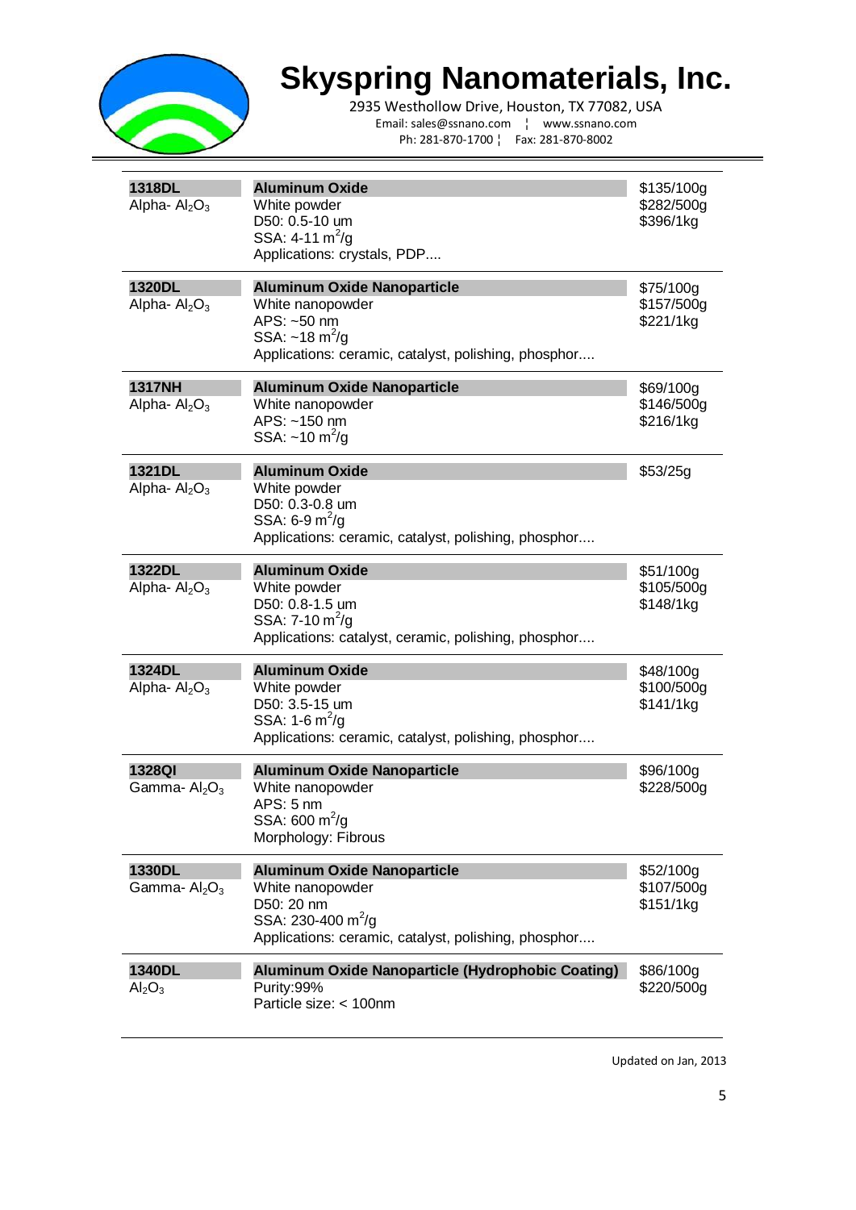# Skyspring Nanomaterials, Inc.

2935 Westhollow Drive, Houston, TX 77082, USA
Email: sales@ssnano.com ¦ www.ssnano.com
Ph: 281-870-1700 ¦ Fax: 281-870-8002

| Product | Description | Price |
|---|---|---|
| **1318DL**<br>Alpha- $Al_2O_3$ | **Aluminum Oxide**<br>White powder<br>D50: 0.5-10 um<br>SSA: 4-11 $m^2/g$<br>Applications: crystals, PDP.... | \$135/100g<br>\$282/500g<br>\$396/1kg |
| **1320DL**<br>Alpha- $Al_2O_3$ | **Aluminum Oxide Nanoparticle**<br>White nanopowder<br>APS: ~50 nm<br>SSA: ~18 $m^2/g$<br>Applications: ceramic, catalyst, polishing, phosphor.... | \$75/100g<br>\$157/500g<br>\$221/1kg |
| **1317NH**<br>Alpha- $Al_2O_3$ | **Aluminum Oxide Nanoparticle**<br>White nanopowder<br>APS: ~150 nm<br>SSA: ~10 $m^2/g$ | \$69/100g<br>\$146/500g<br>\$216/1kg |
| **1321DL**<br>Alpha- $Al_2O_3$ | **Aluminum Oxide**<br>White powder<br>D50: 0.3-0.8 um<br>SSA: 6-9 $m^2/g$<br>Applications: ceramic, catalyst, polishing, phosphor.... | \$53/25g |
| **1322DL**<br>Alpha- $Al_2O_3$ | **Aluminum Oxide**<br>White powder<br>D50: 0.8-1.5 um<br>SSA: 7-10 $m^2/g$<br>Applications: catalyst, ceramic, polishing, phosphor.... | \$51/100g<br>\$105/500g<br>\$148/1kg |
| **1324DL**<br>Alpha- $Al_2O_3$ | **Aluminum Oxide**<br>White powder<br>D50: 3.5-15 um<br>SSA: 1-6 $m^2/g$<br>Applications: ceramic, catalyst, polishing, phosphor.... | \$48/100g<br>\$100/500g<br>\$141/1kg |
| **1328QI**<br>Gamma- $Al_2O_3$ | **Aluminum Oxide Nanoparticle**<br>White nanopowder<br>APS: 5 nm<br>SSA: 600 $m^2/g$<br>Morphology: Fibrous | \$96/100g<br>\$228/500g |
| **1330DL**<br>Gamma- $Al_2O_3$ | **Aluminum Oxide Nanoparticle**<br>White nanopowder<br>D50: 20 nm<br>SSA: 230-400 $m^2/g$<br>Applications: ceramic, catalyst, polishing, phosphor.... | \$52/100g<br>\$107/500g<br>\$151/1kg |
| **1340DL**<br>$Al_2O_3$ | **Aluminum Oxide Nanoparticle (Hydrophobic Coating)**<br>Purity:99%<br>Particle size: < 100nm | \$86/100g<br>\$220/500g |

Updated on Jan, 2013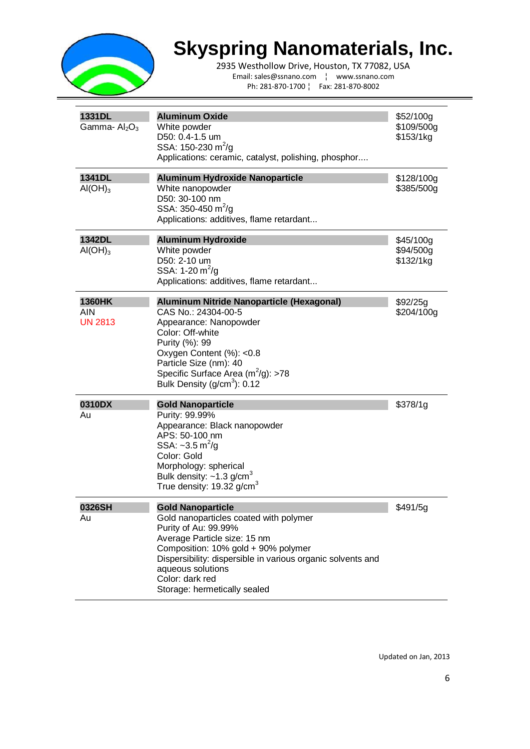# Skyspring Nanomaterials, Inc.

2935 Westhollow Drive, Houston, TX 77082, USA
Email: sales@ssnano.com ¦ www.ssnano.com
Ph: 281-870-1700 ¦ Fax: 281-870-8002

| | | |
|---|---|---|
| **1331DL**<br>Gamma- $Al_2O_3$ | **Aluminum Oxide**<br>White powder<br>D50: 0.4-1.5 um<br>SSA: 150-230 $m^2/g$<br>Applications: ceramic, catalyst, polishing, phosphor.... | $52/100g<br>$109/500g<br>$153/1kg |
| **1341DL**<br>$Al(OH)_3$ | **Aluminum Hydroxide Nanoparticle**<br>White nanopowder<br>D50: 30-100 nm<br>SSA: 350-450 $m^2/g$<br>Applications: additives, flame retardant... | $128/100g<br>$385/500g |
| **1342DL**<br>$Al(OH)_3$ | **Aluminum Hydroxide**<br>White powder<br>D50: 2-10 um<br>SSA: 1-20 $m^2/g$<br>Applications: additives, flame retardant... | $45/100g<br>$94/500g<br>$132/1kg |
| **1360HK**<br>AIN<br>UN 2813 | **Aluminum Nitride Nanoparticle (Hexagonal)**<br>CAS No.: 24304-00-5<br>Appearance: Nanopowder<br>Color: Off-white<br>Purity (%): 99<br>Oxygen Content (%): <0.8<br>Particle Size (nm): 40<br>Specific Surface Area ($m^2/g$): >78<br>Bulk Density ($g/cm^3$): 0.12 | $92/25g<br>$204/100g |
| **0310DX**<br>Au | **Gold Nanoparticle**<br>Purity: 99.99%<br>Appearance: Black nanopowder<br>APS: 50-100 nm<br>SSA: ~3.5 $m^2/g$<br>Color: Gold<br>Morphology: spherical<br>Bulk density: ~1.3 $g/cm^3$<br>True density: 19.32 $g/cm^3$ | $378/1g |
| **0326SH**<br>Au | **Gold Nanoparticle**<br>Gold nanoparticles coated with polymer<br>Purity of Au: 99.99%<br>Average Particle size: 15 nm<br>Composition: 10% gold + 90% polymer<br>Dispersibility: dispersible in various organic solvents and aqueous solutions<br>Color: dark red<br>Storage: hermetically sealed | $491/5g |

Updated on Jan, 2013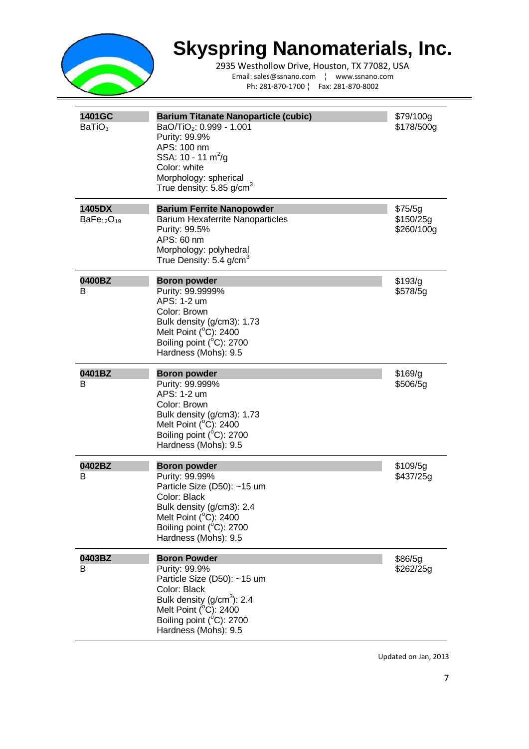# Skyspring Nanomaterials, Inc.

2935 Westhollow Drive, Houston, TX 77082, USA
Email: sales@ssnano.com ¦ www.ssnano.com
Ph: 281-870-1700 ¦ Fax: 281-870-8002

| Code | Description | Price |
|---|---|---|
| **1401GC**<br>$BaTiO_3$ | **Barium Titanate Nanoparticle (cubic)**<br>$BaO/TiO_2$: 0.999 - 1.001<br>Purity: 99.9%<br>APS: 100 nm<br>SSA: 10 - 11 $m^2/g$<br>Color: white<br>Morphology: spherical<br>True density: 5.85 $g/cm^3$ | \$79/100g<br>\$178/500g |
| **1405DX**<br>$BaFe_{12}O_{19}$ | **Barium Ferrite Nanopowder**<br>Barium Hexaferrite Nanoparticles<br>Purity: 99.5%<br>APS: 60 nm<br>Morphology: polyhedral<br>True Density: 5.4 $g/cm^3$ | \$75/5g<br>\$150/25g<br>\$260/100g |
| **0400BZ**<br>B | **Boron powder**<br>Purity: 99.9999%<br>APS: 1-2 um<br>Color: Brown<br>Bulk density (g/cm3): 1.73<br>Melt Point ($^oC$): 2400<br>Boiling point ($^oC$): 2700<br>Hardness (Mohs): 9.5 | \$193/g<br>\$578/5g |
| **0401BZ**<br>B | **Boron powder**<br>Purity: 99.999%<br>APS: 1-2 um<br>Color: Brown<br>Bulk density (g/cm3): 1.73<br>Melt Point ($^oC$): 2400<br>Boiling point ($^oC$): 2700<br>Hardness (Mohs): 9.5 | \$169/g<br>\$506/5g |
| **0402BZ**<br>B | **Boron powder**<br>Purity: 99.99%<br>Particle Size (D50): ~15 um<br>Color: Black<br>Bulk density (g/cm3): 2.4<br>Melt Point ($^oC$): 2400<br>Boiling point ($^oC$): 2700<br>Hardness (Mohs): 9.5 | \$109/5g<br>\$437/25g |
| **0403BZ**<br>B | **Boron Powder**<br>Purity: 99.9%<br>Particle Size (D50): ~15 um<br>Color: Black<br>Bulk density ($g/cm^3$): 2.4<br>Melt Point ($^oC$): 2400<br>Boiling point ($^oC$): 2700<br>Hardness (Mohs): 9.5 | \$86/5g<br>\$262/25g |

Updated on Jan, 2013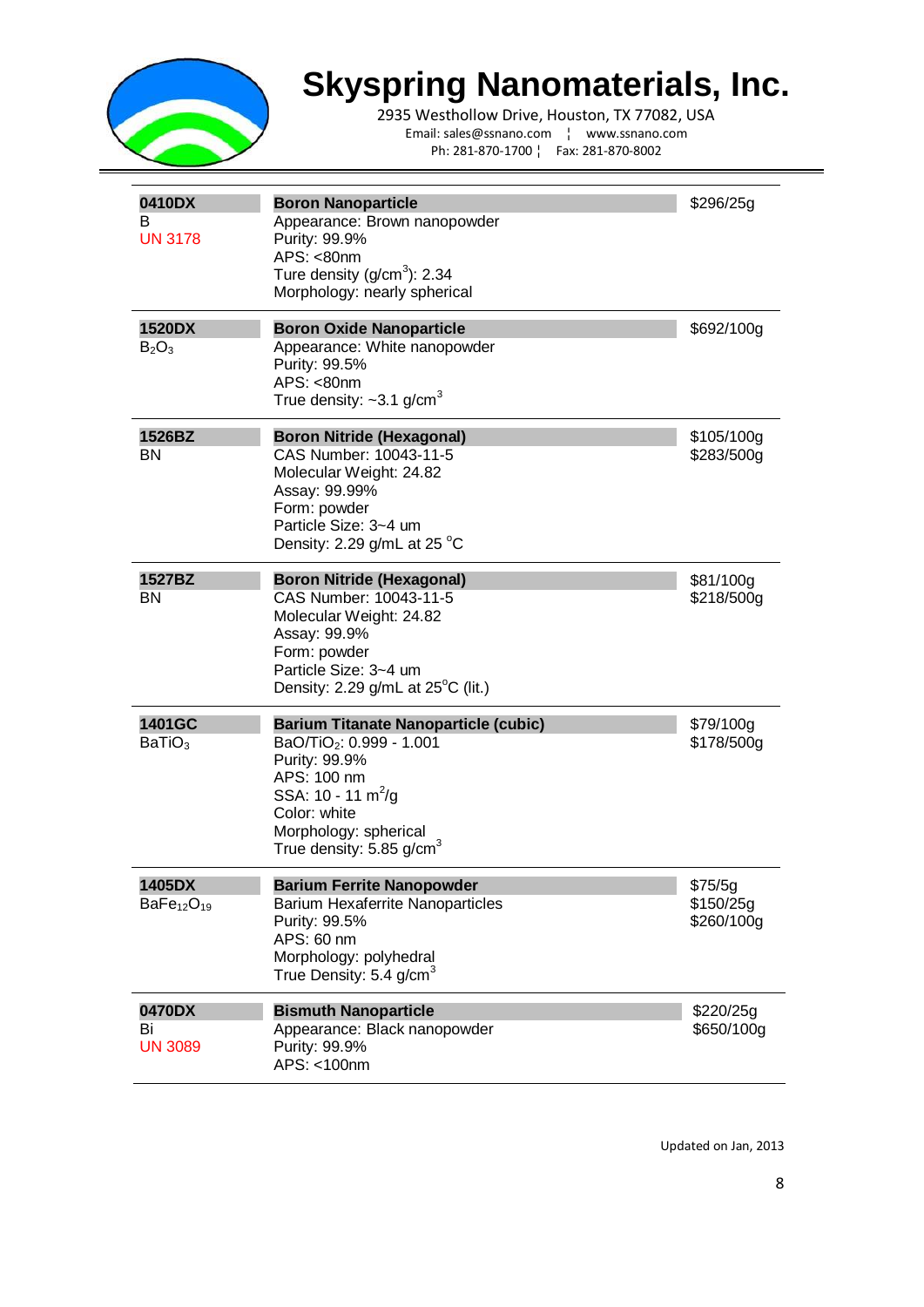# Skyspring Nanomaterials, Inc.

2935 Westhollow Drive, Houston, TX 77082, USA
Email: sales@ssnano.com ¦ www.ssnano.com
Ph: 281-870-1700 ¦ Fax: 281-870-8002

| Product | Description | Price |
|---|---|---|
| **0410DX**<br>B<br>UN 3178 | **Boron Nanoparticle**<br>Appearance: Brown nanopowder<br>Purity: 99.9%<br>APS: <80nm<br>Ture density (g/cm$^3$): 2.34<br>Morphology: nearly spherical | $296/25g |
| **1520DX**<br>$B_2O_3$ | **Boron Oxide Nanoparticle**<br>Appearance: White nanopowder<br>Purity: 99.5%<br>APS: <80nm<br>True density: ~3.1 g/cm$^3$ | $692/100g |
| **1526BZ**<br>BN | **Boron Nitride (Hexagonal)**<br>CAS Number: 10043-11-5<br>Molecular Weight: 24.82<br>Assay: 99.99%<br>Form: powder<br>Particle Size: 3~4 um<br>Density: 2.29 g/mL at 25 °C | $105/100g<br>$283/500g |
| **1527BZ**<br>BN | **Boron Nitride (Hexagonal)**<br>CAS Number: 10043-11-5<br>Molecular Weight: 24.82<br>Assay: 99.9%<br>Form: powder<br>Particle Size: 3~4 um<br>Density: 2.29 g/mL at 25°C (lit.) | $81/100g<br>$218/500g |
| **1401GC**<br>$BaTiO_3$ | **Barium Titanate Nanoparticle (cubic)**<br>$BaO/TiO_2$: 0.999 - 1.001<br>Purity: 99.9%<br>APS: 100 nm<br>SSA: 10 - 11 m$^2$/g<br>Color: white<br>Morphology: spherical<br>True density: 5.85 g/cm$^3$ | $79/100g<br>$178/500g |
| **1405DX**<br>$BaFe_{12}O_{19}$ | **Barium Ferrite Nanopowder**<br>Barium Hexaferrite Nanoparticles<br>Purity: 99.5%<br>APS: 60 nm<br>Morphology: polyhedral<br>True Density: 5.4 g/cm$^3$ | $75/5g<br>$150/25g<br>$260/100g |
| **0470DX**<br>Bi<br>UN 3089 | **Bismuth Nanoparticle**<br>Appearance: Black nanopowder<br>Purity: 99.9%<br>APS: <100nm | $220/25g<br>$650/100g |

Updated on Jan, 2013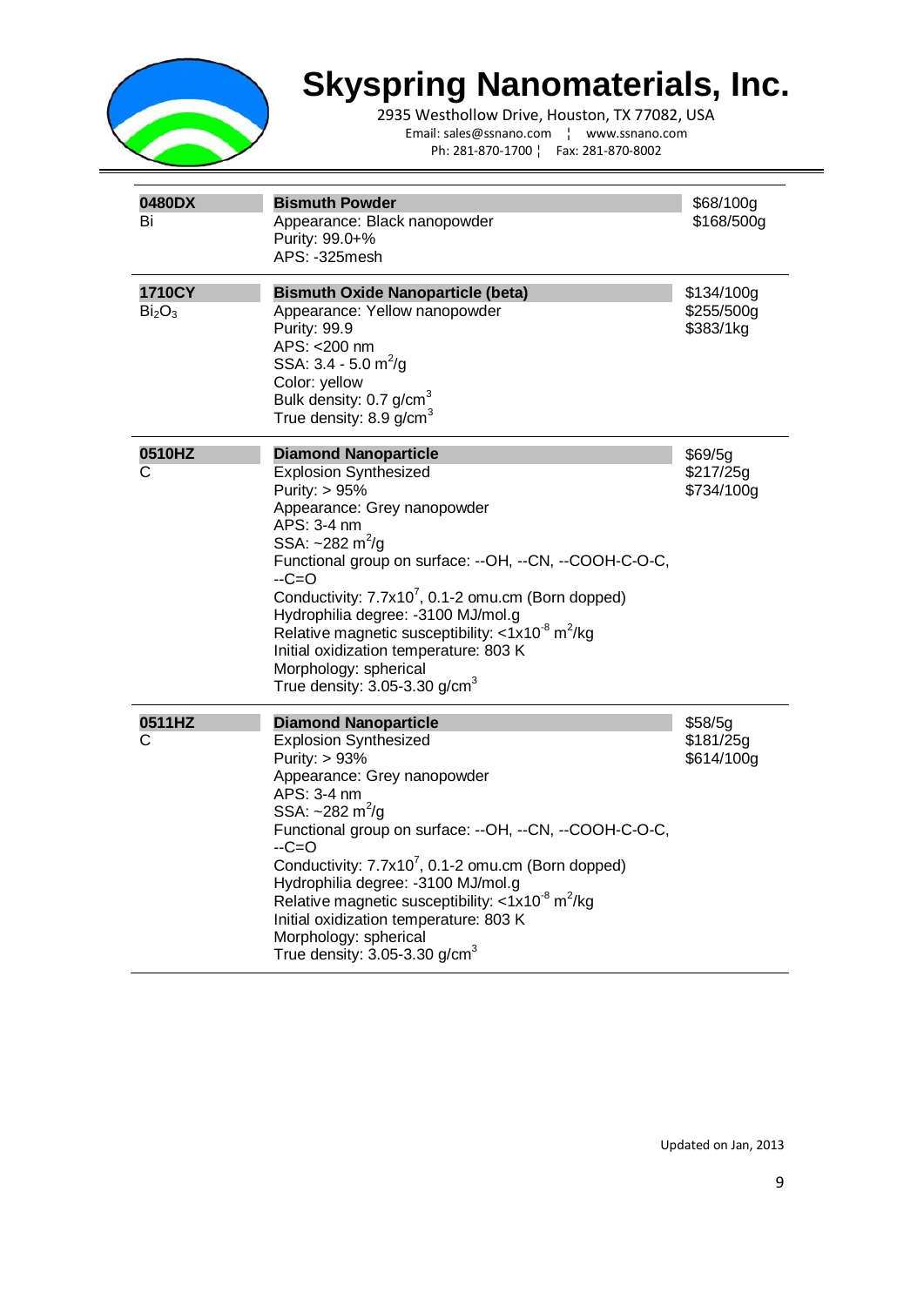# Skyspring Nanomaterials, Inc.

2935 Westhollow Drive, Houston, TX 77082, USA
Email: sales@ssnano.com ¦ www.ssnano.com
Ph: 281-870-1700 ¦ Fax: 281-870-8002

| Product | Description | Price |
|---|---|---|
| **0480DX**<br>Bi | **Bismuth Powder**<br>Appearance: Black nanopowder<br>Purity: 99.0+%<br>APS: -325mesh | $68/100g<br>$168/500g |
| **1710CY**<br>$Bi_2O_3$ | **Bismuth Oxide Nanoparticle (beta)**<br>Appearance: Yellow nanopowder<br>Purity: 99.9<br>APS: <200 nm<br>SSA: 3.4 - 5.0 $m^2/g$<br>Color: yellow<br>Bulk density: 0.7 $g/cm^3$<br>True density: 8.9 $g/cm^3$ | $134/100g<br>$255/500g<br>$383/1kg |
| **0510HZ**<br>C | **Diamond Nanoparticle**<br>Explosion Synthesized<br>Purity: > 95%<br>Appearance: Grey nanopowder<br>APS: 3-4 nm<br>SSA: ~282 $m^2/g$<br>Functional group on surface: --OH, --CN, --COOH-C-O-C, --C=O<br>Conductivity: $7.7x10^7$, 0.1-2 omu.cm (Born dopped)<br>Hydrophilia degree: -3100 MJ/mol.g<br>Relative magnetic susceptibility: <$1x10^{-8}$ $m^2/kg$<br>Initial oxidization temperature: 803 K<br>Morphology: spherical<br>True density: 3.05-3.30 $g/cm^3$ | $69/5g<br>$217/25g<br>$734/100g |
| **0511HZ**<br>C | **Diamond Nanoparticle**<br>Explosion Synthesized<br>Purity: > 93%<br>Appearance: Grey nanopowder<br>APS: 3-4 nm<br>SSA: ~282 $m^2/g$<br>Functional group on surface: --OH, --CN, --COOH-C-O-C, --C=O<br>Conductivity: $7.7x10^7$, 0.1-2 omu.cm (Born dopped)<br>Hydrophilia degree: -3100 MJ/mol.g<br>Relative magnetic susceptibility: <$1x10^{-8}$ $m^2/kg$<br>Initial oxidization temperature: 803 K<br>Morphology: spherical<br>True density: 3.05-3.30 $g/cm^3$ | $58/5g<br>$181/25g<br>$614/100g |

Updated on Jan, 2013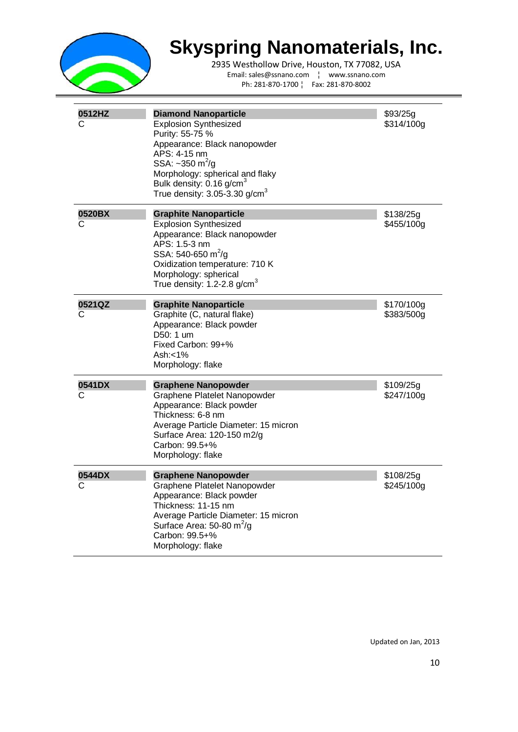# Skyspring Nanomaterials, Inc.

2935 Westhollow Drive, Houston, TX 77082, USA
Email: sales@ssnano.com ¦ www.ssnano.com
Ph: 281-870-1700 ¦ Fax: 281-870-8002

| | | |
|---|---|---|
| **0512HZ**<br>C | **Diamond Nanoparticle**<br>Explosion Synthesized<br>Purity: 55-75 %<br>Appearance: Black nanopowder<br>APS: 4-15 nm<br>SSA: ~350 $m^2/g$<br>Morphology: spherical and flaky<br>Bulk density: 0.16 $g/cm^3$<br>True density: 3.05-3.30 $g/cm^3$ | $93/25g<br>$314/100g |
| **0520BX**<br>C | **Graphite Nanoparticle**<br>Explosion Synthesized<br>Appearance: Black nanopowder<br>APS: 1.5-3 nm<br>SSA: 540-650 $m^2/g$<br>Oxidization temperature: 710 K<br>Morphology: spherical<br>True density: 1.2-2.8 $g/cm^3$ | $138/25g<br>$455/100g |
| **0521QZ**<br>C | **Graphite Nanoparticle**<br>Graphite (C, natural flake)<br>Appearance: Black powder<br>D50: 1 um<br>Fixed Carbon: 99+%<br>Ash:<1%<br>Morphology: flake | $170/100g<br>$383/500g |
| **0541DX**<br>C | **Graphene Nanopowder**<br>Graphene Platelet Nanopowder<br>Appearance: Black powder<br>Thickness: 6-8 nm<br>Average Particle Diameter: 15 micron<br>Surface Area: 120-150 m2/g<br>Carbon: 99.5+%<br>Morphology: flake | $109/25g<br>$247/100g |
| **0544DX**<br>C | **Graphene Nanopowder**<br>Graphene Platelet Nanopowder<br>Appearance: Black powder<br>Thickness: 11-15 nm<br>Average Particle Diameter: 15 micron<br>Surface Area: 50-80 $m^2/g$<br>Carbon: 99.5+%<br>Morphology: flake | $108/25g<br>$245/100g |

Updated on Jan, 2013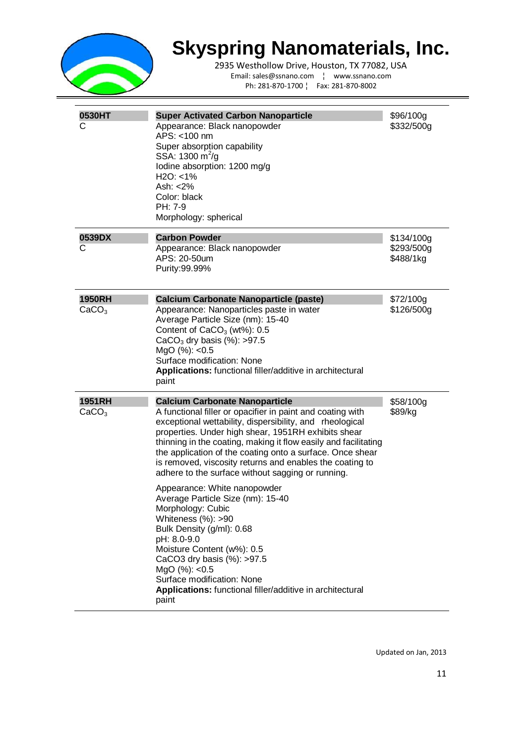| Product | Description | Price |
|---|---|---|
| **0530HT**<br>C | **Super Activated Carbon Nanoparticle**<br>Appearance: Black nanopowder<br>APS: <100 nm<br>Super absorption capability<br>SSA: 1300 $m^2/g$<br>Iodine absorption: 1200 mg/g<br>H2O: <1%<br>Ash: <2%<br>Color: black<br>PH: 7-9<br>Morphology: spherical | \$96/100g<br>\$332/500g |
| **0539DX**<br>C | **Carbon Powder**<br>Appearance: Black nanopowder<br>APS: 20-50um<br>Purity:99.99% | \$134/100g<br>\$293/500g<br>\$488/1kg |
| **1950RH**<br>$CaCO_3$ | **Calcium Carbonate Nanoparticle (paste)**<br>Appearance: Nanoparticles paste in water<br>Average Particle Size (nm): 15-40<br>Content of $CaCO_3$ (wt%): 0.5<br>$CaCO_3$ dry basis (%): >97.5<br>MgO (%): <0.5<br>Surface modification: None<br>**Applications:** functional filler/additive in architectural paint | \$72/100g<br>\$126/500g |
| **1951RH**<br>$CaCO_3$ | **Calcium Carbonate Nanoparticle**<br>A functional filler or opacifier in paint and coating with exceptional wettability, dispersibility, and rheological properties. Under high shear, 1951RH exhibits shear thinning in the coating, making it flow easily and facilitating the application of the coating onto a surface. Once shear is removed, viscosity returns and enables the coating to adhere to the surface without sagging or running.<br><br>Appearance: White nanopowder<br>Average Particle Size (nm): 15-40<br>Morphology: Cubic<br>Whiteness (%): >90<br>Bulk Density (g/ml): 0.68<br>pH: 8.0-9.0<br>Moisture Content (w%): 0.5<br>CaCO3 dry basis (%): >97.5<br>MgO (%): <0.5<br>Surface modification: None<br>**Applications:** functional filler/additive in architectural paint | \$58/100g<br>\$89/kg |

Updated on Jan, 2013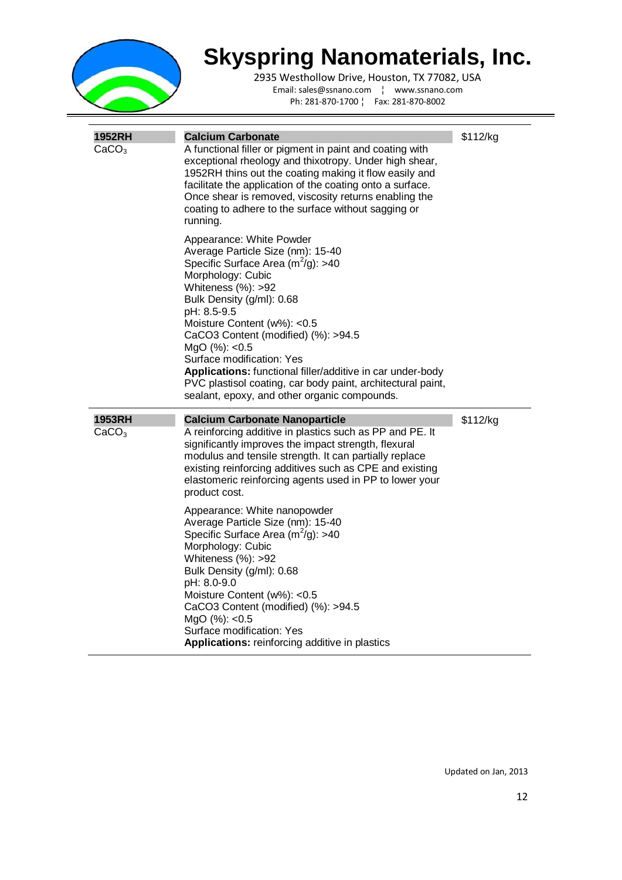# Skyspring Nanomaterials, Inc.

2935 Westhollow Drive, Houston, TX 77082, USA
Email: sales@ssnano.com ¦ www.ssnano.com
Ph: 281-870-1700 ¦ Fax: 281-870-8002

---

**1952RH**
$CaCO_3$

**Calcium Carbonate** — $112/kg

A functional filler or pigment in paint and coating with exceptional rheology and thixotropy. Under high shear, 1952RH thins out the coating making it flow easily and facilitate the application of the coating onto a surface. Once shear is removed, viscosity returns enabling the coating to adhere to the surface without sagging or running.

Appearance: White Powder
Average Particle Size (nm): 15-40
Specific Surface Area ($m^2/g$): >40
Morphology: Cubic
Whiteness (%): >92
Bulk Density (g/ml): 0.68
pH: 8.5-9.5
Moisture Content (w%): <0.5
CaCO3 Content (modified) (%): >94.5
MgO (%): <0.5
Surface modification: Yes
**Applications:** functional filler/additive in car under-body PVC plastisol coating, car body paint, architectural paint, sealant, epoxy, and other organic compounds.

---

**1953RH**
$CaCO_3$

**Calcium Carbonate Nanoparticle** — $112/kg

A reinforcing additive in plastics such as PP and PE. It significantly improves the impact strength, flexural modulus and tensile strength. It can partially replace existing reinforcing additives such as CPE and existing elastomeric reinforcing agents used in PP to lower your product cost.

Appearance: White nanopowder
Average Particle Size (nm): 15-40
Specific Surface Area ($m^2/g$): >40
Morphology: Cubic
Whiteness (%): >92
Bulk Density (g/ml): 0.68
pH: 8.0-9.0
Moisture Content (w%): <0.5
CaCO3 Content (modified) (%): >94.5
MgO (%): <0.5
Surface modification: Yes
**Applications:** reinforcing additive in plastics

---

Updated on Jan, 2013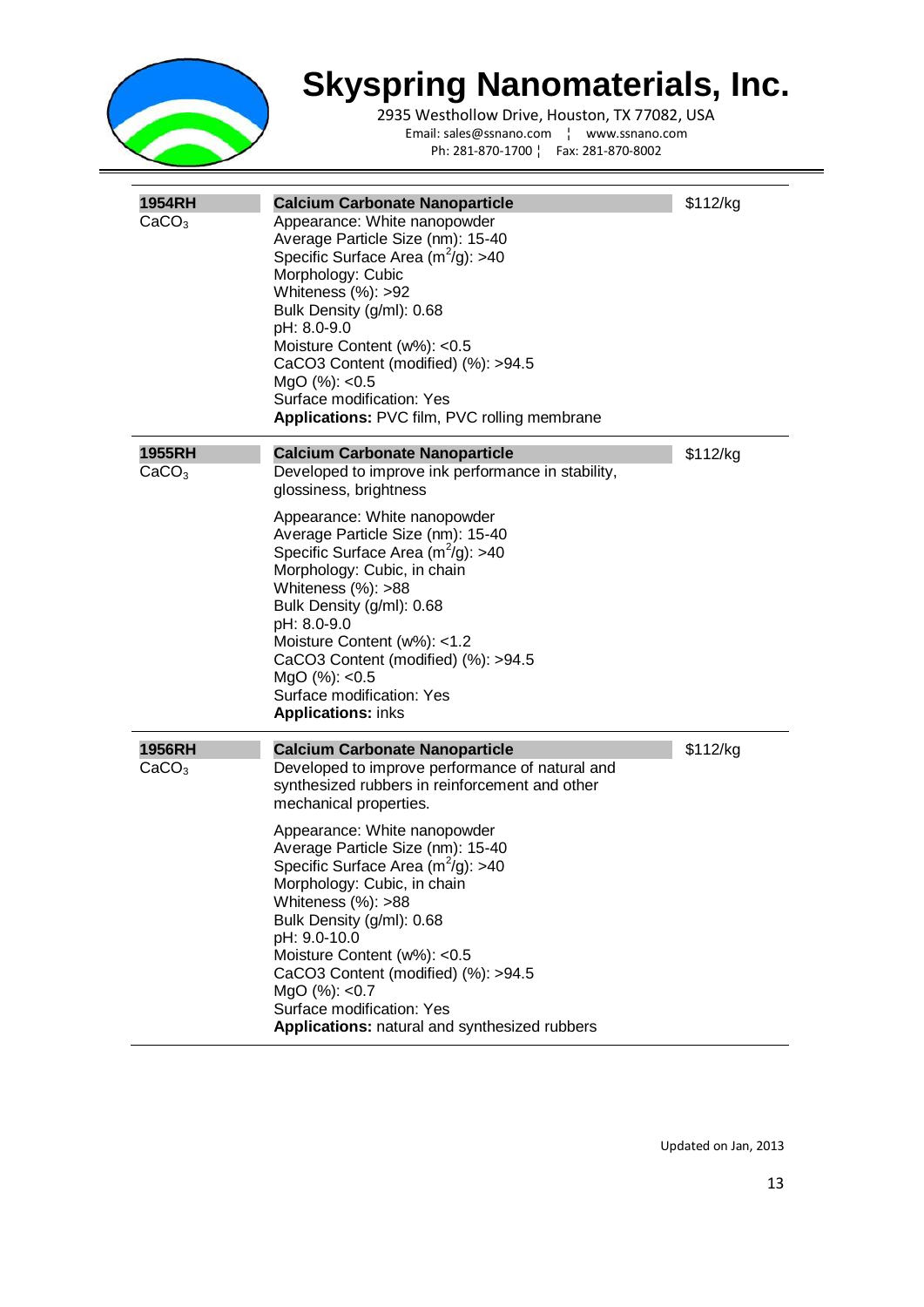| | | |
|---|---|---|
| **1954RH**<br>$CaCO_3$ | **Calcium Carbonate Nanoparticle**<br>Appearance: White nanopowder<br>Average Particle Size (nm): 15-40<br>Specific Surface Area ($m^2$/g): >40<br>Morphology: Cubic<br>Whiteness (%): >92<br>Bulk Density (g/ml): 0.68<br>pH: 8.0-9.0<br>Moisture Content (w%): <0.5<br>CaCO3 Content (modified) (%): >94.5<br>MgO (%): <0.5<br>Surface modification: Yes<br>**Applications:** PVC film, PVC rolling membrane | $112/kg |
| **1955RH**<br>$CaCO_3$ | **Calcium Carbonate Nanoparticle**<br>Developed to improve ink performance in stability, glossiness, brightness<br><br>Appearance: White nanopowder<br>Average Particle Size (nm): 15-40<br>Specific Surface Area ($m^2$/g): >40<br>Morphology: Cubic, in chain<br>Whiteness (%): >88<br>Bulk Density (g/ml): 0.68<br>pH: 8.0-9.0<br>Moisture Content (w%): <1.2<br>CaCO3 Content (modified) (%): >94.5<br>MgO (%): <0.5<br>Surface modification: Yes<br>**Applications:** inks | $112/kg |
| **1956RH**<br>$CaCO_3$ | **Calcium Carbonate Nanoparticle**<br>Developed to improve performance of natural and synthesized rubbers in reinforcement and other mechanical properties.<br><br>Appearance: White nanopowder<br>Average Particle Size (nm): 15-40<br>Specific Surface Area ($m^2$/g): >40<br>Morphology: Cubic, in chain<br>Whiteness (%): >88<br>Bulk Density (g/ml): 0.68<br>pH: 9.0-10.0<br>Moisture Content (w%): <0.5<br>CaCO3 Content (modified) (%): >94.5<br>MgO (%): <0.7<br>Surface modification: Yes<br>**Applications:** natural and synthesized rubbers | $112/kg |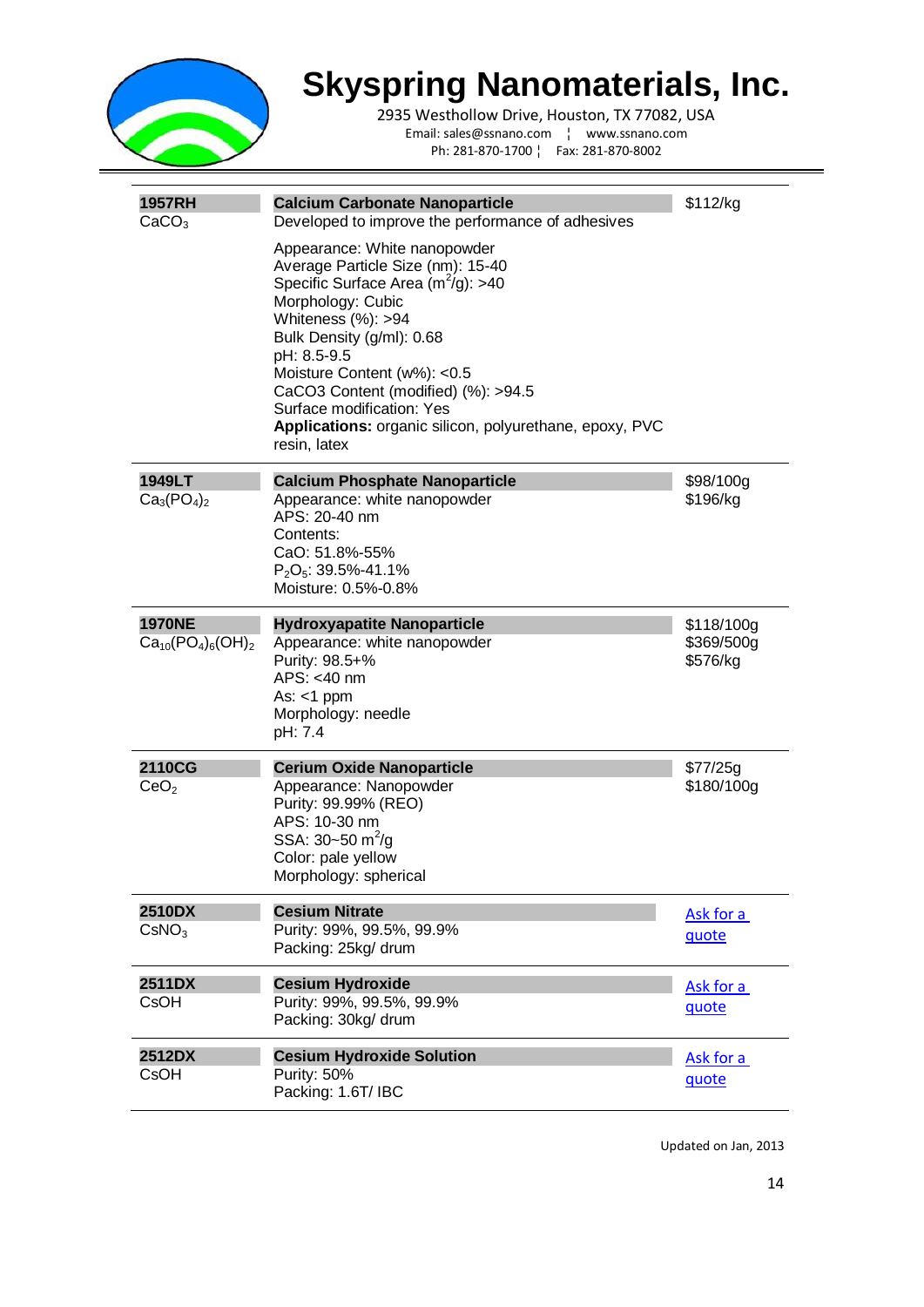| Code | Product | Price |
|---|---|---|
| **1957RH** $CaCO_3$ | **Calcium Carbonate Nanoparticle** Developed to improve the performance of adhesives<br><br>Appearance: White nanopowder<br>Average Particle Size (nm): 15-40<br>Specific Surface Area ($m^2/g$): >40<br>Morphology: Cubic<br>Whiteness (%): >94<br>Bulk Density (g/ml): 0.68<br>pH: 8.5-9.5<br>Moisture Content (w%): <0.5<br>CaCO3 Content (modified) (%): >94.5<br>Surface modification: Yes<br>**Applications:** organic silicon, polyurethane, epoxy, PVC resin, latex | $112/kg |
| **1949LT** $Ca_3(PO_4)_2$ | **Calcium Phosphate Nanoparticle**<br>Appearance: white nanopowder<br>APS: 20-40 nm<br>Contents:<br>CaO: 51.8%-55%<br>$P_2O_5$: 39.5%-41.1%<br>Moisture: 0.5%-0.8% | $98/100g<br>$196/kg |
| **1970NE** $Ca_{10}(PO_4)_6(OH)_2$ | **Hydroxyapatite Nanoparticle**<br>Appearance: white nanopowder<br>Purity: 98.5+%<br>APS: <40 nm<br>As: <1 ppm<br>Morphology: needle<br>pH: 7.4 | $118/100g<br>$369/500g<br>$576/kg |
| **2110CG** $CeO_2$ | **Cerium Oxide Nanoparticle**<br>Appearance: Nanopowder<br>Purity: 99.99% (REO)<br>APS: 10-30 nm<br>SSA: 30~50 $m^2/g$<br>Color: pale yellow<br>Morphology: spherical | $77/25g<br>$180/100g |
| **2510DX** $CsNO_3$ | **Cesium Nitrate**<br>Purity: 99%, 99.5%, 99.9%<br>Packing: 25kg/ drum | Ask for a quote |
| **2511DX** CsOH | **Cesium Hydroxide**<br>Purity: 99%, 99.5%, 99.9%<br>Packing: 30kg/ drum | Ask for a quote |
| **2512DX** CsOH | **Cesium Hydroxide Solution**<br>Purity: 50%<br>Packing: 1.6T/ IBC | Ask for a quote |

Updated on Jan, 2013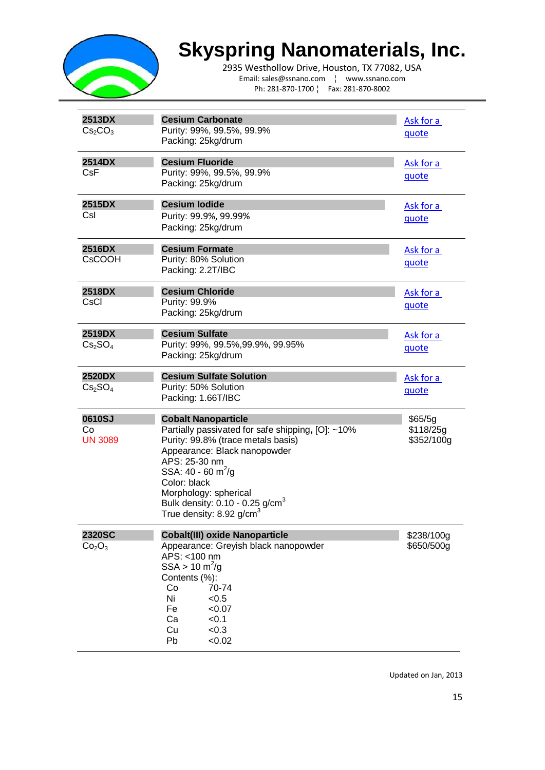# Skyspring Nanomaterials, Inc.

2935 Westhollow Drive, Houston, TX 77082, USA
Email: sales@ssnano.com ¦ www.ssnano.com
Ph: 281-870-1700 ¦ Fax: 281-870-8002

| Code / Formula | Product | Price |
|---|---|---|
| **2513DX**<br>$Cs_2CO_3$ | **Cesium Carbonate**<br>Purity: 99%, 99.5%, 99.9%<br>Packing: 25kg/drum | Ask for a quote |
| **2514DX**<br>CsF | **Cesium Fluoride**<br>Purity: 99%, 99.5%, 99.9%<br>Packing: 25kg/drum | Ask for a quote |
| **2515DX**<br>CsI | **Cesium Iodide**<br>Purity: 99.9%, 99.99%<br>Packing: 25kg/drum | Ask for a quote |
| **2516DX**<br>CsCOOH | **Cesium Formate**<br>Purity: 80% Solution<br>Packing: 2.2T/IBC | Ask for a quote |
| **2518DX**<br>CsCl | **Cesium Chloride**<br>Purity: 99.9%<br>Packing: 25kg/drum | Ask for a quote |
| **2519DX**<br>$Cs_2SO_4$ | **Cesium Sulfate**<br>Purity: 99%, 99.5%,99.9%, 99.95%<br>Packing: 25kg/drum | Ask for a quote |
| **2520DX**<br>$Cs_2SO_4$ | **Cesium Sulfate Solution**<br>Purity: 50% Solution<br>Packing: 1.66T/IBC | Ask for a quote |
| **0610SJ**<br>Co<br>UN 3089 | **Cobalt Nanoparticle**<br>Partially passivated for safe shipping, [O]: ~10%<br>Purity: 99.8% (trace metals basis)<br>Appearance: Black nanopowder<br>APS: 25-30 nm<br>SSA: 40 - 60 $m^2/g$<br>Color: black<br>Morphology: spherical<br>Bulk density: 0.10 - 0.25 $g/cm^3$<br>True density: 8.92 $g/cm^3$ | \$65/5g<br>\$118/25g<br>\$352/100g |
| **2320SC**<br>$Co_2O_3$ | **Cobalt(III) oxide Nanoparticle**<br>Appearance: Greyish black nanopowder<br>APS: <100 nm<br>SSA > 10 $m^2/g$<br>Contents (%):<br>Co 70-74<br>Ni <0.5<br>Fe <0.07<br>Ca <0.1<br>Cu <0.3<br>Pb <0.02 | \$238/100g<br>\$650/500g |

Updated on Jan, 2013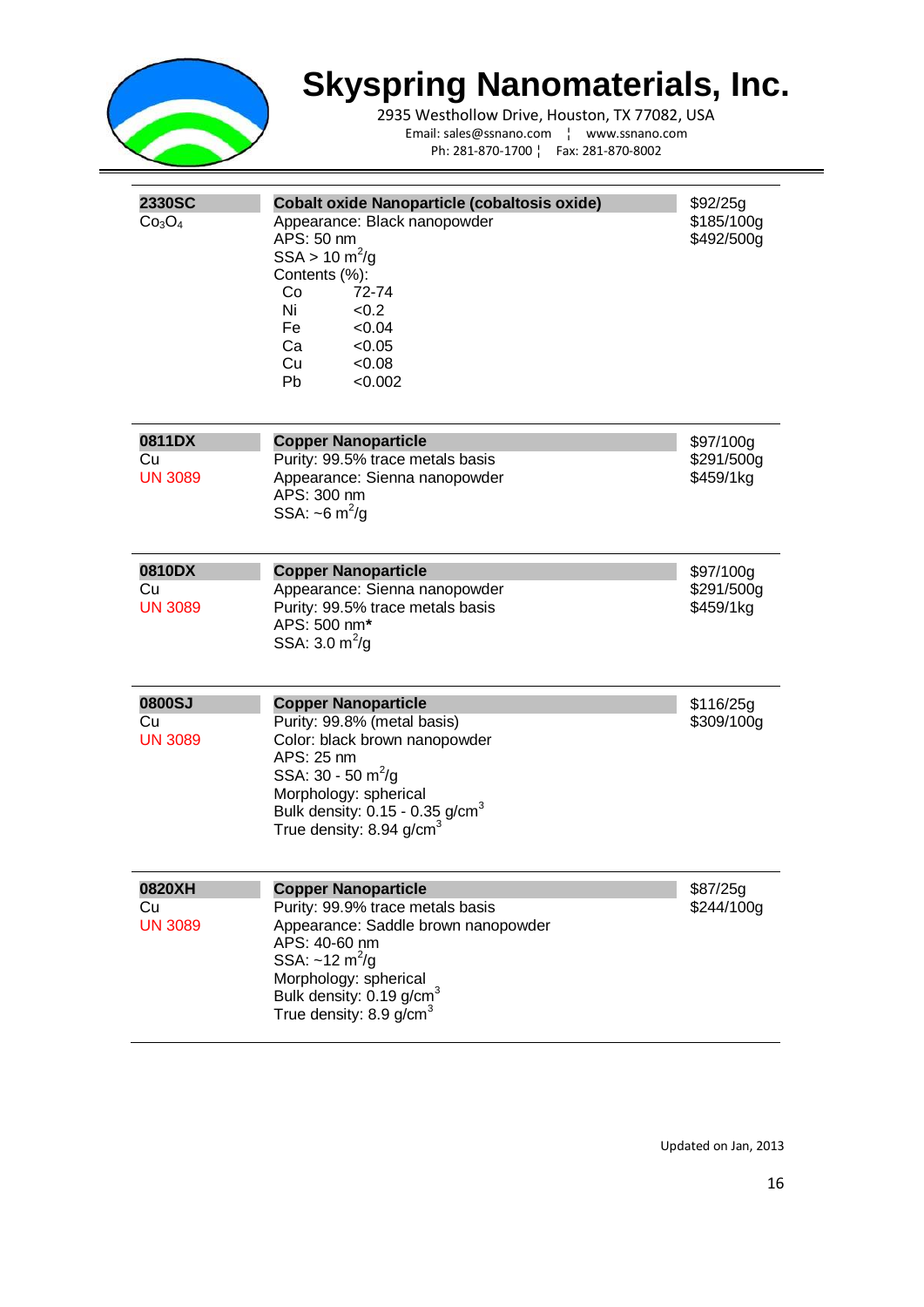# Skyspring Nanomaterials, Inc.

2935 Westhollow Drive, Houston, TX 77082, USA
Email: sales@ssnano.com ¦ www.ssnano.com
Ph: 281-870-1700 ¦ Fax: 281-870-8002

| | | |
|---|---|---|
| **2330SC**<br>$Co_3O_4$ | **Cobalt oxide Nanoparticle (cobaltosis oxide)**<br>Appearance: Black nanopowder<br>APS: 50 nm<br>SSA > 10 $m^2/g$<br>Contents (%):<br>Co 72-74<br>Ni <0.2<br>Fe <0.04<br>Ca <0.05<br>Cu <0.08<br>Pb <0.002 | $92/25g<br>$185/100g<br>$492/500g |
| **0811DX**<br>Cu<br>UN 3089 | **Copper Nanoparticle**<br>Purity: 99.5% trace metals basis<br>Appearance: Sienna nanopowder<br>APS: 300 nm<br>SSA: ~6 $m^2/g$ | $97/100g<br>$291/500g<br>$459/1kg |
| **0810DX**<br>Cu<br>UN 3089 | **Copper Nanoparticle**<br>Appearance: Sienna nanopowder<br>Purity: 99.5% trace metals basis<br>APS: 500 nm**\***<br>SSA: 3.0 $m^2/g$ | $97/100g<br>$291/500g<br>$459/1kg |
| **0800SJ**<br>Cu<br>UN 3089 | **Copper Nanoparticle**<br>Purity: 99.8% (metal basis)<br>Color: black brown nanopowder<br>APS: 25 nm<br>SSA: 30 - 50 $m^2/g$<br>Morphology: spherical<br>Bulk density: 0.15 - 0.35 $g/cm^3$<br>True density: 8.94 $g/cm^3$ | $116/25g<br>$309/100g |
| **0820XH**<br>Cu<br>UN 3089 | **Copper Nanoparticle**<br>Purity: 99.9% trace metals basis<br>Appearance: Saddle brown nanopowder<br>APS: 40-60 nm<br>SSA: ~12 $m^2/g$<br>Morphology: spherical<br>Bulk density: 0.19 $g/cm^3$<br>True density: 8.9 $g/cm^3$ | $87/25g<br>$244/100g |

Updated on Jan, 2013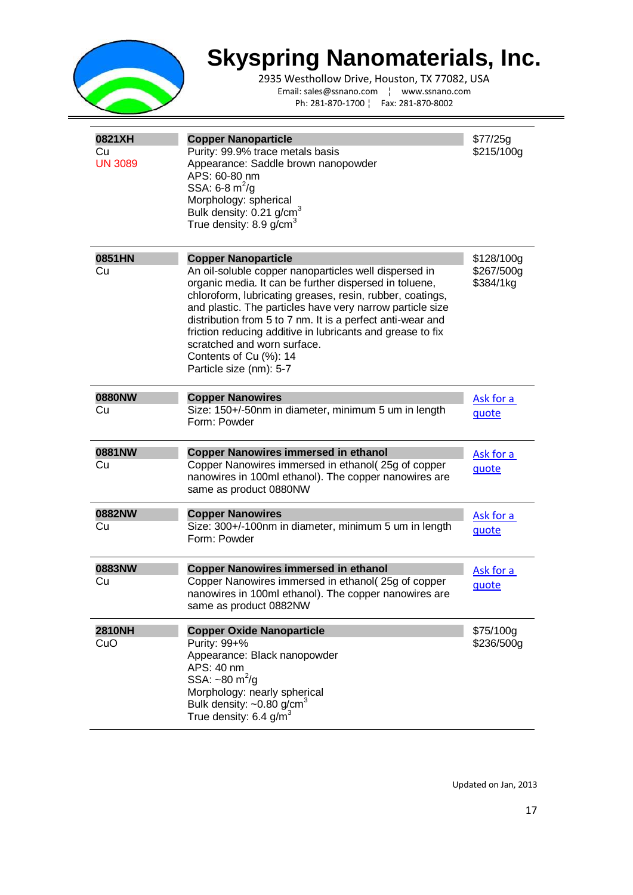# Skyspring Nanomaterials, Inc.

2935 Westhollow Drive, Houston, TX 77082, USA
Email: sales@ssnano.com ¦ www.ssnano.com
Ph: 281-870-1700 ¦ Fax: 281-870-8002

| Product | Description | Price |
|---|---|---|
| **0821XH**<br>Cu<br>UN 3089 | **Copper Nanoparticle**<br>Purity: 99.9% trace metals basis<br>Appearance: Saddle brown nanopowder<br>APS: 60-80 nm<br>SSA: 6-8 $m^2/g$<br>Morphology: spherical<br>Bulk density: 0.21 $g/cm^3$<br>True density: 8.9 $g/cm^3$ | $77/25g<br>$215/100g |
| **0851HN**<br>Cu | **Copper Nanoparticle**<br>An oil-soluble copper nanoparticles well dispersed in organic media. It can be further dispersed in toluene, chloroform, lubricating greases, resin, rubber, coatings, and plastic. The particles have very narrow particle size distribution from 5 to 7 nm. It is a perfect anti-wear and friction reducing additive in lubricants and grease to fix scratched and worn surface.<br>Contents of Cu (%): 14<br>Particle size (nm): 5-7 | $128/100g<br>$267/500g<br>$384/1kg |
| **0880NW**<br>Cu | **Copper Nanowires**<br>Size: 150+/-50nm in diameter, minimum 5 um in length<br>Form: Powder | Ask for a quote |
| **0881NW**<br>Cu | **Copper Nanowires immersed in ethanol**<br>Copper Nanowires immersed in ethanol( 25g of copper nanowires in 100ml ethanol). The copper nanowires are same as product 0880NW | Ask for a quote |
| **0882NW**<br>Cu | **Copper Nanowires**<br>Size: 300+/-100nm in diameter, minimum 5 um in length<br>Form: Powder | Ask for a quote |
| **0883NW**<br>Cu | **Copper Nanowires immersed in ethanol**<br>Copper Nanowires immersed in ethanol( 25g of copper nanowires in 100ml ethanol). The copper nanowires are same as product 0882NW | Ask for a quote |
| **2810NH**<br>CuO | **Copper Oxide Nanoparticle**<br>Purity: 99+%<br>Appearance: Black nanopowder<br>APS: 40 nm<br>SSA: ~80 $m^2/g$<br>Morphology: nearly spherical<br>Bulk density: ~0.80 $g/cm^3$<br>True density: 6.4 $g/m^3$ | $75/100g<br>$236/500g |

Updated on Jan, 2013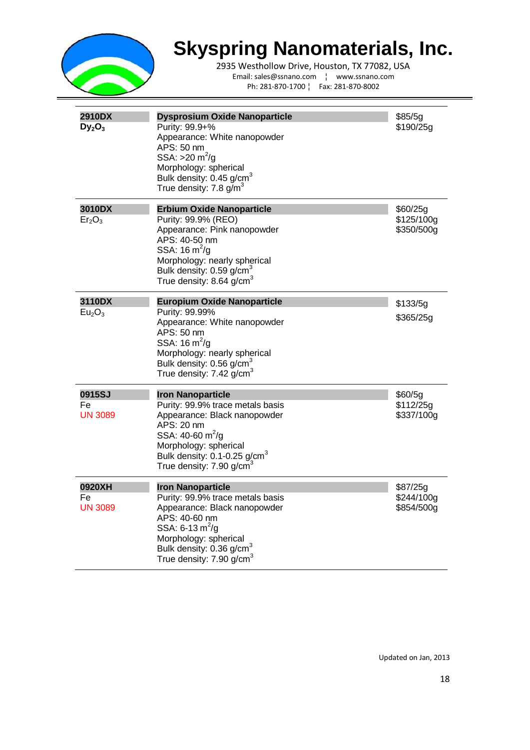# Skyspring Nanomaterials, Inc.

2935 Westhollow Drive, Houston, TX 77082, USA
Email: sales@ssnano.com ¦ www.ssnano.com
Ph: 281-870-1700 ¦ Fax: 281-870-8002

| Code | Product | Price |
|---|---|---|
| **2910DX**<br>$Dy_2O_3$ | **Dysprosium Oxide Nanoparticle**<br>Purity: 99.9+%<br>Appearance: White nanopowder<br>APS: 50 nm<br>SSA: >20 $m^2/g$<br>Morphology: spherical<br>Bulk density: 0.45 $g/cm^3$<br>True density: 7.8 $g/m^3$ | \$85/5g<br>\$190/25g |
| **3010DX**<br>$Er_2O_3$ | **Erbium Oxide Nanoparticle**<br>Purity: 99.9% (REO)<br>Appearance: Pink nanopowder<br>APS: 40-50 nm<br>SSA: 16 $m^2/g$<br>Morphology: nearly spherical<br>Bulk density: 0.59 $g/cm^3$<br>True density: 8.64 $g/cm^3$ | \$60/25g<br>\$125/100g<br>\$350/500g |
| **3110DX**<br>$Eu_2O_3$ | **Europium Oxide Nanoparticle**<br>Purity: 99.99%<br>Appearance: White nanopowder<br>APS: 50 nm<br>SSA: 16 $m^2/g$<br>Morphology: nearly spherical<br>Bulk density: 0.56 $g/cm^3$<br>True density: 7.42 $g/cm^3$ | \$133/5g<br>\$365/25g |
| **0915SJ**<br>Fe<br>UN 3089 | **Iron Nanoparticle**<br>Purity: 99.9% trace metals basis<br>Appearance: Black nanopowder<br>APS: 20 nm<br>SSA: 40-60 $m^2/g$<br>Morphology: spherical<br>Bulk density: 0.1-0.25 $g/cm^3$<br>True density: 7.90 $g/cm^3$ | \$60/5g<br>\$112/25g<br>\$337/100g |
| **0920XH**<br>Fe<br>UN 3089 | **Iron Nanoparticle**<br>Purity: 99.9% trace metals basis<br>Appearance: Black nanopowder<br>APS: 40-60 nm<br>SSA: 6-13 $m^2/g$<br>Morphology: spherical<br>Bulk density: 0.36 $g/cm^3$<br>True density: 7.90 $g/cm^3$ | \$87/25g<br>\$244/100g<br>\$854/500g |

Updated on Jan, 2013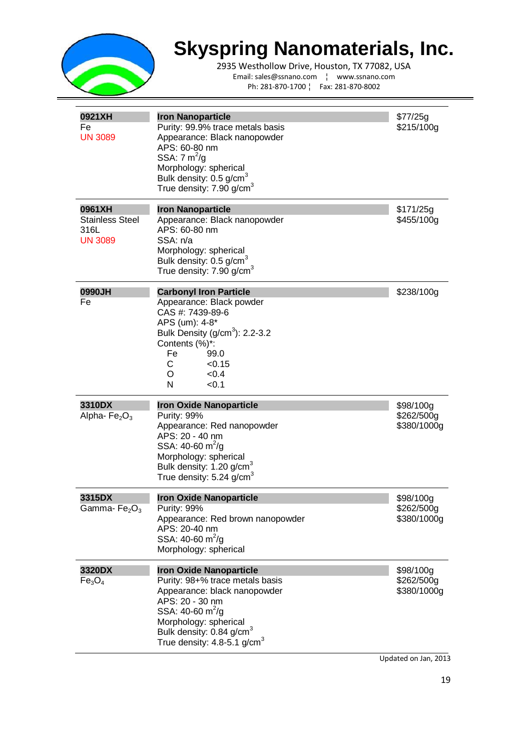# Skyspring Nanomaterials, Inc.

2935 Westhollow Drive, Houston, TX 77082, USA
Email: sales@ssnano.com ¦ www.ssnano.com
Ph: 281-870-1700 ¦ Fax: 281-870-8002

| | | |
|---|---|---|
| **0921XH**<br>Fe<br>UN 3089 | **Iron Nanoparticle**<br>Purity: 99.9% trace metals basis<br>Appearance: Black nanopowder<br>APS: 60-80 nm<br>SSA: 7 $m^2/g$<br>Morphology: spherical<br>Bulk density: 0.5 $g/cm^3$<br>True density: 7.90 $g/cm^3$ | $77/25g<br>$215/100g |
| **0961XH**<br>Stainless Steel 316L<br>UN 3089 | **Iron Nanoparticle**<br>Appearance: Black nanopowder<br>APS: 60-80 nm<br>SSA: n/a<br>Morphology: spherical<br>Bulk density: 0.5 $g/cm^3$<br>True density: 7.90 $g/cm^3$ | $171/25g<br>$455/100g |
| **0990JH**<br>Fe | **Carbonyl Iron Particle**<br>Appearance: Black powder<br>CAS #: 7439-89-6<br>APS (um): 4-8*<br>Bulk Density ($g/cm^3$): 2.2-3.2<br>Contents (%)*:<br>Fe 99.0<br>C <0.15<br>O <0.4<br>N <0.1 | $238/100g |
| **3310DX**<br>Alpha- $Fe_2O_3$ | **Iron Oxide Nanoparticle**<br>Purity: 99%<br>Appearance: Red nanopowder<br>APS: 20 - 40 nm<br>SSA: 40-60 $m^2/g$<br>Morphology: spherical<br>Bulk density: 1.20 $g/cm^3$<br>True density: 5.24 $g/cm^3$ | $98/100g<br>$262/500g<br>$380/1000g |
| **3315DX**<br>Gamma- $Fe_2O_3$ | **Iron Oxide Nanoparticle**<br>Purity: 99%<br>Appearance: Red brown nanopowder<br>APS: 20-40 nm<br>SSA: 40-60 $m^2/g$<br>Morphology: spherical | $98/100g<br>$262/500g<br>$380/1000g |
| **3320DX**<br>$Fe_3O_4$ | **Iron Oxide Nanoparticle**<br>Purity: 98+% trace metals basis<br>Appearance: black nanopowder<br>APS: 20 - 30 nm<br>SSA: 40-60 $m^2/g$<br>Morphology: spherical<br>Bulk density: 0.84 $g/cm^3$<br>True density: 4.8-5.1 $g/cm^3$ | $98/100g<br>$262/500g<br>$380/1000g |

Updated on Jan, 2013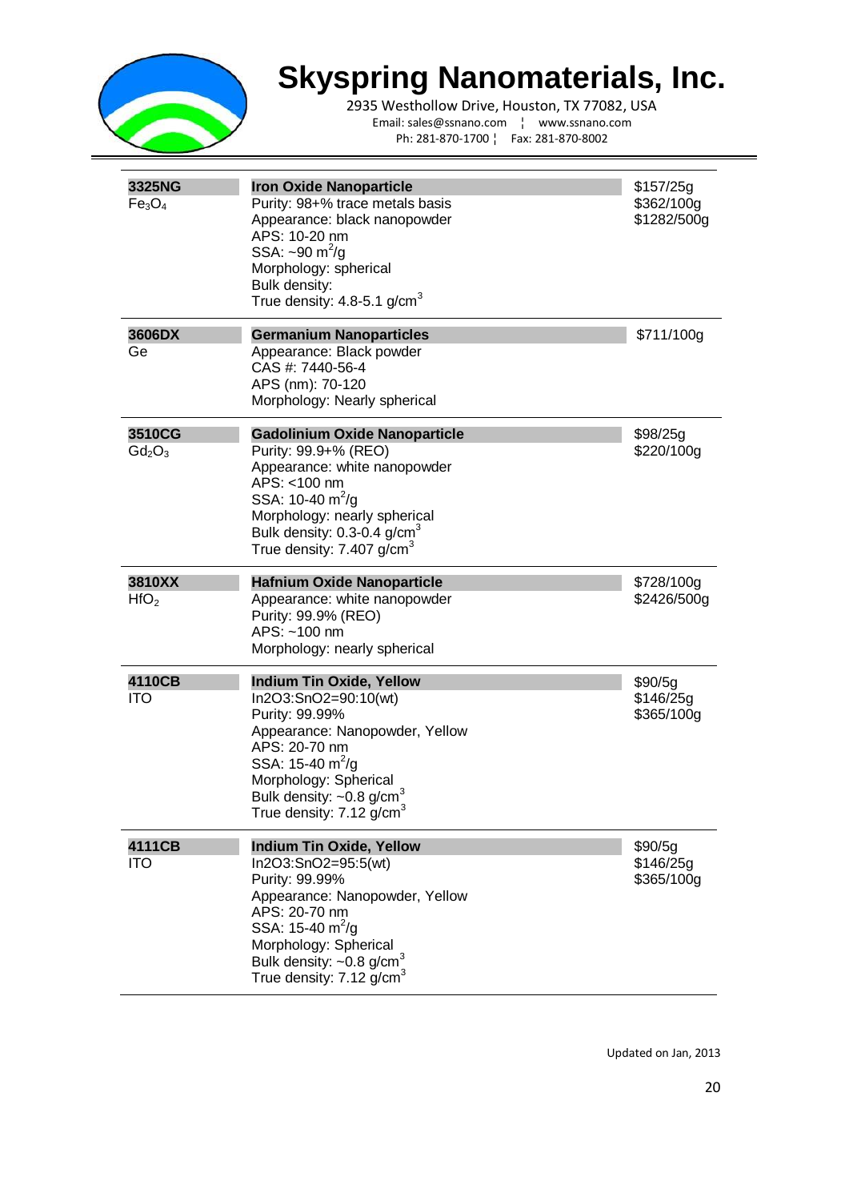# Skyspring Nanomaterials, Inc.

2935 Westhollow Drive, Houston, TX 77082, USA
Email: sales@ssnano.com ¦ www.ssnano.com
Ph: 281-870-1700 ¦ Fax: 281-870-8002

| Product | Description | Price |
|---|---|---|
| **3325NG**<br>$Fe_3O_4$ | **Iron Oxide Nanoparticle**<br>Purity: 98+% trace metals basis<br>Appearance: black nanopowder<br>APS: 10-20 nm<br>SSA: ~90 $m^2/g$<br>Morphology: spherical<br>Bulk density:<br>True density: 4.8-5.1 $g/cm^3$ | \$157/25g<br>\$362/100g<br>\$1282/500g |
| **3606DX**<br>Ge | **Germanium Nanoparticles**<br>Appearance: Black powder<br>CAS #: 7440-56-4<br>APS (nm): 70-120<br>Morphology: Nearly spherical | \$711/100g |
| **3510CG**<br>$Gd_2O_3$ | **Gadolinium Oxide Nanoparticle**<br>Purity: 99.9+% (REO)<br>Appearance: white nanopowder<br>APS: <100 nm<br>SSA: 10-40 $m^2/g$<br>Morphology: nearly spherical<br>Bulk density: 0.3-0.4 $g/cm^3$<br>True density: 7.407 $g/cm^3$ | \$98/25g<br>\$220/100g |
| **3810XX**<br>$HfO_2$ | **Hafnium Oxide Nanoparticle**<br>Appearance: white nanopowder<br>Purity: 99.9% (REO)<br>APS: ~100 nm<br>Morphology: nearly spherical | \$728/100g<br>\$2426/500g |
| **4110CB**<br>ITO | **Indium Tin Oxide, Yellow**<br>In2O3:SnO2=90:10(wt)<br>Purity: 99.99%<br>Appearance: Nanopowder, Yellow<br>APS: 20-70 nm<br>SSA: 15-40 $m^2/g$<br>Morphology: Spherical<br>Bulk density: ~0.8 $g/cm^3$<br>True density: 7.12 $g/cm^3$ | \$90/5g<br>\$146/25g<br>\$365/100g |
| **4111CB**<br>ITO | **Indium Tin Oxide, Yellow**<br>In2O3:SnO2=95:5(wt)<br>Purity: 99.99%<br>Appearance: Nanopowder, Yellow<br>APS: 20-70 nm<br>SSA: 15-40 $m^2/g$<br>Morphology: Spherical<br>Bulk density: ~0.8 $g/cm^3$<br>True density: 7.12 $g/cm^3$ | \$90/5g<br>\$146/25g<br>\$365/100g |

Updated on Jan, 2013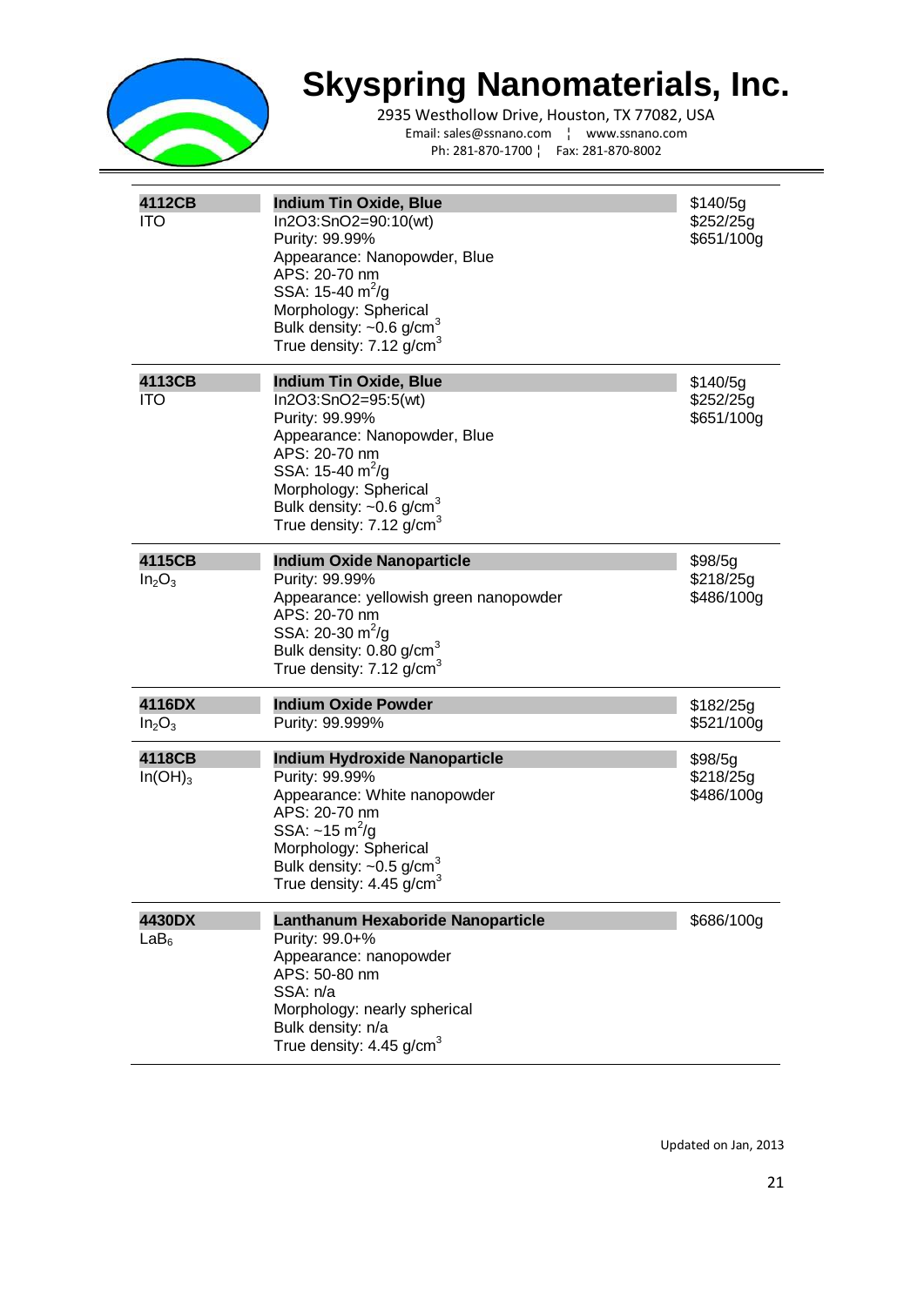# Skyspring Nanomaterials, Inc.

2935 Westhollow Drive, Houston, TX 77082, USA
Email: sales@ssnano.com ¦ www.ssnano.com
Ph: 281-870-1700 ¦ Fax: 281-870-8002

| Code | Product | Price |
|---|---|---|
| **4112CB**<br>ITO | **Indium Tin Oxide, Blue**<br>In2O3:SnO2=90:10(wt)<br>Purity: 99.99%<br>Appearance: Nanopowder, Blue<br>APS: 20-70 nm<br>SSA: 15-40 $m^2/g$<br>Morphology: Spherical<br>Bulk density: ~0.6 $g/cm^3$<br>True density: 7.12 $g/cm^3$ | \$140/5g<br>\$252/25g<br>\$651/100g |
| **4113CB**<br>ITO | **Indium Tin Oxide, Blue**<br>In2O3:SnO2=95:5(wt)<br>Purity: 99.99%<br>Appearance: Nanopowder, Blue<br>APS: 20-70 nm<br>SSA: 15-40 $m^2/g$<br>Morphology: Spherical<br>Bulk density: ~0.6 $g/cm^3$<br>True density: 7.12 $g/cm^3$ | \$140/5g<br>\$252/25g<br>\$651/100g |
| **4115CB**<br>$In_2O_3$ | **Indium Oxide Nanoparticle**<br>Purity: 99.99%<br>Appearance: yellowish green nanopowder<br>APS: 20-70 nm<br>SSA: 20-30 $m^2/g$<br>Bulk density: 0.80 $g/cm^3$<br>True density: 7.12 $g/cm^3$ | \$98/5g<br>\$218/25g<br>\$486/100g |
| **4116DX**<br>$In_2O_3$ | **Indium Oxide Powder**<br>Purity: 99.999% | \$182/25g<br>\$521/100g |
| **4118CB**<br>$In(OH)_3$ | **Indium Hydroxide Nanoparticle**<br>Purity: 99.99%<br>Appearance: White nanopowder<br>APS: 20-70 nm<br>SSA: ~15 $m^2/g$<br>Morphology: Spherical<br>Bulk density: ~0.5 $g/cm^3$<br>True density: 4.45 $g/cm^3$ | \$98/5g<br>\$218/25g<br>\$486/100g |
| **4430DX**<br>$LaB_6$ | **Lanthanum Hexaboride Nanoparticle**<br>Purity: 99.0+%<br>Appearance: nanopowder<br>APS: 50-80 nm<br>SSA: n/a<br>Morphology: nearly spherical<br>Bulk density: n/a<br>True density: 4.45 $g/cm^3$ | \$686/100g |

Updated on Jan, 2013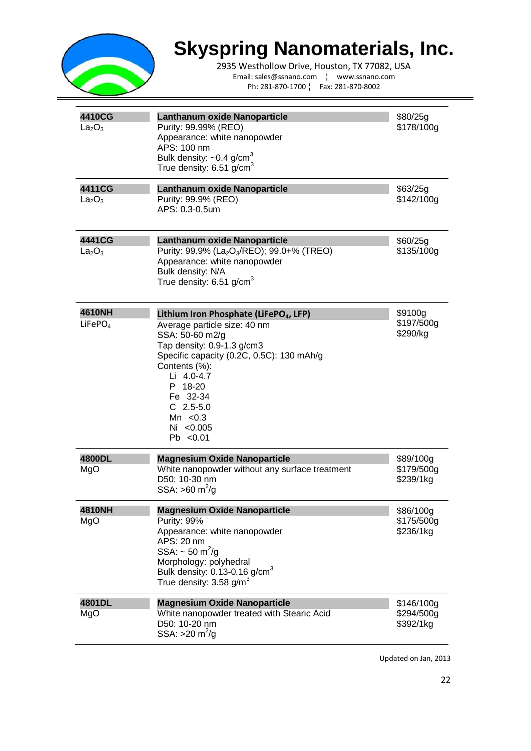# Skyspring Nanomaterials, Inc.

2935 Westhollow Drive, Houston, TX 77082, USA
Email: sales@ssnano.com ¦ www.ssnano.com
Ph: 281-870-1700 ¦ Fax: 281-870-8002

| | | |
|---|---|---|
| **4410CG**<br>$La_2O_3$ | **Lanthanum oxide Nanoparticle**<br>Purity: 99.99% (REO)<br>Appearance: white nanopowder<br>APS: 100 nm<br>Bulk density: ~0.4 g/cm$^3$<br>True density: 6.51 g/cm$^3$ | \$80/25g<br>\$178/100g |
| **4411CG**<br>$La_2O_3$ | **Lanthanum oxide Nanoparticle**<br>Purity: 99.9% (REO)<br>APS: 0.3-0.5um | \$63/25g<br>\$142/100g |
| **4441CG**<br>$La_2O_3$ | **Lanthanum oxide Nanoparticle**<br>Purity: 99.9% ($La_2O_3$/REO); 99.0+% (TREO)<br>Appearance: white nanopowder<br>Bulk density: N/A<br>True density: 6.51 g/cm$^3$ | \$60/25g<br>\$135/100g |
| **4610NH**<br>$LiFePO_4$ | **Lithium Iron Phosphate ($LiFePO_4$, LFP)**<br>Average particle size: 40 nm<br>SSA: 50-60 m2/g<br>Tap density: 0.9-1.3 g/cm3<br>Specific capacity (0.2C, 0.5C): 130 mAh/g<br>Contents (%):<br>Li 4.0-4.7<br>P 18-20<br>Fe 32-34<br>C 2.5-5.0<br>Mn <0.3<br>Ni <0.005<br>Pb <0.01 | \$9100g<br>\$197/500g<br>\$290/kg |
| **4800DL**<br>MgO | **Magnesium Oxide Nanoparticle**<br>White nanopowder without any surface treatment<br>D50: 10-30 nm<br>SSA: >60 m$^2$/g | \$89/100g<br>\$179/500g<br>\$239/1kg |
| **4810NH**<br>MgO | **Magnesium Oxide Nanoparticle**<br>Purity: 99%<br>Appearance: white nanopowder<br>APS: 20 nm<br>SSA: ~ 50 m$^2$/g<br>Morphology: polyhedral<br>Bulk density: 0.13-0.16 g/cm$^3$<br>True density: 3.58 g/m$^3$ | \$86/100g<br>\$175/500g<br>\$236/1kg |
| **4801DL**<br>MgO | **Magnesium Oxide Nanoparticle**<br>White nanopowder treated with Stearic Acid<br>D50: 10-20 nm<br>SSA: >20 m$^2$/g | \$146/100g<br>\$294/500g<br>\$392/1kg |

Updated on Jan, 2013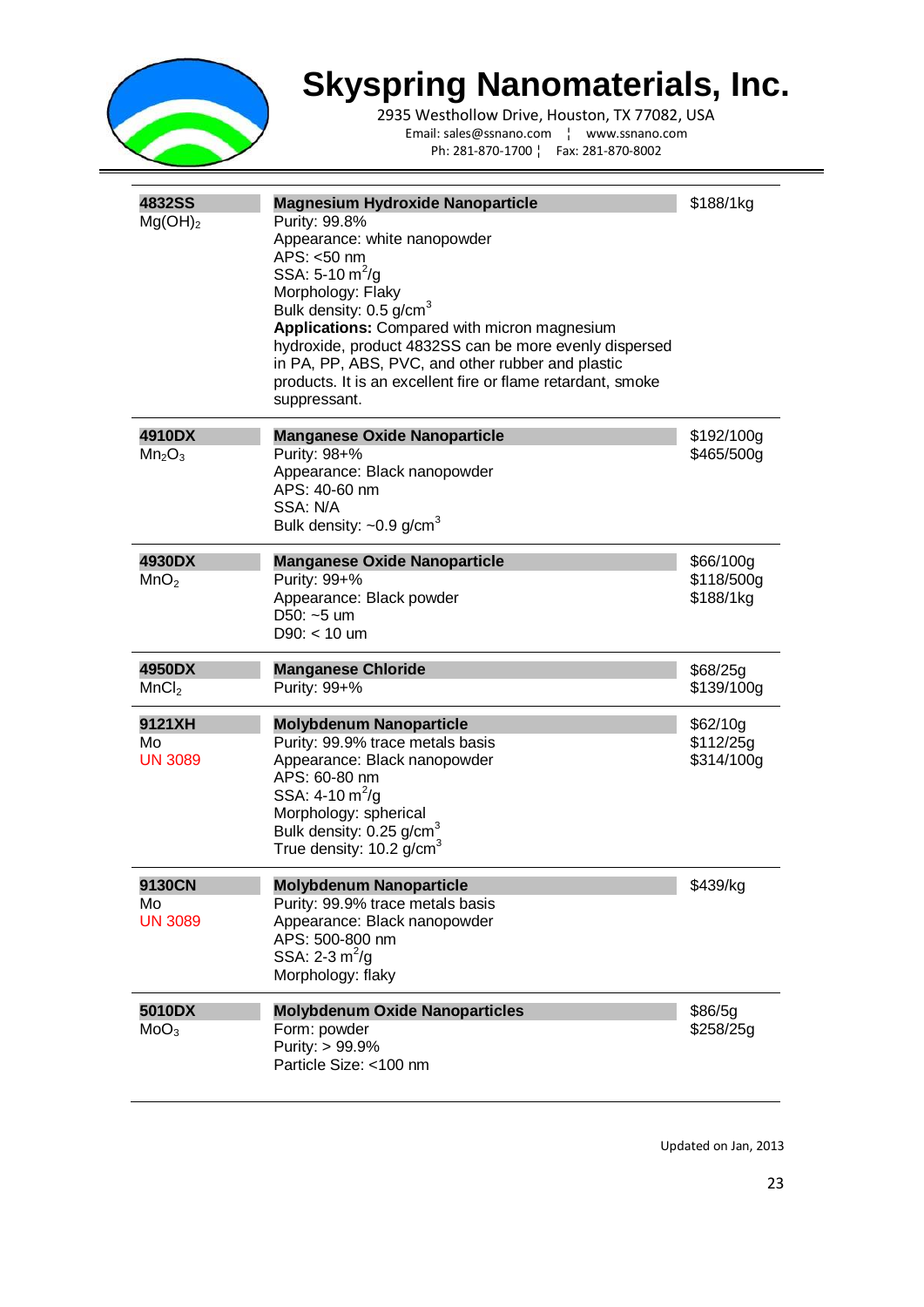# Skyspring Nanomaterials, Inc.

2935 Westhollow Drive, Houston, TX 77082, USA
Email: sales@ssnano.com ¦ www.ssnano.com
Ph: 281-870-1700 ¦ Fax: 281-870-8002

| Catalog / Formula | Description | Price |
|---|---|---|
| **4832SS**<br>$Mg(OH)_2$ | **Magnesium Hydroxide Nanoparticle**<br>Purity: 99.8%<br>Appearance: white nanopowder<br>APS: <50 nm<br>SSA: 5-10 $m^2/g$<br>Morphology: Flaky<br>Bulk density: 0.5 $g/cm^3$<br>**Applications:** Compared with micron magnesium hydroxide, product 4832SS can be more evenly dispersed in PA, PP, ABS, PVC, and other rubber and plastic products. It is an excellent fire or flame retardant, smoke suppressant. | $188/1kg |
| **4910DX**<br>$Mn_2O_3$ | **Manganese Oxide Nanoparticle**<br>Purity: 98+%<br>Appearance: Black nanopowder<br>APS: 40-60 nm<br>SSA: N/A<br>Bulk density: ~0.9 $g/cm^3$ | $192/100g<br>$465/500g |
| **4930DX**<br>$MnO_2$ | **Manganese Oxide Nanoparticle**<br>Purity: 99+%<br>Appearance: Black powder<br>D50: ~5 um<br>D90: < 10 um | $66/100g<br>$118/500g<br>$188/1kg |
| **4950DX**<br>$MnCl_2$ | **Manganese Chloride**<br>Purity: 99+% | $68/25g<br>$139/100g |
| **9121XH**<br>Mo<br>UN 3089 | **Molybdenum Nanoparticle**<br>Purity: 99.9% trace metals basis<br>Appearance: Black nanopowder<br>APS: 60-80 nm<br>SSA: 4-10 $m^2/g$<br>Morphology: spherical<br>Bulk density: 0.25 $g/cm^3$<br>True density: 10.2 $g/cm^3$ | $62/10g<br>$112/25g<br>$314/100g |
| **9130CN**<br>Mo<br>UN 3089 | **Molybdenum Nanoparticle**<br>Purity: 99.9% trace metals basis<br>Appearance: Black nanopowder<br>APS: 500-800 nm<br>SSA: 2-3 $m^2/g$<br>Morphology: flaky | $439/kg |
| **5010DX**<br>$MoO_3$ | **Molybdenum Oxide Nanoparticles**<br>Form: powder<br>Purity: > 99.9%<br>Particle Size: <100 nm | $86/5g<br>$258/25g |

Updated on Jan, 2013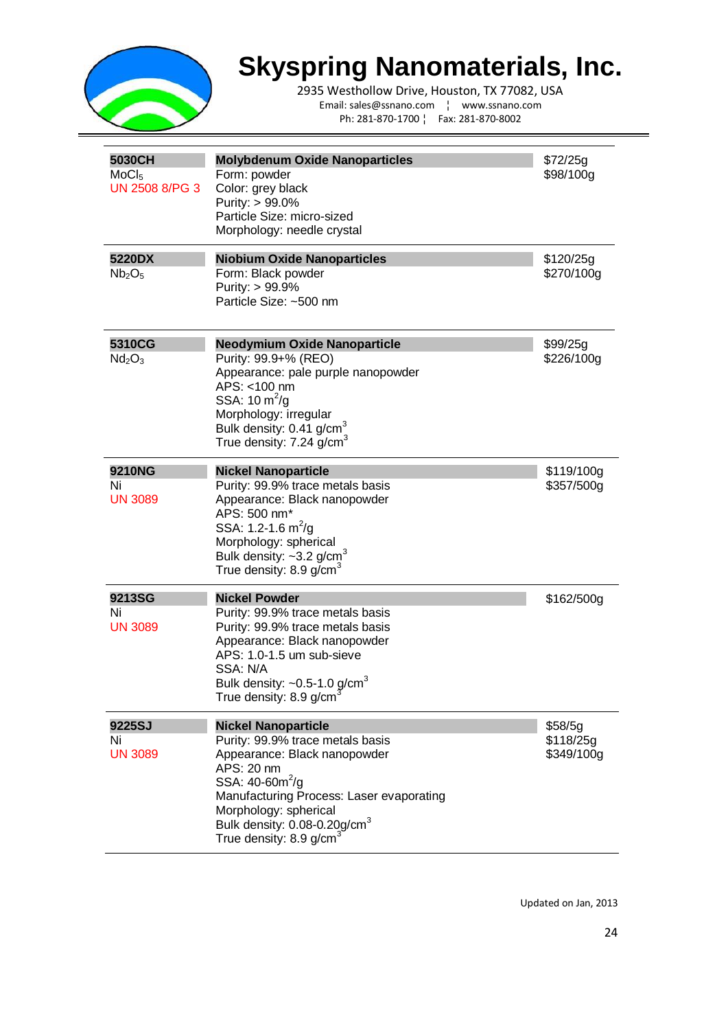# Skyspring Nanomaterials, Inc.

2935 Westhollow Drive, Houston, TX 77082, USA
Email: sales@ssnano.com ¦ www.ssnano.com
Ph: 281-870-1700 ¦ Fax: 281-870-8002

| Item | Description | Price |
|---|---|---|
| **5030CH**<br>$MoCl_5$<br>UN 2508 8/PG 3 | **Molybdenum Oxide Nanoparticles**<br>Form: powder<br>Color: grey black<br>Purity: > 99.0%<br>Particle Size: micro-sized<br>Morphology: needle crystal | \$72/25g<br>\$98/100g |
| **5220DX**<br>$Nb_2O_5$ | **Niobium Oxide Nanoparticles**<br>Form: Black powder<br>Purity: > 99.9%<br>Particle Size: ~500 nm | \$120/25g<br>\$270/100g |
| **5310CG**<br>$Nd_2O_3$ | **Neodymium Oxide Nanoparticle**<br>Purity: 99.9+% (REO)<br>Appearance: pale purple nanopowder<br>APS: <100 nm<br>SSA: 10 $m^2/g$<br>Morphology: irregular<br>Bulk density: 0.41 $g/cm^3$<br>True density: 7.24 $g/cm^3$ | \$99/25g<br>\$226/100g |
| **9210NG**<br>Ni<br>UN 3089 | **Nickel Nanoparticle**<br>Purity: 99.9% trace metals basis<br>Appearance: Black nanopowder<br>APS: 500 nm*<br>SSA: 1.2-1.6 $m^2/g$<br>Morphology: spherical<br>Bulk density: ~3.2 $g/cm^3$<br>True density: 8.9 $g/cm^3$ | \$119/100g<br>\$357/500g |
| **9213SG**<br>Ni<br>UN 3089 | **Nickel Powder**<br>Purity: 99.9% trace metals basis<br>Purity: 99.9% trace metals basis<br>Appearance: Black nanopowder<br>APS: 1.0-1.5 um sub-sieve<br>SSA: N/A<br>Bulk density: ~0.5-1.0 $g/cm^3$<br>True density: 8.9 $g/cm^3$ | \$162/500g |
| **9225SJ**<br>Ni<br>UN 3089 | **Nickel Nanoparticle**<br>Purity: 99.9% trace metals basis<br>Appearance: Black nanopowder<br>APS: 20 nm<br>SSA: 40-60$m^2/g$<br>Manufacturing Process: Laser evaporating<br>Morphology: spherical<br>Bulk density: 0.08-0.20$g/cm^3$<br>True density: 8.9 $g/cm^3$ | \$58/5g<br>\$118/25g<br>\$349/100g |

Updated on Jan, 2013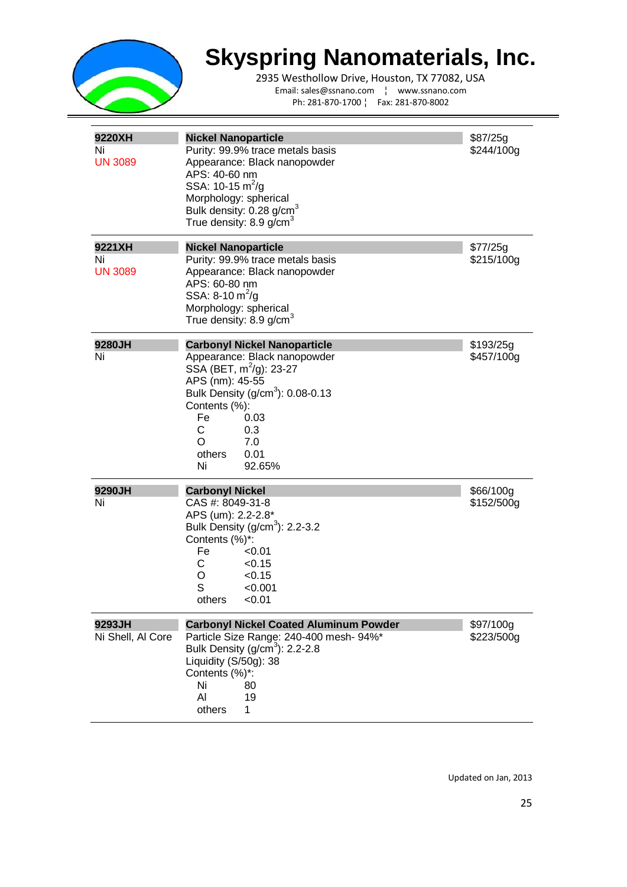# Skyspring Nanomaterials, Inc.

2935 Westhollow Drive, Houston, TX 77082, USA
Email: sales@ssnano.com ¦ www.ssnano.com
Ph: 281-870-1700 ¦ Fax: 281-870-8002

| Product | Description | Price |
|---|---|---|
| **9220XH**<br>Ni<br>UN 3089 | **Nickel Nanoparticle**<br>Purity: 99.9% trace metals basis<br>Appearance: Black nanopowder<br>APS: 40-60 nm<br>SSA: 10-15 $m^2/g$<br>Morphology: spherical<br>Bulk density: 0.28 $g/cm^3$<br>True density: 8.9 $g/cm^3$ | $87/25g<br>$244/100g |
| **9221XH**<br>Ni<br>UN 3089 | **Nickel Nanoparticle**<br>Purity: 99.9% trace metals basis<br>Appearance: Black nanopowder<br>APS: 60-80 nm<br>SSA: 8-10 $m^2/g$<br>Morphology: spherical<br>True density: 8.9 $g/cm^3$ | $77/25g<br>$215/100g |
| **9280JH**<br>Ni | **Carbonyl Nickel Nanoparticle**<br>Appearance: Black nanopowder<br>SSA (BET, $m^2/g$): 23-27<br>APS (nm): 45-55<br>Bulk Density ($g/cm^3$): 0.08-0.13<br>Contents (%):<br>Fe 0.03<br>C 0.3<br>O 7.0<br>others 0.01<br>Ni 92.65% | $193/25g<br>$457/100g |
| **9290JH**<br>Ni | **Carbonyl Nickel**<br>CAS #: 8049-31-8<br>APS (um): 2.2-2.8*<br>Bulk Density ($g/cm^3$): 2.2-3.2<br>Contents (%)*:<br>Fe <0.01<br>C <0.15<br>O <0.15<br>S <0.001<br>others <0.01 | $66/100g<br>$152/500g |
| **9293JH**<br>Ni Shell, Al Core | **Carbonyl Nickel Coated Aluminum Powder**<br>Particle Size Range: 240-400 mesh- 94%*<br>Bulk Density ($g/cm^3$): 2.2-2.8<br>Liquidity (S/50g): 38<br>Contents (%)*:<br>Ni 80<br>Al 19<br>others 1 | $97/100g<br>$223/500g |

Updated on Jan, 2013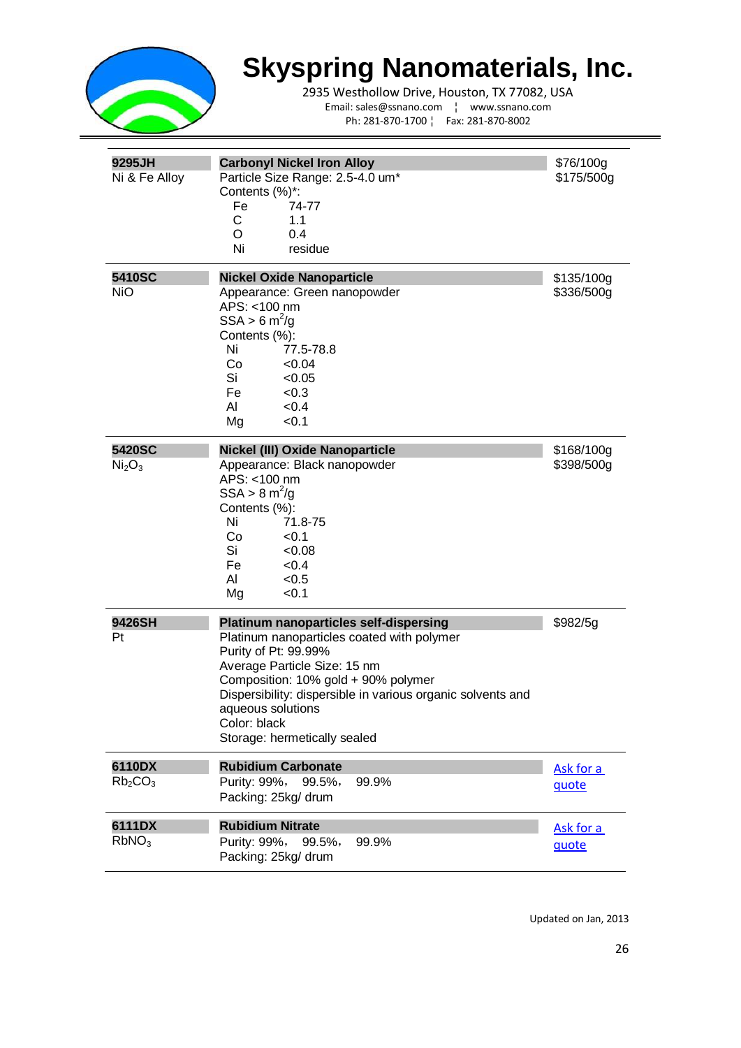# Skyspring Nanomaterials, Inc.

2935 Westhollow Drive, Houston, TX 77082, USA
Email: sales@ssnano.com ¦ www.ssnano.com
Ph: 281-870-1700 ¦ Fax: 281-870-8002

| Code | Product | Price |
|---|---|---|
| **9295JH**<br>Ni & Fe Alloy | **Carbonyl Nickel Iron Alloy**<br>Particle Size Range: 2.5-4.0 um*<br>Contents (%)*:<br>Fe 74-77<br>C 1.1<br>O 0.4<br>Ni residue | $76/100g<br>$175/500g |
| **5410SC**<br>NiO | **Nickel Oxide Nanoparticle**<br>Appearance: Green nanopowder<br>APS: <100 nm<br>SSA > 6 $m^2/g$<br>Contents (%):<br>Ni 77.5-78.8<br>Co <0.04<br>Si <0.05<br>Fe <0.3<br>Al <0.4<br>Mg <0.1 | $135/100g<br>$336/500g |
| **5420SC**<br>$Ni_2O_3$ | **Nickel (III) Oxide Nanoparticle**<br>Appearance: Black nanopowder<br>APS: <100 nm<br>SSA > 8 $m^2/g$<br>Contents (%):<br>Ni 71.8-75<br>Co <0.1<br>Si <0.08<br>Fe <0.4<br>Al <0.5<br>Mg <0.1 | $168/100g<br>$398/500g |
| **9426SH**<br>Pt | **Platinum nanoparticles self-dispersing**<br>Platinum nanoparticles coated with polymer<br>Purity of Pt: 99.99%<br>Average Particle Size: 15 nm<br>Composition: 10% gold + 90% polymer<br>Dispersibility: dispersible in various organic solvents and aqueous solutions<br>Color: black<br>Storage: hermetically sealed | $982/5g |
| **6110DX**<br>$Rb_2CO_3$ | **Rubidium Carbonate**<br>Purity: 99%, 99.5%, 99.9%<br>Packing: 25kg/ drum | Ask for a quote |
| **6111DX**<br>$RbNO_3$ | **Rubidium Nitrate**<br>Purity: 99%, 99.5%, 99.9%<br>Packing: 25kg/ drum | Ask for a quote |

Updated on Jan, 2013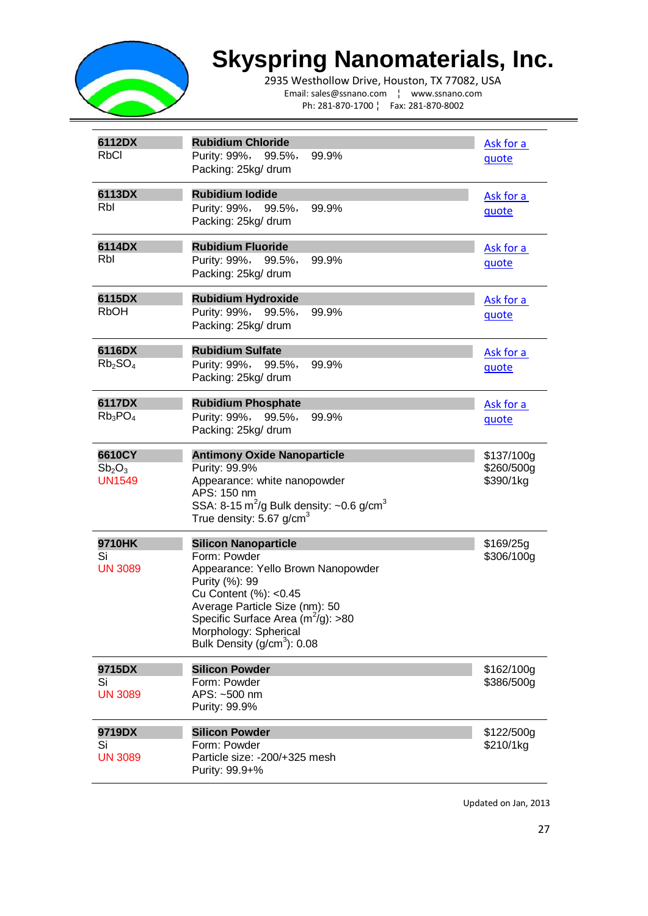# Skyspring Nanomaterials, Inc.

2935 Westhollow Drive, Houston, TX 77082, USA
Email: sales@ssnano.com ¦ www.ssnano.com
Ph: 281-870-1700 ¦ Fax: 281-870-8002

| Code | Product | Price |
|---|---|---|
| **6112DX**<br>RbCl | **Rubidium Chloride**<br>Purity: 99%, 99.5%, 99.9%<br>Packing: 25kg/ drum | Ask for a quote |
| **6113DX**<br>RbI | **Rubidium Iodide**<br>Purity: 99%, 99.5%, 99.9%<br>Packing: 25kg/ drum | Ask for a quote |
| **6114DX**<br>RbI | **Rubidium Fluoride**<br>Purity: 99%, 99.5%, 99.9%<br>Packing: 25kg/ drum | Ask for a quote |
| **6115DX**<br>RbOH | **Rubidium Hydroxide**<br>Purity: 99%, 99.5%, 99.9%<br>Packing: 25kg/ drum | Ask for a quote |
| **6116DX**<br>$Rb_2SO_4$ | **Rubidium Sulfate**<br>Purity: 99%, 99.5%, 99.9%<br>Packing: 25kg/ drum | Ask for a quote |
| **6117DX**<br>$Rb_3PO_4$ | **Rubidium Phosphate**<br>Purity: 99%, 99.5%, 99.9%<br>Packing: 25kg/ drum | Ask for a quote |
| **6610CY**<br>$Sb_2O_3$<br>UN1549 | **Antimony Oxide Nanoparticle**<br>Purity: 99.9%<br>Appearance: white nanopowder<br>APS: 150 nm<br>SSA: 8-15 $m^2/g$ Bulk density: ~0.6 $g/cm^3$<br>True density: 5.67 $g/cm^3$ | $137/100g<br>$260/500g<br>$390/1kg |
| **9710HK**<br>Si<br>UN 3089 | **Silicon Nanoparticle**<br>Form: Powder<br>Appearance: Yello Brown Nanopowder<br>Purity (%): 99<br>Cu Content (%): <0.45<br>Average Particle Size (nm): 50<br>Specific Surface Area ($m^2/g$): >80<br>Morphology: Spherical<br>Bulk Density ($g/cm^3$): 0.08 | $169/25g<br>$306/100g |
| **9715DX**<br>Si<br>UN 3089 | **Silicon Powder**<br>Form: Powder<br>APS: ~500 nm<br>Purity: 99.9% | $162/100g<br>$386/500g |
| **9719DX**<br>Si<br>UN 3089 | **Silicon Powder**<br>Form: Powder<br>Particle size: -200/+325 mesh<br>Purity: 99.9+% | $122/500g<br>$210/1kg |

Updated on Jan, 2013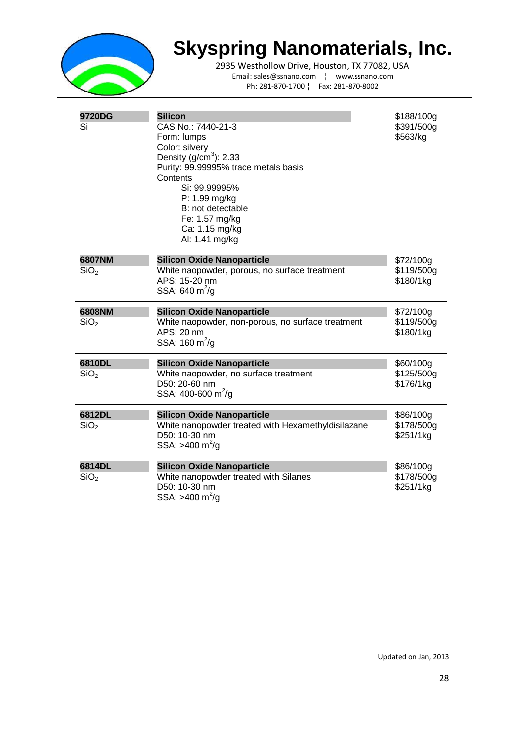# Skyspring Nanomaterials, Inc.

2935 Westhollow Drive, Houston, TX 77082, USA
Email: sales@ssnano.com ¦ www.ssnano.com
Ph: 281-870-1700 ¦ Fax: 281-870-8002

| | | |
|---|---|---|
| **9720DG**<br>Si | **Silicon**<br>CAS No.: 7440-21-3<br>Form: lumps<br>Color: silvery<br>Density (g/cm$^3$): 2.33<br>Purity: 99.99995% trace metals basis<br>Contents<br>Si: 99.99995%<br>P: 1.99 mg/kg<br>B: not detectable<br>Fe: 1.57 mg/kg<br>Ca: 1.15 mg/kg<br>Al: 1.41 mg/kg | \$188/100g<br>\$391/500g<br>\$563/kg |
| **6807NM**<br>$SiO_2$ | **Silicon Oxide Nanoparticle**<br>White naopowder, porous, no surface treatment<br>APS: 15-20 nm<br>SSA: 640 m$^2$/g | \$72/100g<br>\$119/500g<br>\$180/1kg |
| **6808NM**<br>$SiO_2$ | **Silicon Oxide Nanoparticle**<br>White naopowder, non-porous, no surface treatment<br>APS: 20 nm<br>SSA: 160 m$^2$/g | \$72/100g<br>\$119/500g<br>\$180/1kg |
| **6810DL**<br>$SiO_2$ | **Silicon Oxide Nanoparticle**<br>White naopowder, no surface treatment<br>D50: 20-60 nm<br>SSA: 400-600 m$^2$/g | \$60/100g<br>\$125/500g<br>\$176/1kg |
| **6812DL**<br>$SiO_2$ | **Silicon Oxide Nanoparticle**<br>White nanopowder treated with Hexamethyldisilazane<br>D50: 10-30 nm<br>SSA: >400 m$^2$/g | \$86/100g<br>\$178/500g<br>\$251/1kg |
| **6814DL**<br>$SiO_2$ | **Silicon Oxide Nanoparticle**<br>White nanopowder treated with Silanes<br>D50: 10-30 nm<br>SSA: >400 m$^2$/g | \$86/100g<br>\$178/500g<br>\$251/1kg |

Updated on Jan, 2013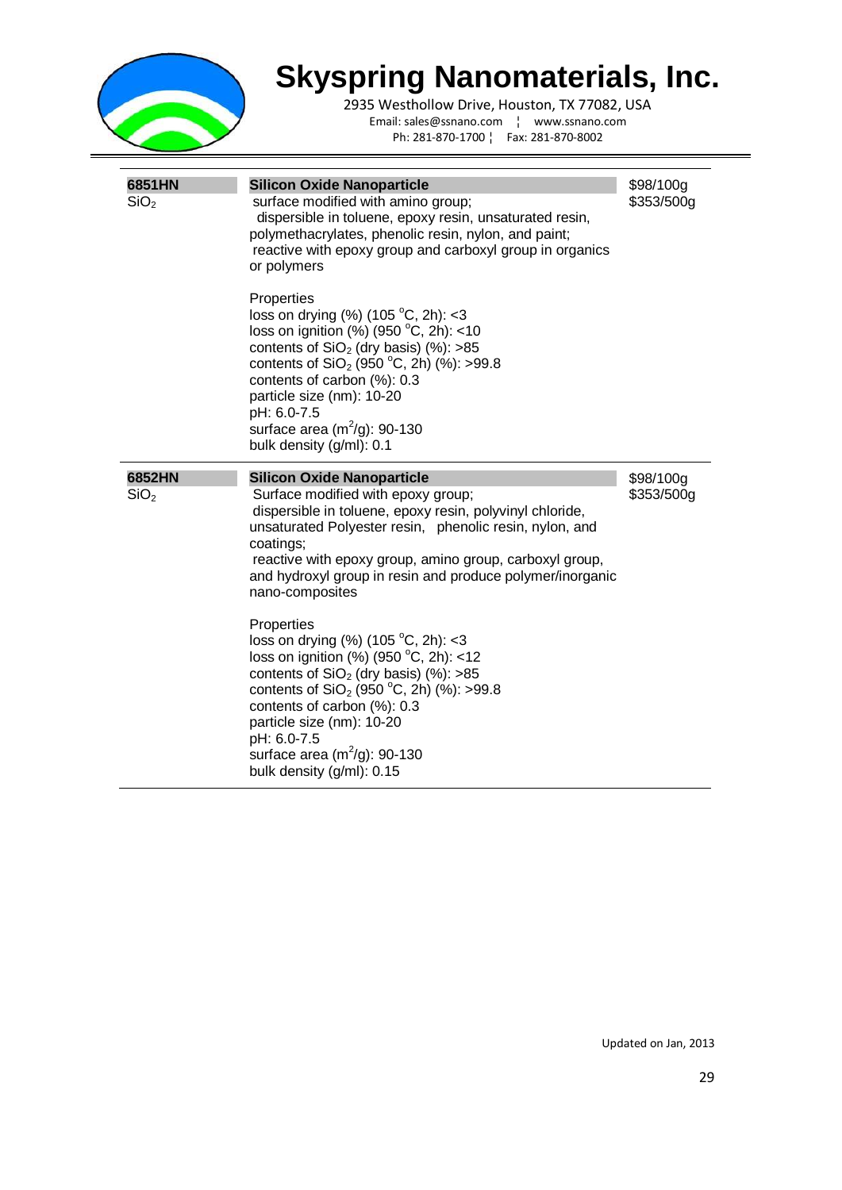# Skyspring Nanomaterials, Inc.

2935 Westhollow Drive, Houston, TX 77082, USA
Email: sales@ssnano.com ¦ www.ssnano.com
Ph: 281-870-1700 ¦ Fax: 281-870-8002

---

**6851HN**
$SiO_2$

**Silicon Oxide Nanoparticle**

surface modified with amino group;
dispersible in toluene, epoxy resin, unsaturated resin, polymethacrylates, phenolic resin, nylon, and paint;
reactive with epoxy group and carboxyl group in organics or polymers

Properties
loss on drying (%) (105 $^oC$, 2h): <3
loss on ignition (%) (950 $^oC$, 2h): <10
contents of $SiO_2$ (dry basis) (%): >85
contents of $SiO_2$ (950 $^oC$, 2h) (%): >99.8
contents of carbon (%): 0.3
particle size (nm): 10-20
pH: 6.0-7.5
surface area ($m^2/g$): 90-130
bulk density (g/ml): 0.1

$98/100g
$353/500g

---

**6852HN**
$SiO_2$

**Silicon Oxide Nanoparticle**

Surface modified with epoxy group;
dispersible in toluene, epoxy resin, polyvinyl chloride, unsaturated Polyester resin, phenolic resin, nylon, and coatings;
reactive with epoxy group, amino group, carboxyl group, and hydroxyl group in resin and produce polymer/inorganic nano-composites

Properties
loss on drying (%) (105 $^oC$, 2h): <3
loss on ignition (%) (950 $^oC$, 2h): <12
contents of $SiO_2$ (dry basis) (%): >85
contents of $SiO_2$ (950 $^oC$, 2h) (%): >99.8
contents of carbon (%): 0.3
particle size (nm): 10-20
pH: 6.0-7.5
surface area ($m^2/g$): 90-130
bulk density (g/ml): 0.15

$98/100g
$353/500g

---

Updated on Jan, 2013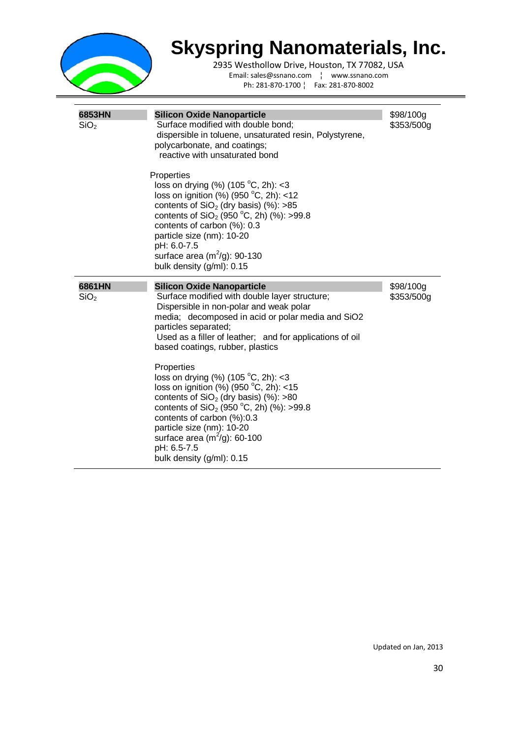# Skyspring Nanomaterials, Inc.

2935 Westhollow Drive, Houston, TX 77082, USA
Email: sales@ssnano.com ¦ www.ssnano.com
Ph: 281-870-1700 ¦ Fax: 281-870-8002

---

**6853HN**
$SiO_2$

**Silicon Oxide Nanoparticle**

$98/100g
$353/500g

Surface modified with double bond;
dispersible in toluene, unsaturated resin, Polystyrene, polycarbonate, and coatings;
reactive with unsaturated bond

Properties
loss on drying (%) (105 $^oC$, 2h): <3
loss on ignition (%) (950 $^oC$, 2h): <12
contents of $SiO_2$ (dry basis) (%): >85
contents of $SiO_2$ (950 $^oC$, 2h) (%): >99.8
contents of carbon (%): 0.3
particle size (nm): 10-20
pH: 6.0-7.5
surface area ($m^2/g$): 90-130
bulk density (g/ml): 0.15

---

**6861HN**
$SiO_2$

**Silicon Oxide Nanoparticle**

$98/100g
$353/500g

Surface modified with double layer structure;
Dispersible in non-polar and weak polar media; decomposed in acid or polar media and SiO2 particles separated;
Used as a filler of leather; and for applications of oil based coatings, rubber, plastics

Properties
loss on drying (%) (105 $^oC$, 2h): <3
loss on ignition (%) (950 $^oC$, 2h): <15
contents of $SiO_2$ (dry basis) (%): >80
contents of $SiO_2$ (950 $^oC$, 2h) (%): >99.8
contents of carbon (%):0.3
particle size (nm): 10-20
surface area ($m^2/g$): 60-100
pH: 6.5-7.5
bulk density (g/ml): 0.15

---

Updated on Jan, 2013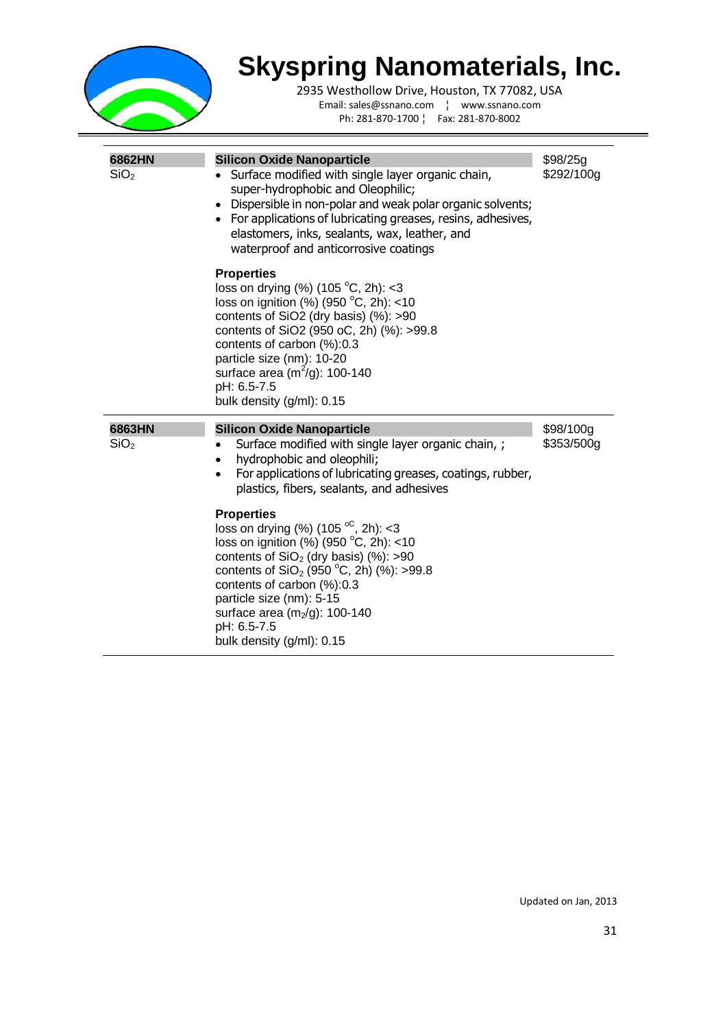# Skyspring Nanomaterials, Inc.

2935 Westhollow Drive, Houston, TX 77082, USA
Email: sales@ssnano.com ¦ www.ssnano.com
Ph: 281-870-1700 ¦ Fax: 281-870-8002

---

**6862HN**
$SiO_2$

**Silicon Oxide Nanoparticle**

$98/25g
$292/100g

- Surface modified with single layer organic chain, super-hydrophobic and Oleophilic;
- Dispersible in non-polar and weak polar organic solvents;
- For applications of lubricating greases, resins, adhesives, elastomers, inks, sealants, wax, leather, and waterproof and anticorrosive coatings

**Properties**

loss on drying (%) (105 $^{o}$C, 2h): <3
loss on ignition (%) (950 $^{o}$C, 2h): <10
contents of SiO2 (dry basis) (%): >90
contents of SiO2 (950 oC, 2h) (%): >99.8
contents of carbon (%):0.3
particle size (nm): 10-20
surface area ($m^2$/g): 100-140
pH: 6.5-7.5
bulk density (g/ml): 0.15

---

**6863HN**
$SiO_2$

**Silicon Oxide Nanoparticle**

$98/100g
$353/500g

- Surface modified with single layer organic chain, ;
- hydrophobic and oleophili;
- For applications of lubricating greases, coatings, rubber, plastics, fibers, sealants, and adhesives

**Properties**

loss on drying (%) (105 $^{oC}$, 2h): <3
loss on ignition (%) (950 $^{o}$C, 2h): <10
contents of $SiO_2$ (dry basis) (%): >90
contents of $SiO_2$ (950 $^{o}$C, 2h) (%): >99.8
contents of carbon (%):0.3
particle size (nm): 5-15
surface area ($m_2$/g): 100-140
pH: 6.5-7.5
bulk density (g/ml): 0.15

---

Updated on Jan, 2013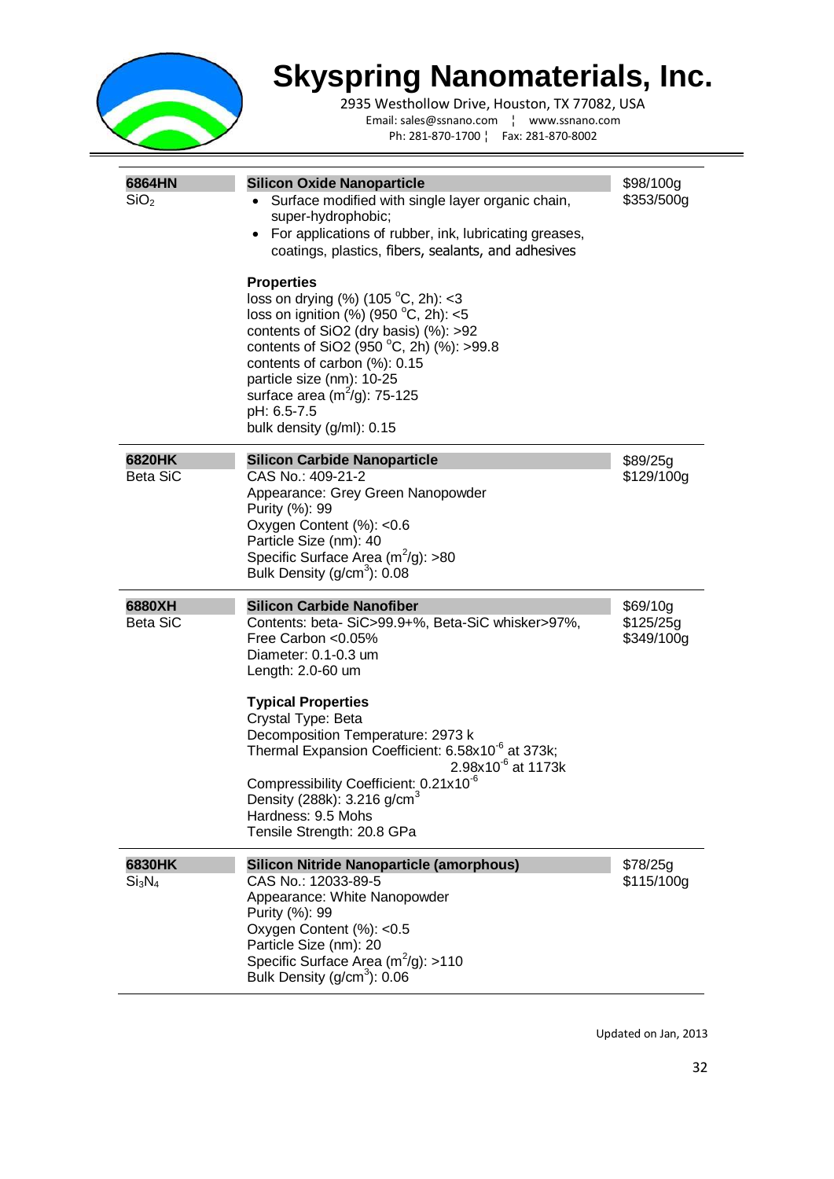| Code | Product | Price |
|---|---|---|
| **6864HN**<br>$SiO_2$ | **Silicon Oxide Nanoparticle**<br>• Surface modified with single layer organic chain, super-hydrophobic;<br>• For applications of rubber, ink, lubricating greases, coatings, plastics, fibers, sealants, and adhesives<br><br>**Properties**<br>loss on drying (%) (105 °C, 2h): <3<br>loss on ignition (%) (950 °C, 2h): <5<br>contents of SiO2 (dry basis) (%): >92<br>contents of SiO2 (950 °C, 2h) (%): >99.8<br>contents of carbon (%): 0.15<br>particle size (nm): 10-25<br>surface area ($m^2/g$): 75-125<br>pH: 6.5-7.5<br>bulk density (g/ml): 0.15 | $98/100g<br>$353/500g |
| **6820HK**<br>Beta SiC | **Silicon Carbide Nanoparticle**<br>CAS No.: 409-21-2<br>Appearance: Grey Green Nanopowder<br>Purity (%): 99<br>Oxygen Content (%): <0.6<br>Particle Size (nm): 40<br>Specific Surface Area ($m^2/g$): >80<br>Bulk Density ($g/cm^3$): 0.08 | $89/25g<br>$129/100g |
| **6880XH**<br>Beta SiC | **Silicon Carbide Nanofiber**<br>Contents: beta- SiC>99.9+%, Beta-SiC whisker>97%, Free Carbon <0.05%<br>Diameter: 0.1-0.3 um<br>Length: 2.0-60 um<br><br>**Typical Properties**<br>Crystal Type: Beta<br>Decomposition Temperature: 2973 k<br>Thermal Expansion Coefficient: $6.58 \times 10^{-6}$ at 373k; $2.98 \times 10^{-6}$ at 1173k<br>Compressibility Coefficient: $0.21 \times 10^{-6}$<br>Density (288k): 3.216 $g/cm^3$<br>Hardness: 9.5 Mohs<br>Tensile Strength: 20.8 GPa | $69/10g<br>$125/25g<br>$349/100g |
| **6830HK**<br>$Si_3N_4$ | **Silicon Nitride Nanoparticle (amorphous)**<br>CAS No.: 12033-89-5<br>Appearance: White Nanopowder<br>Purity (%): 99<br>Oxygen Content (%): <0.5<br>Particle Size (nm): 20<br>Specific Surface Area ($m^2/g$): >110<br>Bulk Density ($g/cm^3$): 0.06 | $78/25g<br>$115/100g |

Updated on Jan, 2013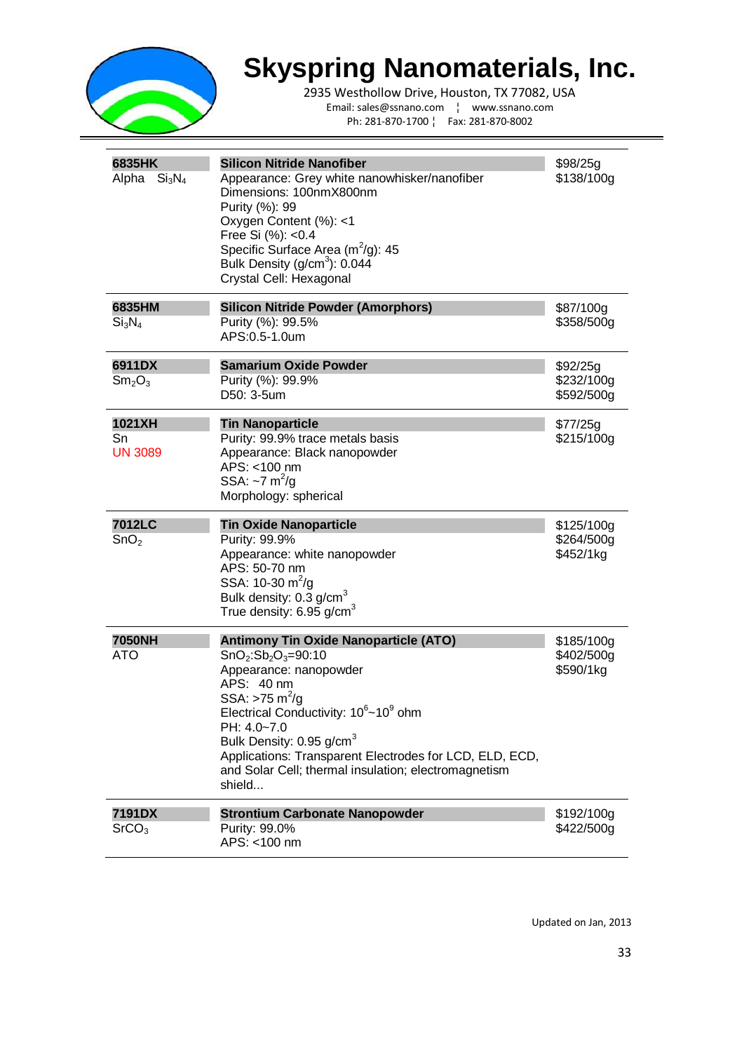# Skyspring Nanomaterials, Inc.

2935 Westhollow Drive, Houston, TX 77082, USA
Email: sales@ssnano.com ¦ www.ssnano.com
Ph: 281-870-1700 ¦ Fax: 281-870-8002

| Catalog No. | Product | Price |
| --- | --- | --- |
| **6835HK**<br>Alpha $Si_3N_4$ | **Silicon Nitride Nanofiber**<br>Appearance: Grey white nanowhisker/nanofiber<br>Dimensions: 100nmX800nm<br>Purity (%): 99<br>Oxygen Content (%): <1<br>Free Si (%): <0.4<br>Specific Surface Area ($m^2/g$): 45<br>Bulk Density ($g/cm^3$): 0.044<br>Crystal Cell: Hexagonal | $98/25g<br>$138/100g |
| **6835HM**<br>$Si_3N_4$ | **Silicon Nitride Powder (Amorphors)**<br>Purity (%): 99.5%<br>APS:0.5-1.0um | $87/100g<br>$358/500g |
| **6911DX**<br>$Sm_2O_3$ | **Samarium Oxide Powder**<br>Purity (%): 99.9%<br>D50: 3-5um | $92/25g<br>$232/100g<br>$592/500g |
| **1021XH**<br>Sn<br>UN 3089 | **Tin Nanoparticle**<br>Purity: 99.9% trace metals basis<br>Appearance: Black nanopowder<br>APS: <100 nm<br>SSA: ~7 $m^2/g$<br>Morphology: spherical | $77/25g<br>$215/100g |
| **7012LC**<br>$SnO_2$ | **Tin Oxide Nanoparticle**<br>Purity: 99.9%<br>Appearance: white nanopowder<br>APS: 50-70 nm<br>SSA: 10-30 $m^2/g$<br>Bulk density: 0.3 $g/cm^3$<br>True density: 6.95 $g/cm^3$ | $125/100g<br>$264/500g<br>$452/1kg |
| **7050NH**<br>ATO | **Antimony Tin Oxide Nanoparticle (ATO)**<br>$SnO_2$:$Sb_2O_3$=90:10<br>Appearance: nanopowder<br>APS: 40 nm<br>SSA: >75 $m^2/g$<br>Electrical Conductivity: $10^6$~$10^9$ ohm<br>PH: 4.0~7.0<br>Bulk Density: 0.95 $g/cm^3$<br>Applications: Transparent Electrodes for LCD, ELD, ECD, and Solar Cell; thermal insulation; electromagnetism shield... | $185/100g<br>$402/500g<br>$590/1kg |
| **7191DX**<br>$SrCO_3$ | **Strontium Carbonate Nanopowder**<br>Purity: 99.0%<br>APS: <100 nm | $192/100g<br>$422/500g |

Updated on Jan, 2013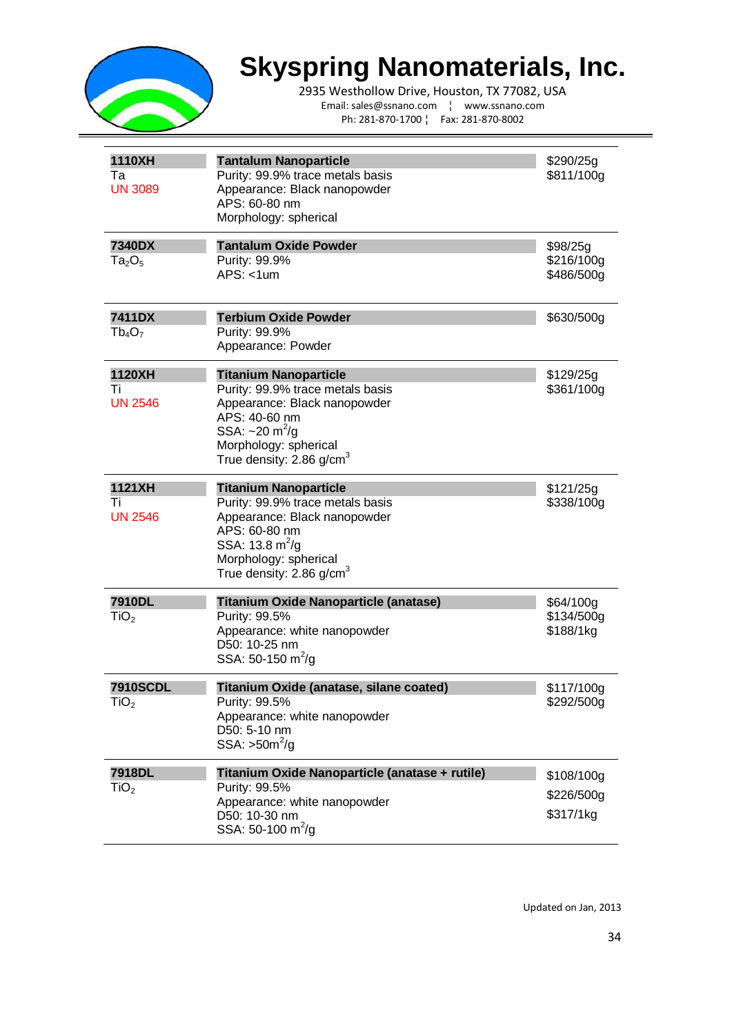# Skyspring Nanomaterials, Inc.

2935 Westhollow Drive, Houston, TX 77082, USA
Email: sales@ssnano.com ¦ www.ssnano.com
Ph: 281-870-1700 ¦ Fax: 281-870-8002

| Catalog No. | Product | Price |
|---|---|---|
| **1110XH**<br>Ta<br>UN 3089 | **Tantalum Nanoparticle**<br>Purity: 99.9% trace metals basis<br>Appearance: Black nanopowder<br>APS: 60-80 nm<br>Morphology: spherical | \$290/25g<br>\$811/100g |
| **7340DX**<br>$Ta_2O_5$ | **Tantalum Oxide Powder**<br>Purity: 99.9%<br>APS: <1um | \$98/25g<br>\$216/100g<br>\$486/500g |
| **7411DX**<br>$Tb_4O_7$ | **Terbium Oxide Powder**<br>Purity: 99.9%<br>Appearance: Powder | \$630/500g |
| **1120XH**<br>Ti<br>UN 2546 | **Titanium Nanoparticle**<br>Purity: 99.9% trace metals basis<br>Appearance: Black nanopowder<br>APS: 40-60 nm<br>SSA: ~20 $m^2/g$<br>Morphology: spherical<br>True density: 2.86 $g/cm^3$ | \$129/25g<br>\$361/100g |
| **1121XH**<br>Ti<br>UN 2546 | **Titanium Nanoparticle**<br>Purity: 99.9% trace metals basis<br>Appearance: Black nanopowder<br>APS: 60-80 nm<br>SSA: 13.8 $m^2/g$<br>Morphology: spherical<br>True density: 2.86 $g/cm^3$ | \$121/25g<br>\$338/100g |
| **7910DL**<br>$TiO_2$ | **Titanium Oxide Nanoparticle (anatase)**<br>Purity: 99.5%<br>Appearance: white nanopowder<br>D50: 10-25 nm<br>SSA: 50-150 $m^2/g$ | \$64/100g<br>\$134/500g<br>\$188/1kg |
| **7910SCDL**<br>$TiO_2$ | **Titanium Oxide (anatase, silane coated)**<br>Purity: 99.5%<br>Appearance: white nanopowder<br>D50: 5-10 nm<br>SSA: >50$m^2/g$ | \$117/100g<br>\$292/500g |
| **7918DL**<br>$TiO_2$ | **Titanium Oxide Nanoparticle (anatase + rutile)**<br>Purity: 99.5%<br>Appearance: white nanopowder<br>D50: 10-30 nm<br>SSA: 50-100 $m^2/g$ | \$108/100g<br>\$226/500g<br>\$317/1kg |

Updated on Jan, 2013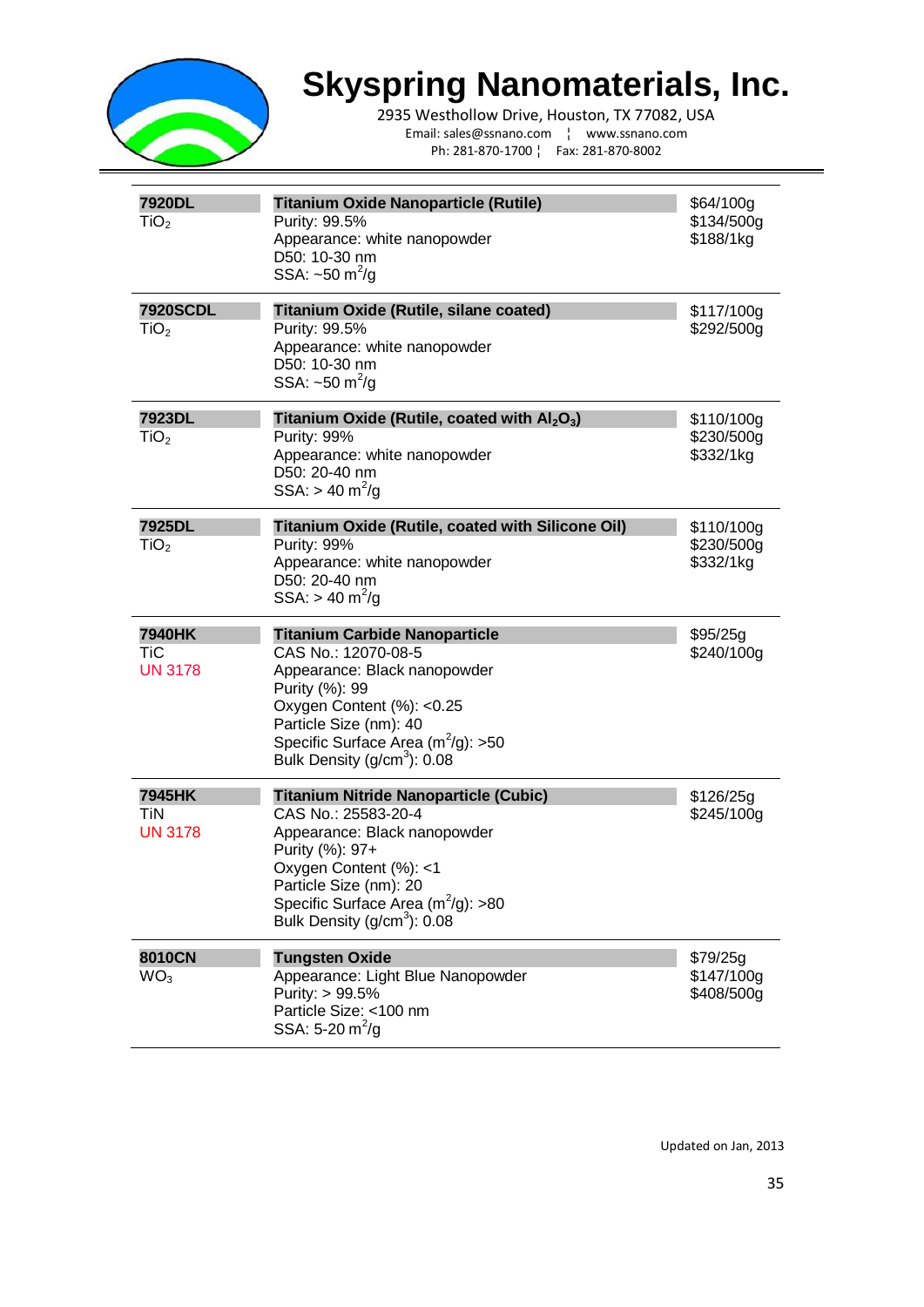# Skyspring Nanomaterials, Inc.

2935 Westhollow Drive, Houston, TX 77082, USA
Email: sales@ssnano.com ¦ www.ssnano.com
Ph: 281-870-1700 ¦ Fax: 281-870-8002

| Product | Description | Price |
|---|---|---|
| **7920DL**<br>$TiO_2$ | **Titanium Oxide Nanoparticle (Rutile)**<br>Purity: 99.5%<br>Appearance: white nanopowder<br>D50: 10-30 nm<br>SSA: ~50 $m^2/g$ | \$64/100g<br>\$134/500g<br>\$188/1kg |
| **7920SCDL**<br>$TiO_2$ | **Titanium Oxide (Rutile, silane coated)**<br>Purity: 99.5%<br>Appearance: white nanopowder<br>D50: 10-30 nm<br>SSA: ~50 $m^2/g$ | \$117/100g<br>\$292/500g |
| **7923DL**<br>$TiO_2$ | **Titanium Oxide (Rutile, coated with $Al_2O_3$)**<br>Purity: 99%<br>Appearance: white nanopowder<br>D50: 20-40 nm<br>SSA: > 40 $m^2/g$ | \$110/100g<br>\$230/500g<br>\$332/1kg |
| **7925DL**<br>$TiO_2$ | **Titanium Oxide (Rutile, coated with Silicone Oil)**<br>Purity: 99%<br>Appearance: white nanopowder<br>D50: 20-40 nm<br>SSA: > 40 $m^2/g$ | \$110/100g<br>\$230/500g<br>\$332/1kg |
| **7940HK**<br>TiC<br>UN 3178 | **Titanium Carbide Nanoparticle**<br>CAS No.: 12070-08-5<br>Appearance: Black nanopowder<br>Purity (%): 99<br>Oxygen Content (%): <0.25<br>Particle Size (nm): 40<br>Specific Surface Area ($m^2/g$): >50<br>Bulk Density ($g/cm^3$): 0.08 | \$95/25g<br>\$240/100g |
| **7945HK**<br>TiN<br>UN 3178 | **Titanium Nitride Nanoparticle (Cubic)**<br>CAS No.: 25583-20-4<br>Appearance: Black nanopowder<br>Purity (%): 97+<br>Oxygen Content (%): <1<br>Particle Size (nm): 20<br>Specific Surface Area ($m^2/g$): >80<br>Bulk Density ($g/cm^3$): 0.08 | \$126/25g<br>\$245/100g |
| **8010CN**<br>$WO_3$ | **Tungsten Oxide**<br>Appearance: Light Blue Nanopowder<br>Purity: > 99.5%<br>Particle Size: <100 nm<br>SSA: 5-20 $m^2/g$ | \$79/25g<br>\$147/100g<br>\$408/500g |

Updated on Jan, 2013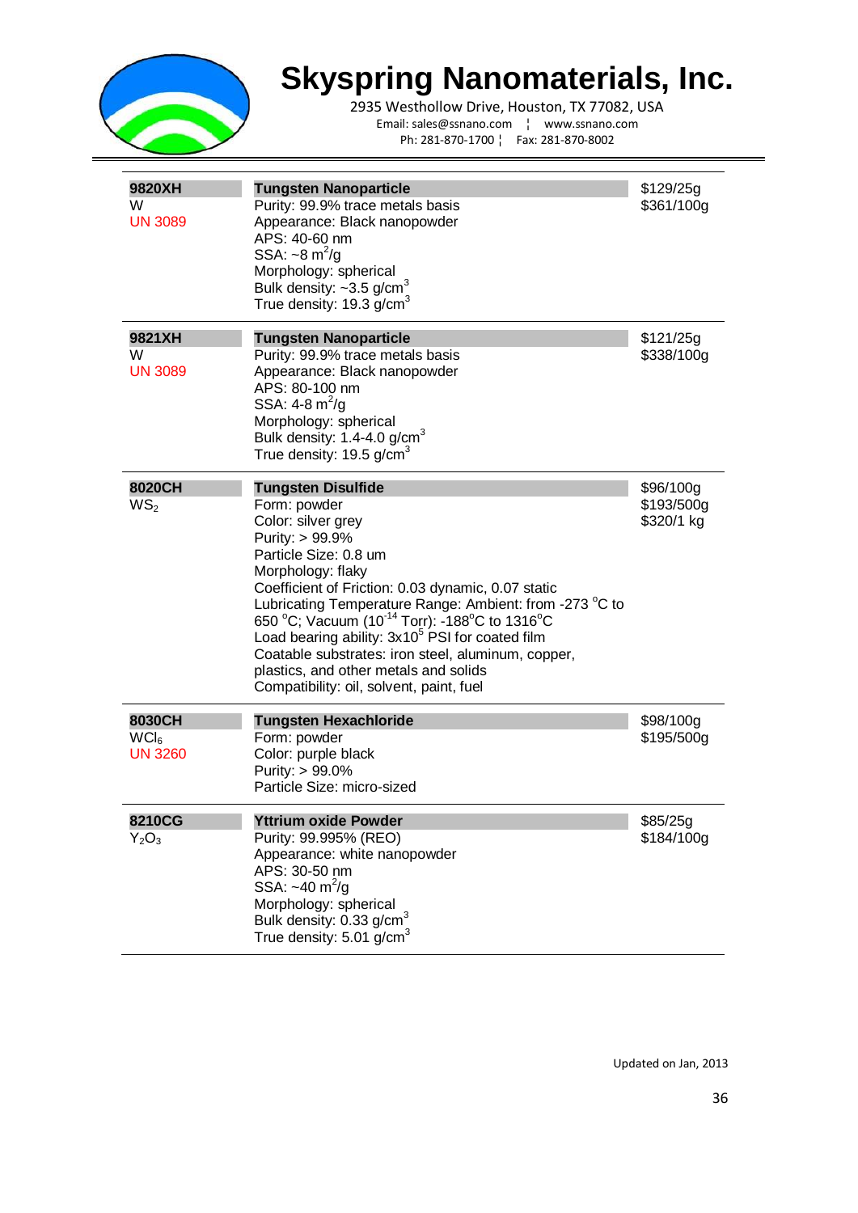# Skyspring Nanomaterials, Inc.

2935 Westhollow Drive, Houston, TX 77082, USA
Email: sales@ssnano.com ¦ www.ssnano.com
Ph: 281-870-1700 ¦ Fax: 281-870-8002

| Catalog | Product | Price |
|---|---|---|
| **9820XH**<br>W<br>UN 3089 | **Tungsten Nanoparticle**<br>Purity: 99.9% trace metals basis<br>Appearance: Black nanopowder<br>APS: 40-60 nm<br>SSA: ~8 $m^2/g$<br>Morphology: spherical<br>Bulk density: ~3.5 $g/cm^3$<br>True density: 19.3 $g/cm^3$ | $129/25g<br>$361/100g |
| **9821XH**<br>W<br>UN 3089 | **Tungsten Nanoparticle**<br>Purity: 99.9% trace metals basis<br>Appearance: Black nanopowder<br>APS: 80-100 nm<br>SSA: 4-8 $m^2/g$<br>Morphology: spherical<br>Bulk density: 1.4-4.0 $g/cm^3$<br>True density: 19.5 $g/cm^3$ | $121/25g<br>$338/100g |
| **8020CH**<br>$WS_2$ | **Tungsten Disulfide**<br>Form: powder<br>Color: silver grey<br>Purity: > 99.9%<br>Particle Size: 0.8 um<br>Morphology: flaky<br>Coefficient of Friction: 0.03 dynamic, 0.07 static<br>Lubricating Temperature Range: Ambient: from -273 °C to 650 °C; Vacuum ($10^{-14}$ Torr): -188°C to 1316°C<br>Load bearing ability: $3x10^5$ PSI for coated film<br>Coatable substrates: iron steel, aluminum, copper, plastics, and other metals and solids<br>Compatibility: oil, solvent, paint, fuel | $96/100g<br>$193/500g<br>$320/1 kg |
| **8030CH**<br>$WCl_6$<br>UN 3260 | **Tungsten Hexachloride**<br>Form: powder<br>Color: purple black<br>Purity: > 99.0%<br>Particle Size: micro-sized | $98/100g<br>$195/500g |
| **8210CG**<br>$Y_2O_3$ | **Yttrium oxide Powder**<br>Purity: 99.995% (REO)<br>Appearance: white nanopowder<br>APS: 30-50 nm<br>SSA: ~40 $m^2/g$<br>Morphology: spherical<br>Bulk density: 0.33 $g/cm^3$<br>True density: 5.01 $g/cm^3$ | $85/25g<br>$184/100g |

Updated on Jan, 2013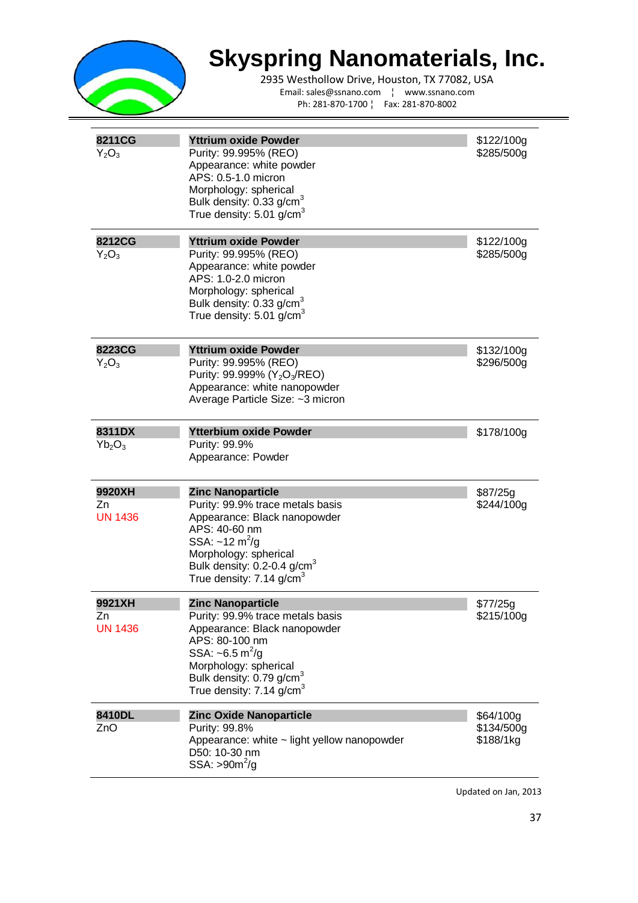# Skyspring Nanomaterials, Inc.

2935 Westhollow Drive, Houston, TX 77082, USA
Email: sales@ssnano.com ¦ www.ssnano.com
Ph: 281-870-1700 ¦ Fax: 281-870-8002

| Product | Description | Price |
|---|---|---|
| **8211CG**<br>$Y_2O_3$ | **Yttrium oxide Powder**<br>Purity: 99.995% (REO)<br>Appearance: white powder<br>APS: 0.5-1.0 micron<br>Morphology: spherical<br>Bulk density: 0.33 g/cm$^3$<br>True density: 5.01 g/cm$^3$ | \$122/100g<br>\$285/500g |
| **8212CG**<br>$Y_2O_3$ | **Yttrium oxide Powder**<br>Purity: 99.995% (REO)<br>Appearance: white powder<br>APS: 1.0-2.0 micron<br>Morphology: spherical<br>Bulk density: 0.33 g/cm$^3$<br>True density: 5.01 g/cm$^3$ | \$122/100g<br>\$285/500g |
| **8223CG**<br>$Y_2O_3$ | **Yttrium oxide Powder**<br>Purity: 99.995% (REO)<br>Purity: 99.999% ($Y_2O_3$/REO)<br>Appearance: white nanopowder<br>Average Particle Size: ~3 micron | \$132/100g<br>\$296/500g |
| **8311DX**<br>$Yb_2O_3$ | **Ytterbium oxide Powder**<br>Purity: 99.9%<br>Appearance: Powder | \$178/100g |
| **9920XH**<br>Zn<br>UN 1436 | **Zinc Nanoparticle**<br>Purity: 99.9% trace metals basis<br>Appearance: Black nanopowder<br>APS: 40-60 nm<br>SSA: ~12 m$^2$/g<br>Morphology: spherical<br>Bulk density: 0.2-0.4 g/cm$^3$<br>True density: 7.14 g/cm$^3$ | \$87/25g<br>\$244/100g |
| **9921XH**<br>Zn<br>UN 1436 | **Zinc Nanoparticle**<br>Purity: 99.9% trace metals basis<br>Appearance: Black nanopowder<br>APS: 80-100 nm<br>SSA: ~6.5 m$^2$/g<br>Morphology: spherical<br>Bulk density: 0.79 g/cm$^3$<br>True density: 7.14 g/cm$^3$ | \$77/25g<br>\$215/100g |
| **8410DL**<br>ZnO | **Zinc Oxide Nanoparticle**<br>Purity: 99.8%<br>Appearance: white ~ light yellow nanopowder<br>D50: 10-30 nm<br>SSA: >90m$^2$/g | \$64/100g<br>\$134/500g<br>\$188/1kg |

Updated on Jan, 2013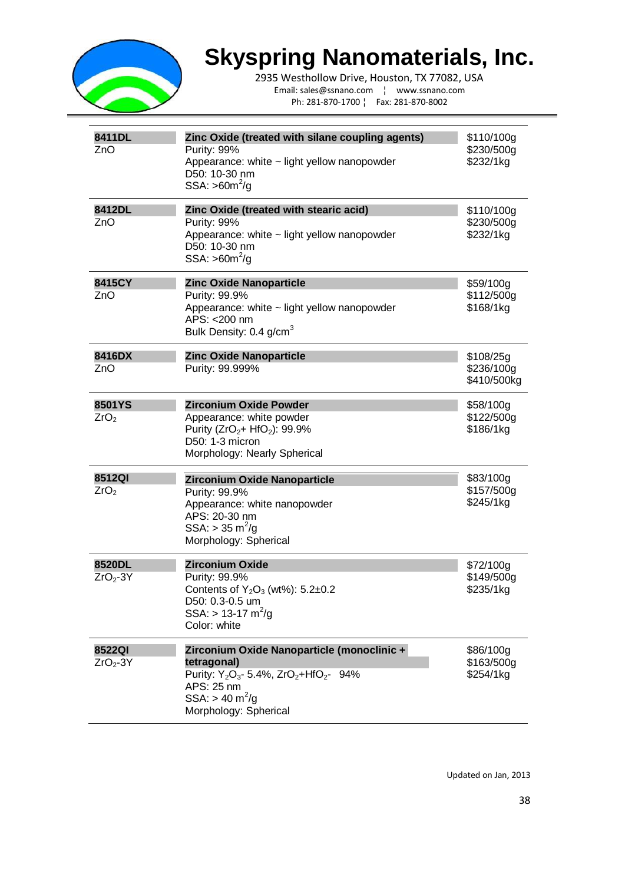# Skyspring Nanomaterials, Inc.

2935 Westhollow Drive, Houston, TX 77082, USA
Email: sales@ssnano.com ¦ www.ssnano.com
Ph: 281-870-1700 ¦ Fax: 281-870-8002

| Product | Description | Price |
|---|---|---|
| **8411DL**<br>ZnO | **Zinc Oxide (treated with silane coupling agents)**<br>Purity: 99%<br>Appearance: white ~ light yellow nanopowder<br>D50: 10-30 nm<br>SSA: >60m$^2$/g | \$110/100g<br>\$230/500g<br>\$232/1kg |
| **8412DL**<br>ZnO | **Zinc Oxide (treated with stearic acid)**<br>Purity: 99%<br>Appearance: white ~ light yellow nanopowder<br>D50: 10-30 nm<br>SSA: >60m$^2$/g | \$110/100g<br>\$230/500g<br>\$232/1kg |
| **8415CY**<br>ZnO | **Zinc Oxide Nanoparticle**<br>Purity: 99.9%<br>Appearance: white ~ light yellow nanopowder<br>APS: <200 nm<br>Bulk Density: 0.4 g/cm$^3$ | \$59/100g<br>\$112/500g<br>\$168/1kg |
| **8416DX**<br>ZnO | **Zinc Oxide Nanoparticle**<br>Purity: 99.999% | \$108/25g<br>\$236/100g<br>\$410/500kg |
| **8501YS**<br>$ZrO_2$ | **Zirconium Oxide Powder**<br>Appearance: white powder<br>Purity ($ZrO_2$+ $HfO_2$): 99.9%<br>D50: 1-3 micron<br>Morphology: Nearly Spherical | \$58/100g<br>\$122/500g<br>\$186/1kg |
| **8512QI**<br>$ZrO_2$ | **Zirconium Oxide Nanoparticle**<br>Purity: 99.9%<br>Appearance: white nanopowder<br>APS: 20-30 nm<br>SSA: > 35 m$^2$/g<br>Morphology: Spherical | \$83/100g<br>\$157/500g<br>\$245/1kg |
| **8520DL**<br>$ZrO_2$-3Y | **Zirconium Oxide**<br>Purity: 99.9%<br>Contents of $Y_2O_3$ (wt%): 5.2±0.2<br>D50: 0.3-0.5 um<br>SSA: > 13-17 m$^2$/g<br>Color: white | \$72/100g<br>\$149/500g<br>\$235/1kg |
| **8522QI**<br>$ZrO_2$-3Y | **Zirconium Oxide Nanoparticle (monoclinic + tetragonal)**<br>Purity: $Y_2O_3$- 5.4%, $ZrO_2$+$HfO_2$- 94%<br>APS: 25 nm<br>SSA: > 40 m$^2$/g<br>Morphology: Spherical | \$86/100g<br>\$163/500g<br>\$254/1kg |

Updated on Jan, 2013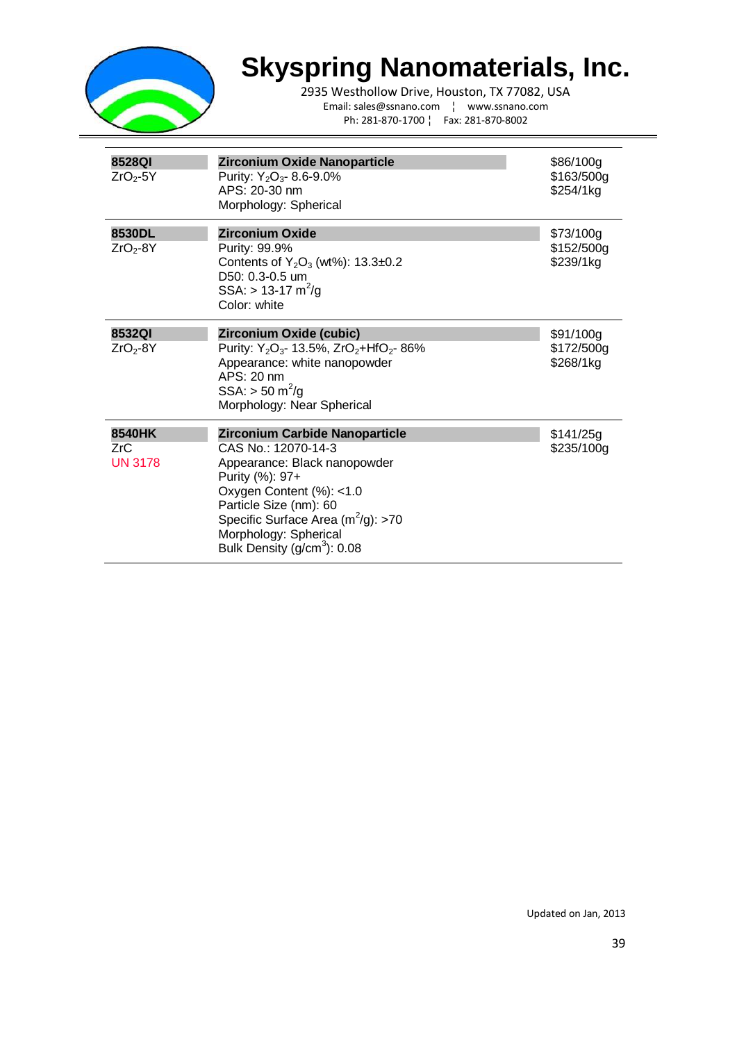# Skyspring Nanomaterials, Inc.

2935 Westhollow Drive, Houston, TX 77082, USA
Email: sales@ssnano.com ¦ www.ssnano.com
Ph: 281-870-1700 ¦ Fax: 281-870-8002

| Product | Description | Price |
|---|---|---|
| **8528QI**<br>$ZrO_2$-5Y | **Zirconium Oxide Nanoparticle**<br>Purity: $Y_2O_3$- 8.6-9.0%<br>APS: 20-30 nm<br>Morphology: Spherical | $86/100g<br>$163/500g<br>$254/1kg |
| **8530DL**<br>$ZrO_2$-8Y | **Zirconium Oxide**<br>Purity: 99.9%<br>Contents of $Y_2O_3$ (wt%): 13.3±0.2<br>D50: 0.3-0.5 um<br>SSA: > 13-17 $m^2/g$<br>Color: white | $73/100g<br>$152/500g<br>$239/1kg |
| **8532QI**<br>$ZrO_2$-8Y | **Zirconium Oxide (cubic)**<br>Purity: $Y_2O_3$- 13.5%, $ZrO_2$+$HfO_2$- 86%<br>Appearance: white nanopowder<br>APS: 20 nm<br>SSA: > 50 $m^2/g$<br>Morphology: Near Spherical | $91/100g<br>$172/500g<br>$268/1kg |
| **8540HK**<br>ZrC<br>UN 3178 | **Zirconium Carbide Nanoparticle**<br>CAS No.: 12070-14-3<br>Appearance: Black nanopowder<br>Purity (%): 97+<br>Oxygen Content (%): <1.0<br>Particle Size (nm): 60<br>Specific Surface Area ($m^2/g$): >70<br>Morphology: Spherical<br>Bulk Density ($g/cm^3$): 0.08 | $141/25g<br>$235/100g |

Updated on Jan, 2013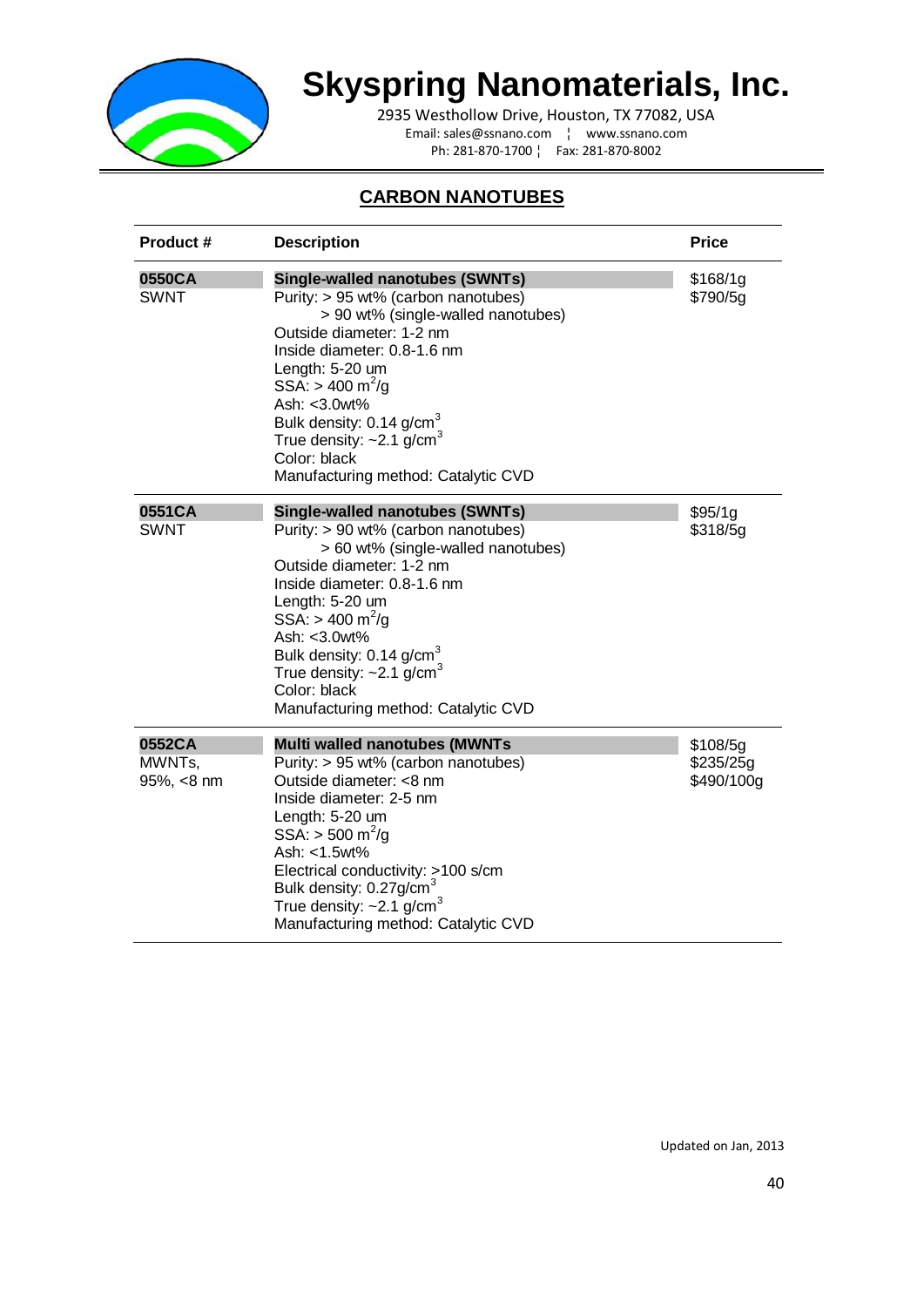# Skyspring Nanomaterials, Inc.

2935 Westhollow Drive, Houston, TX 77082, USA
Email: sales@ssnano.com ¦ www.ssnano.com
Ph: 281-870-1700 ¦ Fax: 281-870-8002

## CARBON NANOTUBES

| Product # | Description | Price |
|---|---|---|
| **0550CA** SWNT | **Single-walled nanotubes (SWNTs)**<br>Purity: > 95 wt% (carbon nanotubes)<br>> 90 wt% (single-walled nanotubes)<br>Outside diameter: 1-2 nm<br>Inside diameter: 0.8-1.6 nm<br>Length: 5-20 um<br>SSA: > 400 $m^2$/g<br>Ash: <3.0wt%<br>Bulk density: 0.14 g/$cm^3$<br>True density: ~2.1 g/$cm^3$<br>Color: black<br>Manufacturing method: Catalytic CVD | $168/1g<br>$790/5g |
| **0551CA** SWNT | **Single-walled nanotubes (SWNTs)**<br>Purity: > 90 wt% (carbon nanotubes)<br>> 60 wt% (single-walled nanotubes)<br>Outside diameter: 1-2 nm<br>Inside diameter: 0.8-1.6 nm<br>Length: 5-20 um<br>SSA: > 400 $m^2$/g<br>Ash: <3.0wt%<br>Bulk density: 0.14 g/$cm^3$<br>True density: ~2.1 g/$cm^3$<br>Color: black<br>Manufacturing method: Catalytic CVD | $95/1g<br>$318/5g |
| **0552CA** MWNTs, 95%, <8 nm | **Multi walled nanotubes (MWNTs**<br>Purity: > 95 wt% (carbon nanotubes)<br>Outside diameter: <8 nm<br>Inside diameter: 2-5 nm<br>Length: 5-20 um<br>SSA: > 500 $m^2$/g<br>Ash: <1.5wt%<br>Electrical conductivity: >100 s/cm<br>Bulk density: 0.27g/$cm^3$<br>True density: ~2.1 g/$cm^3$<br>Manufacturing method: Catalytic CVD | $108/5g<br>$235/25g<br>$490/100g |

Updated on Jan, 2013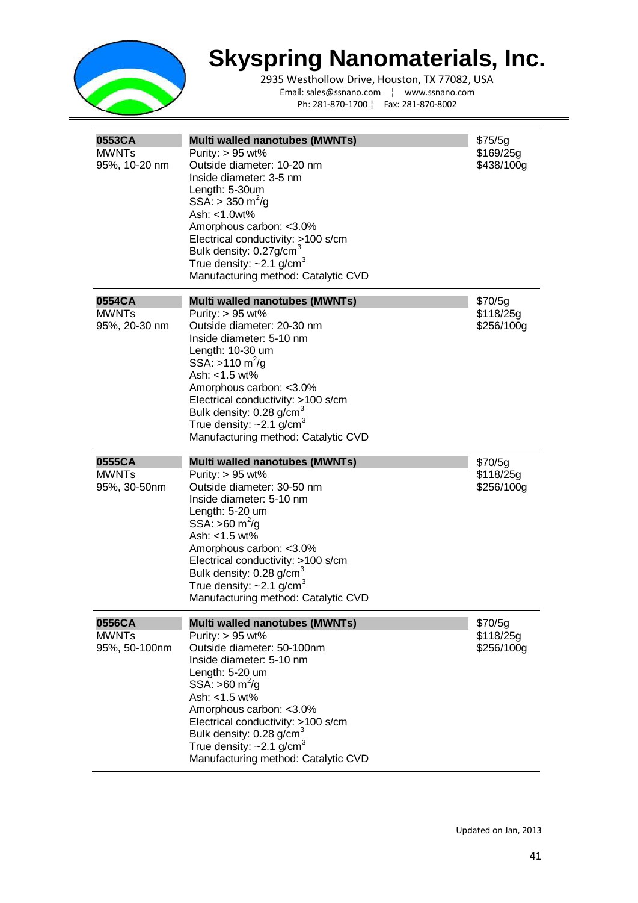# Skyspring Nanomaterials, Inc.

2935 Westhollow Drive, Houston, TX 77082, USA
Email: sales@ssnano.com ¦ www.ssnano.com
Ph: 281-870-1700 ¦ Fax: 281-870-8002

| Product | Description | Price |
| --- | --- | --- |
| **0553CA**<br>MWNTs<br>95%, 10-20 nm | **Multi walled nanotubes (MWNTs)**<br>Purity: > 95 wt%<br>Outside diameter: 10-20 nm<br>Inside diameter: 3-5 nm<br>Length: 5-30um<br>SSA: > 350 $m^2/g$<br>Ash: <1.0wt%<br>Amorphous carbon: <3.0%<br>Electrical conductivity: >100 s/cm<br>Bulk density: 0.27g/$cm^3$<br>True density: ~2.1 g/$cm^3$<br>Manufacturing method: Catalytic CVD | $75/5g<br>$169/25g<br>$438/100g |
| **0554CA**<br>MWNTs<br>95%, 20-30 nm | **Multi walled nanotubes (MWNTs)**<br>Purity: > 95 wt%<br>Outside diameter: 20-30 nm<br>Inside diameter: 5-10 nm<br>Length: 10-30 um<br>SSA: >110 $m^2/g$<br>Ash: <1.5 wt%<br>Amorphous carbon: <3.0%<br>Electrical conductivity: >100 s/cm<br>Bulk density: 0.28 g/$cm^3$<br>True density: ~2.1 g/$cm^3$<br>Manufacturing method: Catalytic CVD | $70/5g<br>$118/25g<br>$256/100g |
| **0555CA**<br>MWNTs<br>95%, 30-50nm | **Multi walled nanotubes (MWNTs)**<br>Purity: > 95 wt%<br>Outside diameter: 30-50 nm<br>Inside diameter: 5-10 nm<br>Length: 5-20 um<br>SSA: >60 $m^2/g$<br>Ash: <1.5 wt%<br>Amorphous carbon: <3.0%<br>Electrical conductivity: >100 s/cm<br>Bulk density: 0.28 g/$cm^3$<br>True density: ~2.1 g/$cm^3$<br>Manufacturing method: Catalytic CVD | $70/5g<br>$118/25g<br>$256/100g |
| **0556CA**<br>MWNTs<br>95%, 50-100nm | **Multi walled nanotubes (MWNTs)**<br>Purity: > 95 wt%<br>Outside diameter: 50-100nm<br>Inside diameter: 5-10 nm<br>Length: 5-20 um<br>SSA: >60 $m^2/g$<br>Ash: <1.5 wt%<br>Amorphous carbon: <3.0%<br>Electrical conductivity: >100 s/cm<br>Bulk density: 0.28 g/$cm^3$<br>True density: ~2.1 g/$cm^3$<br>Manufacturing method: Catalytic CVD | $70/5g<br>$118/25g<br>$256/100g |

Updated on Jan, 2013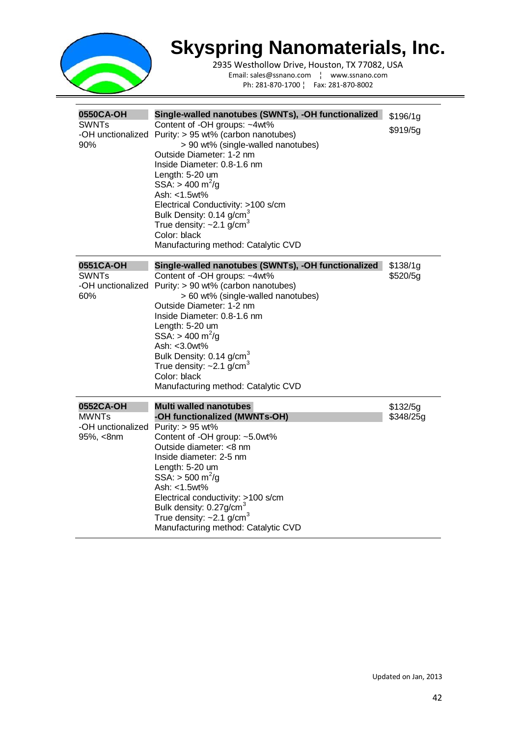# Skyspring Nanomaterials, Inc.

2935 Westhollow Drive, Houston, TX 77082, USA
Email: sales@ssnano.com ¦ www.ssnano.com
Ph: 281-870-1700 ¦ Fax: 281-870-8002

| | | |
|---|---|---|
| **0550CA-OH**<br>SWNTs<br>-OH unctionalized<br>90% | **Single-walled nanotubes (SWNTs), -OH functionalized**<br>Content of -OH groups: ~4wt%<br>Purity: > 95 wt% (carbon nanotubes)<br>> 90 wt% (single-walled nanotubes)<br>Outside Diameter: 1-2 nm<br>Inside Diameter: 0.8-1.6 nm<br>Length: 5-20 um<br>SSA: > 400 $m^2/g$<br>Ash: <1.5wt%<br>Electrical Conductivity: >100 s/cm<br>Bulk Density: 0.14 $g/cm^3$<br>True density: ~2.1 $g/cm^3$<br>Color: black<br>Manufacturing method: Catalytic CVD | $196/1g<br>$919/5g |
| **0551CA-OH**<br>SWNTs<br>-OH unctionalized<br>60% | **Single-walled nanotubes (SWNTs), -OH functionalized**<br>Content of -OH groups: ~4wt%<br>Purity: > 90 wt% (carbon nanotubes)<br>> 60 wt% (single-walled nanotubes)<br>Outside Diameter: 1-2 nm<br>Inside Diameter: 0.8-1.6 nm<br>Length: 5-20 um<br>SSA: > 400 $m^2/g$<br>Ash: <3.0wt%<br>Bulk Density: 0.14 $g/cm^3$<br>True density: ~2.1 $g/cm^3$<br>Color: black<br>Manufacturing method: Catalytic CVD | $138/1g<br>$520/5g |
| **0552CA-OH**<br>MWNTs<br>-OH unctionalized<br>95%, <8nm | **Multi walled nanotubes**<br>**-OH functionalized (MWNTs-OH)**<br>Purity: > 95 wt%<br>Content of -OH group: ~5.0wt%<br>Outside diameter: <8 nm<br>Inside diameter: 2-5 nm<br>Length: 5-20 um<br>SSA: > 500 $m^2/g$<br>Ash: <1.5wt%<br>Electrical conductivity: >100 s/cm<br>Bulk density: 0.27$g/cm^3$<br>True density: ~2.1 $g/cm^3$<br>Manufacturing method: Catalytic CVD | $132/5g<br>$348/25g |

Updated on Jan, 2013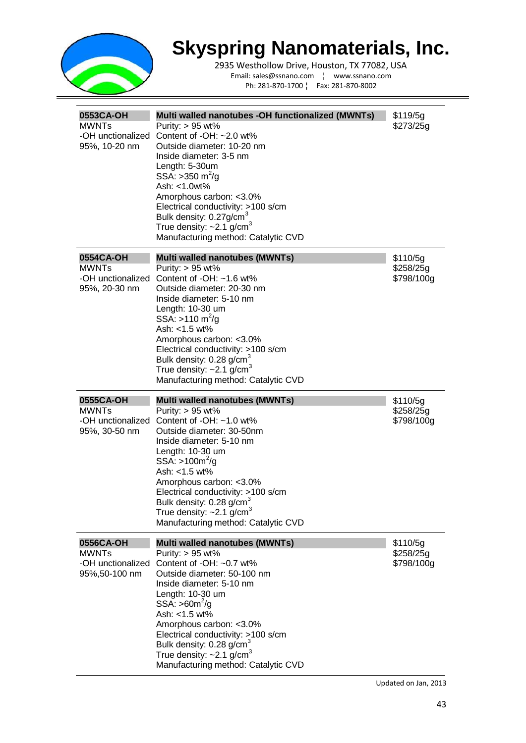# Skyspring Nanomaterials, Inc.

2935 Westhollow Drive, Houston, TX 77082, USA
Email: sales@ssnano.com ¦ www.ssnano.com
Ph: 281-870-1700 ¦ Fax: 281-870-8002

| Product | Description | Price |
|---|---|---|
| **0553CA-OH**<br>MWNTs<br>-OH unctionalized<br>95%, 10-20 nm | **Multi walled nanotubes -OH functionalized (MWNTs)**<br>Purity: > 95 wt%<br>Content of -OH: ~2.0 wt%<br>Outside diameter: 10-20 nm<br>Inside diameter: 3-5 nm<br>Length: 5-30um<br>SSA: >350 $m^2/g$<br>Ash: <1.0wt%<br>Amorphous carbon: <3.0%<br>Electrical conductivity: >100 s/cm<br>Bulk density: 0.27g/$cm^3$<br>True density: ~2.1 g/$cm^3$<br>Manufacturing method: Catalytic CVD | \$119/5g<br>\$273/25g |
| **0554CA-OH**<br>MWNTs<br>-OH unctionalized<br>95%, 20-30 nm | **Multi walled nanotubes (MWNTs)**<br>Purity: > 95 wt%<br>Content of -OH: ~1.6 wt%<br>Outside diameter: 20-30 nm<br>Inside diameter: 5-10 nm<br>Length: 10-30 um<br>SSA: >110 $m^2/g$<br>Ash: <1.5 wt%<br>Amorphous carbon: <3.0%<br>Electrical conductivity: >100 s/cm<br>Bulk density: 0.28 g/$cm^3$<br>True density: ~2.1 g/$cm^3$<br>Manufacturing method: Catalytic CVD | \$110/5g<br>\$258/25g<br>\$798/100g |
| **0555CA-OH**<br>MWNTs<br>-OH unctionalized<br>95%, 30-50 nm | **Multi walled nanotubes (MWNTs)**<br>Purity: > 95 wt%<br>Content of -OH: ~1.0 wt%<br>Outside diameter: 30-50nm<br>Inside diameter: 5-10 nm<br>Length: 10-30 um<br>SSA: >100$m^2/g$<br>Ash: <1.5 wt%<br>Amorphous carbon: <3.0%<br>Electrical conductivity: >100 s/cm<br>Bulk density: 0.28 g/$cm^3$<br>True density: ~2.1 g/$cm^3$<br>Manufacturing method: Catalytic CVD | \$110/5g<br>\$258/25g<br>\$798/100g |
| **0556CA-OH**<br>MWNTs<br>-OH unctionalized<br>95%,50-100 nm | **Multi walled nanotubes (MWNTs)**<br>Purity: > 95 wt%<br>Content of -OH: ~0.7 wt%<br>Outside diameter: 50-100 nm<br>Inside diameter: 5-10 nm<br>Length: 10-30 um<br>SSA: >60$m^2/g$<br>Ash: <1.5 wt%<br>Amorphous carbon: <3.0%<br>Electrical conductivity: >100 s/cm<br>Bulk density: 0.28 g/$cm^3$<br>True density: ~2.1 g/$cm^3$<br>Manufacturing method: Catalytic CVD | \$110/5g<br>\$258/25g<br>\$798/100g |

Updated on Jan, 2013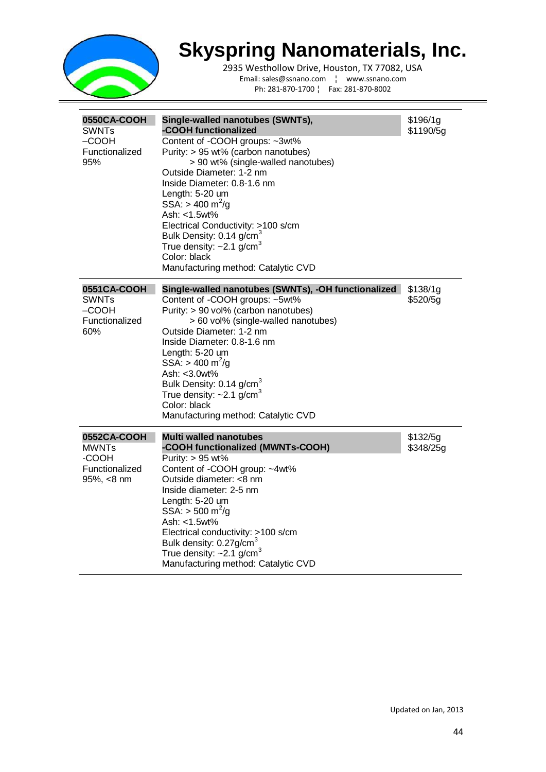# Skyspring Nanomaterials, Inc.

2935 Westhollow Drive, Houston, TX 77082, USA
Email: sales@ssnano.com ¦ www.ssnano.com
Ph: 281-870-1700 ¦ Fax: 281-870-8002

| | | |
|---|---|---|
| **0550CA-COOH**<br>SWNTs<br>–COOH<br>Functionalized<br>95% | **Single-walled nanotubes (SWNTs), -COOH functionalized**<br>Content of -COOH groups: ~3wt%<br>Purity: > 95 wt% (carbon nanotubes)<br>> 90 wt% (single-walled nanotubes)<br>Outside Diameter: 1-2 nm<br>Inside Diameter: 0.8-1.6 nm<br>Length: 5-20 um<br>SSA: > 400 $m^2$/g<br>Ash: <1.5wt%<br>Electrical Conductivity: >100 s/cm<br>Bulk Density: 0.14 g/$cm^3$<br>True density: ~2.1 g/$cm^3$<br>Color: black<br>Manufacturing method: Catalytic CVD | $196/1g<br>$1190/5g |
| **0551CA-COOH**<br>SWNTs<br>–COOH<br>Functionalized<br>60% | **Single-walled nanotubes (SWNTs), -OH functionalized**<br>Content of -COOH groups: ~5wt%<br>Purity: > 90 vol% (carbon nanotubes)<br>> 60 vol% (single-walled nanotubes)<br>Outside Diameter: 1-2 nm<br>Inside Diameter: 0.8-1.6 nm<br>Length: 5-20 um<br>SSA: > 400 $m^2$/g<br>Ash: <3.0wt%<br>Bulk Density: 0.14 g/$cm^3$<br>True density: ~2.1 g/$cm^3$<br>Color: black<br>Manufacturing method: Catalytic CVD | $138/1g<br>$520/5g |
| **0552CA-COOH**<br>MWNTs<br>-COOH<br>Functionalized<br>95%, <8 nm | **Multi walled nanotubes -COOH functionalized (MWNTs-COOH)**<br>Purity: > 95 wt%<br>Content of -COOH group: ~4wt%<br>Outside diameter: <8 nm<br>Inside diameter: 2-5 nm<br>Length: 5-20 um<br>SSA: > 500 $m^2$/g<br>Ash: <1.5wt%<br>Electrical conductivity: >100 s/cm<br>Bulk density: 0.27g/$cm^3$<br>True density: ~2.1 g/$cm^3$<br>Manufacturing method: Catalytic CVD | $132/5g<br>$348/25g |

Updated on Jan, 2013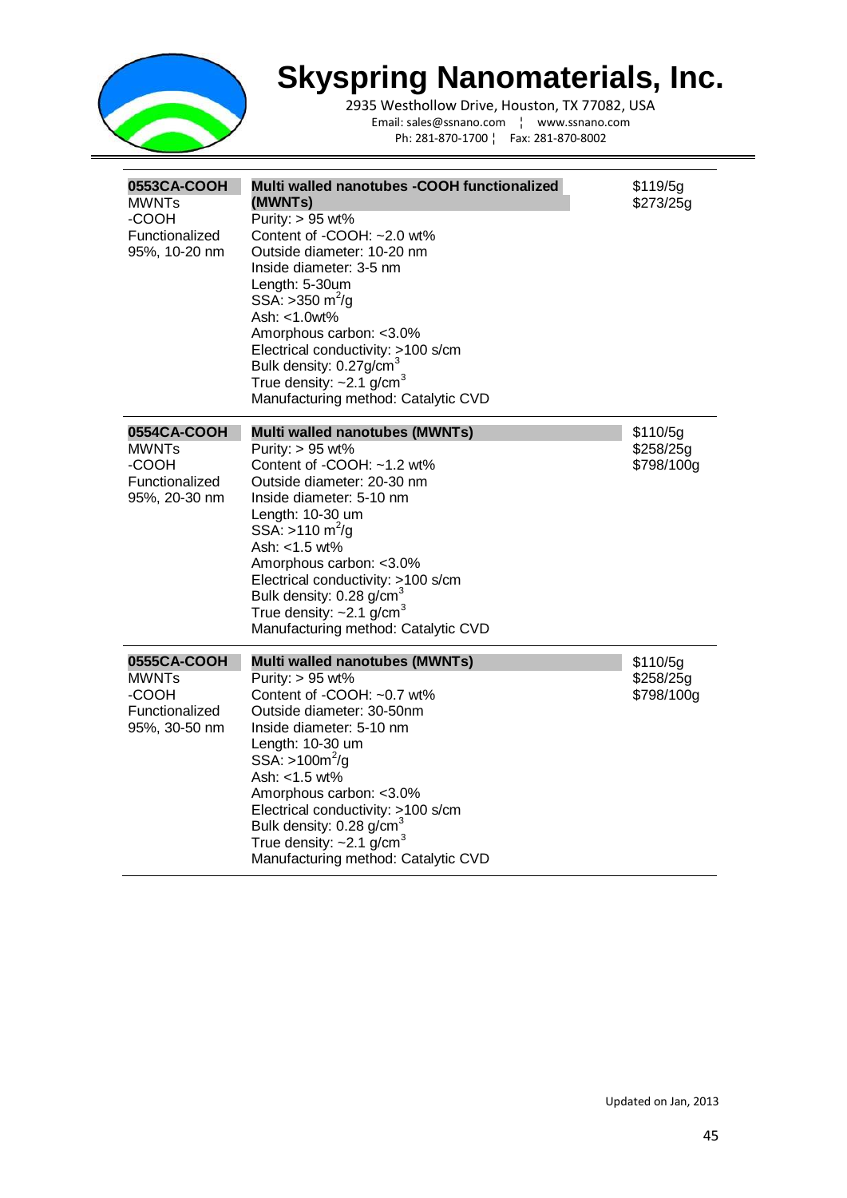# Skyspring Nanomaterials, Inc.

2935 Westhollow Drive, Houston, TX 77082, USA
Email: sales@ssnano.com ¦ www.ssnano.com
Ph: 281-870-1700 ¦ Fax: 281-870-8002

| Product | Description | Price |
|---|---|---|
| **0553CA-COOH**<br>MWNTs<br>-COOH<br>Functionalized<br>95%, 10-20 nm | **Multi walled nanotubes -COOH functionalized (MWNTs)**<br>Purity: > 95 wt%<br>Content of -COOH: ~2.0 wt%<br>Outside diameter: 10-20 nm<br>Inside diameter: 3-5 nm<br>Length: 5-30um<br>SSA: >350 $m^2$/g<br>Ash: <1.0wt%<br>Amorphous carbon: <3.0%<br>Electrical conductivity: >100 s/cm<br>Bulk density: 0.27g/$cm^3$<br>True density: ~2.1 g/$cm^3$<br>Manufacturing method: Catalytic CVD | $119/5g<br>$273/25g |
| **0554CA-COOH**<br>MWNTs<br>-COOH<br>Functionalized<br>95%, 20-30 nm | **Multi walled nanotubes (MWNTs)**<br>Purity: > 95 wt%<br>Content of -COOH: ~1.2 wt%<br>Outside diameter: 20-30 nm<br>Inside diameter: 5-10 nm<br>Length: 10-30 um<br>SSA: >110 $m^2$/g<br>Ash: <1.5 wt%<br>Amorphous carbon: <3.0%<br>Electrical conductivity: >100 s/cm<br>Bulk density: 0.28 g/$cm^3$<br>True density: ~2.1 g/$cm^3$<br>Manufacturing method: Catalytic CVD | $110/5g<br>$258/25g<br>$798/100g |
| **0555CA-COOH**<br>MWNTs<br>-COOH<br>Functionalized<br>95%, 30-50 nm | **Multi walled nanotubes (MWNTs)**<br>Purity: > 95 wt%<br>Content of -COOH: ~0.7 wt%<br>Outside diameter: 30-50nm<br>Inside diameter: 5-10 nm<br>Length: 10-30 um<br>SSA: >100$m^2$/g<br>Ash: <1.5 wt%<br>Amorphous carbon: <3.0%<br>Electrical conductivity: >100 s/cm<br>Bulk density: 0.28 g/$cm^3$<br>True density: ~2.1 g/$cm^3$<br>Manufacturing method: Catalytic CVD | $110/5g<br>$258/25g<br>$798/100g |

Updated on Jan, 2013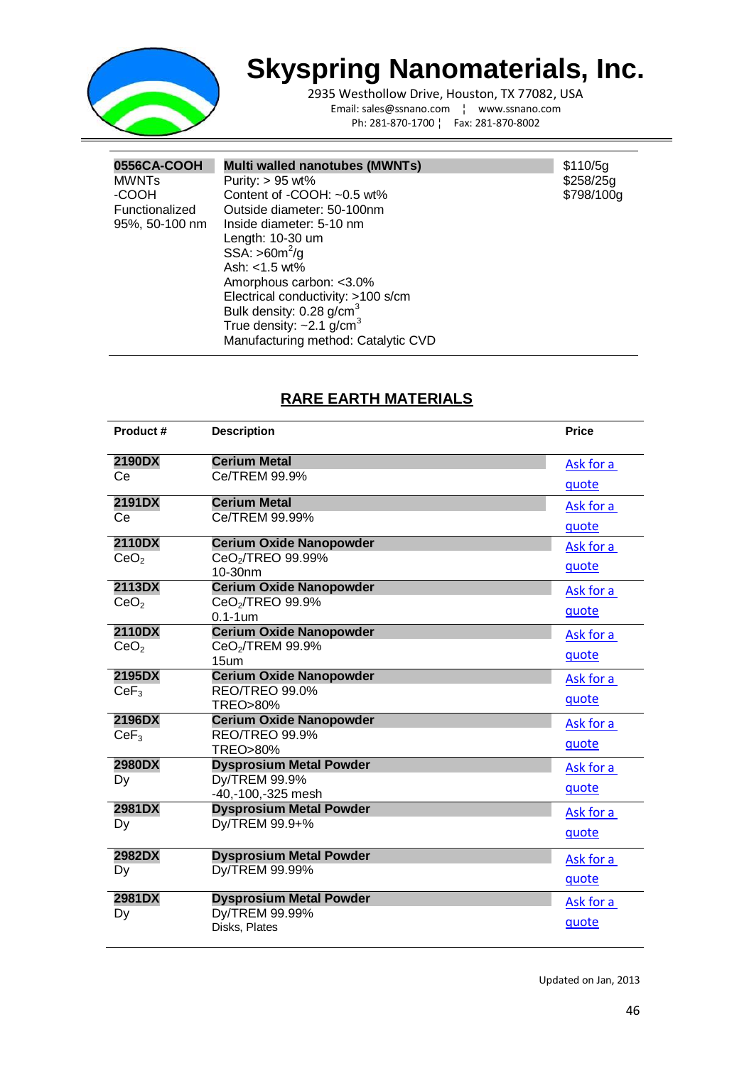# Skyspring Nanomaterials, Inc.

2935 Westhollow Drive, Houston, TX 77082, USA
Email: sales@ssnano.com ¦ www.ssnano.com
Ph: 281-870-1700 ¦ Fax: 281-870-8002

| | | |
|---|---|---|
| **0556CA-COOH**<br>MWNTs<br>-COOH<br>Functionalized<br>95%, 50-100 nm | **Multi walled nanotubes (MWNTs)**<br>Purity: > 95 wt%<br>Content of -COOH: ~0.5 wt%<br>Outside diameter: 50-100nm<br>Inside diameter: 5-10 nm<br>Length: 10-30 um<br>SSA: >60m$^2$/g<br>Ash: <1.5 wt%<br>Amorphous carbon: <3.0%<br>Electrical conductivity: >100 s/cm<br>Bulk density: 0.28 g/cm$^3$<br>True density: ~2.1 g/cm$^3$<br>Manufacturing method: Catalytic CVD | $110/5g<br>$258/25g<br>$798/100g |

## RARE EARTH MATERIALS

| Product # | Description | Price |
|---|---|---|
| **2190DX**<br>Ce | **Cerium Metal**<br>Ce/TREM 99.9% | Ask for a quote |
| **2191DX**<br>Ce | **Cerium Metal**<br>Ce/TREM 99.99% | Ask for a quote |
| **2110DX**<br>$CeO_2$ | **Cerium Oxide Nanopowder**<br>$CeO_2$/TREO 99.99%<br>10-30nm | Ask for a quote |
| **2113DX**<br>$CeO_2$ | **Cerium Oxide Nanopowder**<br>$CeO_2$/TREO 99.9%<br>0.1-1um | Ask for a quote |
| **2110DX**<br>$CeO_2$ | **Cerium Oxide Nanopowder**<br>$CeO_2$/TREM 99.9%<br>15um | Ask for a quote |
| **2195DX**<br>$CeF_3$ | **Cerium Oxide Nanopowder**<br>REO/TREO 99.0%<br>TREO>80% | Ask for a quote |
| **2196DX**<br>$CeF_3$ | **Cerium Oxide Nanopowder**<br>REO/TREO 99.9%<br>TREO>80% | Ask for a quote |
| **2980DX**<br>Dy | **Dysprosium Metal Powder**<br>Dy/TREM 99.9%<br>-40,-100,-325 mesh | Ask for a quote |
| **2981DX**<br>Dy | **Dysprosium Metal Powder**<br>Dy/TREM 99.9+% | Ask for a quote |
| **2982DX**<br>Dy | **Dysprosium Metal Powder**<br>Dy/TREM 99.99% | Ask for a quote |
| **2981DX**<br>Dy | **Dysprosium Metal Powder**<br>Dy/TREM 99.99%<br>Disks, Plates | Ask for a quote |

Updated on Jan, 2013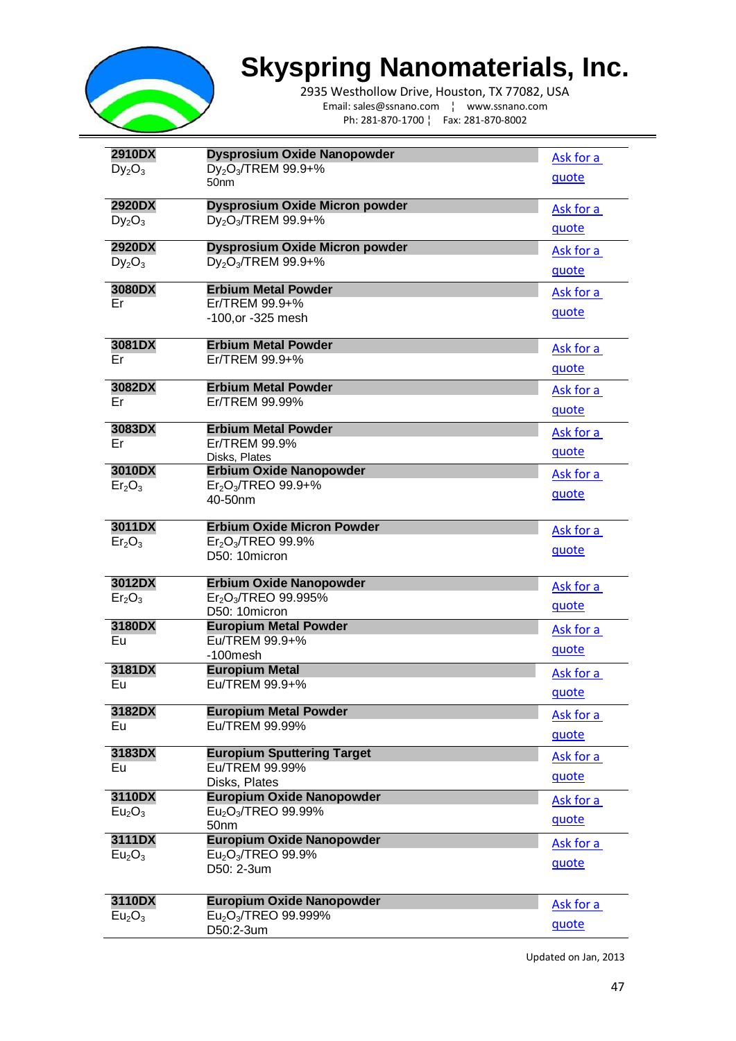# Skyspring Nanomaterials, Inc.

2935 Westhollow Drive, Houston, TX 77082, USA
Email: sales@ssnano.com ¦ www.ssnano.com
Ph: 281-870-1700 ¦ Fax: 281-870-8002

| Code | Product | Quote |
|---|---|---|
| **2910DX** $Dy_2O_3$ | **Dysprosium Oxide Nanopowder** $Dy_2O_3$/TREM 99.9+% 50nm | Ask for a quote |
| **2920DX** $Dy_2O_3$ | **Dysprosium Oxide Micron powder** $Dy_2O_3$/TREM 99.9+% | Ask for a quote |
| **2920DX** $Dy_2O_3$ | **Dysprosium Oxide Micron powder** $Dy_2O_3$/TREM 99.9+% | Ask for a quote |
| **3080DX** Er | **Erbium Metal Powder** Er/TREM 99.9+% -100,or -325 mesh | Ask for a quote |
| **3081DX** Er | **Erbium Metal Powder** Er/TREM 99.9+% | Ask for a quote |
| **3082DX** Er | **Erbium Metal Powder** Er/TREM 99.99% | Ask for a quote |
| **3083DX** Er | **Erbium Metal Powder** Er/TREM 99.9% Disks, Plates | Ask for a quote |
| **3010DX** $Er_2O_3$ | **Erbium Oxide Nanopowder** $Er_2O_3$/TREO 99.9+% 40-50nm | Ask for a quote |
| **3011DX** $Er_2O_3$ | **Erbium Oxide Micron Powder** $Er_2O_3$/TREO 99.9% D50: 10micron | Ask for a quote |
| **3012DX** $Er_2O_3$ | **Erbium Oxide Nanopowder** $Er_2O_3$/TREO 99.995% D50: 10micron | Ask for a quote |
| **3180DX** Eu | **Europium Metal Powder** Eu/TREM 99.9+% -100mesh | Ask for a quote |
| **3181DX** Eu | **Europium Metal** Eu/TREM 99.9+% | Ask for a quote |
| **3182DX** Eu | **Europium Metal Powder** Eu/TREM 99.99% | Ask for a quote |
| **3183DX** Eu | **Europium Sputtering Target** Eu/TREM 99.99% Disks, Plates | Ask for a quote |
| **3110DX** $Eu_2O_3$ | **Europium Oxide Nanopowder** $Eu_2O_3$/TREO 99.99% 50nm | Ask for a quote |
| **3111DX** $Eu_2O_3$ | **Europium Oxide Nanopowder** $Eu_2O_3$/TREO 99.9% D50: 2-3um | Ask for a quote |
| **3110DX** $Eu_2O_3$ | **Europium Oxide Nanopowder** $Eu_2O_3$/TREO 99.999% D50:2-3um | Ask for a quote |

Updated on Jan, 2013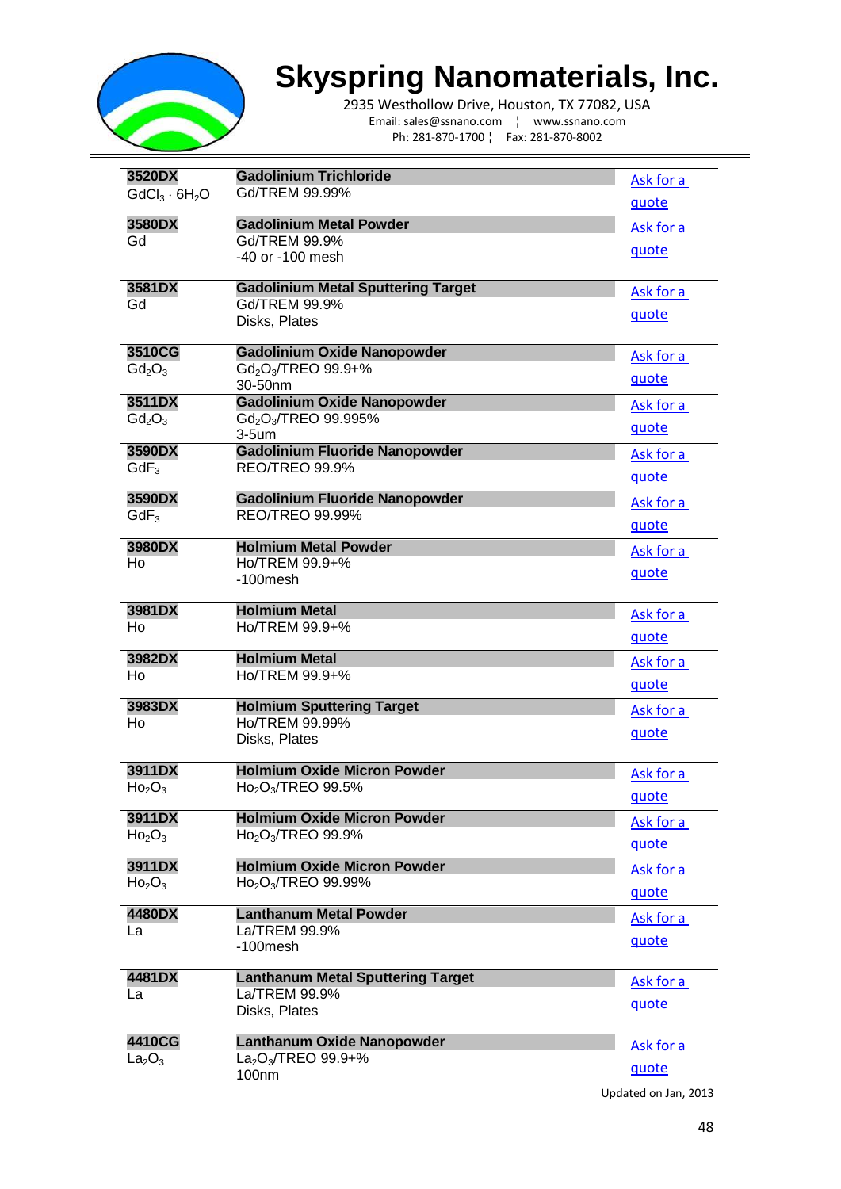# Skyspring Nanomaterials, Inc.

2935 Westhollow Drive, Houston, TX 77082, USA
Email: sales@ssnano.com ¦ www.ssnano.com
Ph: 281-870-1700 ¦ Fax: 281-870-8002

| Code / Formula | Product | |
|---|---|---|
| **3520DX** $GdCl_3 \cdot 6H_2O$ | **Gadolinium Trichloride** Gd/TREM 99.99% | Ask for a quote |
| **3580DX** Gd | **Gadolinium Metal Powder** Gd/TREM 99.9% -40 or -100 mesh | Ask for a quote |
| **3581DX** Gd | **Gadolinium Metal Sputtering Target** Gd/TREM 99.9% Disks, Plates | Ask for a quote |
| **3510CG** $Gd_2O_3$ | **Gadolinium Oxide Nanopowder** $Gd_2O_3$/TREO 99.9+% 30-50nm | Ask for a quote |
| **3511DX** $Gd_2O_3$ | **Gadolinium Oxide Nanopowder** $Gd_2O_3$/TREO 99.995% 3-5um | Ask for a quote |
| **3590DX** $GdF_3$ | **Gadolinium Fluoride Nanopowder** REO/TREO 99.9% | Ask for a quote |
| **3590DX** $GdF_3$ | **Gadolinium Fluoride Nanopowder** REO/TREO 99.99% | Ask for a quote |
| **3980DX** Ho | **Holmium Metal Powder** Ho/TREM 99.9+% -100mesh | Ask for a quote |
| **3981DX** Ho | **Holmium Metal** Ho/TREM 99.9+% | Ask for a quote |
| **3982DX** Ho | **Holmium Metal** Ho/TREM 99.9+% | Ask for a quote |
| **3983DX** Ho | **Holmium Sputtering Target** Ho/TREM 99.99% Disks, Plates | Ask for a quote |
| **3911DX** $Ho_2O_3$ | **Holmium Oxide Micron Powder** $Ho_2O_3$/TREO 99.5% | Ask for a quote |
| **3911DX** $Ho_2O_3$ | **Holmium Oxide Micron Powder** $Ho_2O_3$/TREO 99.9% | Ask for a quote |
| **3911DX** $Ho_2O_3$ | **Holmium Oxide Micron Powder** $Ho_2O_3$/TREO 99.99% | Ask for a quote |
| **4480DX** La | **Lanthanum Metal Powder** La/TREM 99.9% -100mesh | Ask for a quote |
| **4481DX** La | **Lanthanum Metal Sputtering Target** La/TREM 99.9% Disks, Plates | Ask for a quote |
| **4410CG** $La_2O_3$ | **Lanthanum Oxide Nanopowder** $La_2O_3$/TREO 99.9+% 100nm | Ask for a quote |

Updated on Jan, 2013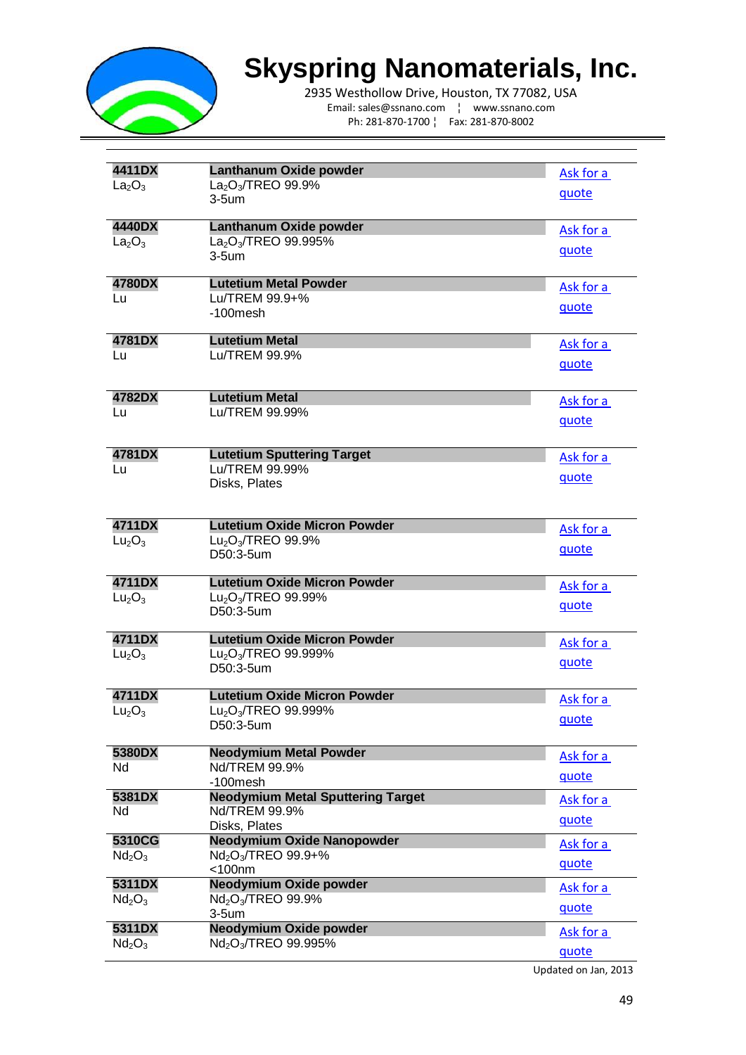# Skyspring Nanomaterials, Inc.

2935 Westhollow Drive, Houston, TX 77082, USA
Email: sales@ssnano.com ¦ www.ssnano.com
Ph: 281-870-1700 ¦ Fax: 281-870-8002

| Code / Formula | Product | Quote |
|---|---|---|
| **4411DX** $La_2O_3$ | **Lanthanum Oxide powder** $La_2O_3$/TREO 99.9% 3-5um | Ask for a quote |
| **4440DX** $La_2O_3$ | **Lanthanum Oxide powder** $La_2O_3$/TREO 99.995% 3-5um | Ask for a quote |
| **4780DX** Lu | **Lutetium Metal Powder** Lu/TREM 99.9+% -100mesh | Ask for a quote |
| **4781DX** Lu | **Lutetium Metal** Lu/TREM 99.9% | Ask for a quote |
| **4782DX** Lu | **Lutetium Metal** Lu/TREM 99.99% | Ask for a quote |
| **4781DX** Lu | **Lutetium Sputtering Target** Lu/TREM 99.99% Disks, Plates | Ask for a quote |
| **4711DX** $Lu_2O_3$ | **Lutetium Oxide Micron Powder** $Lu_2O_3$/TREO 99.9% D50:3-5um | Ask for a quote |
| **4711DX** $Lu_2O_3$ | **Lutetium Oxide Micron Powder** $Lu_2O_3$/TREO 99.99% D50:3-5um | Ask for a quote |
| **4711DX** $Lu_2O_3$ | **Lutetium Oxide Micron Powder** $Lu_2O_3$/TREO 99.999% D50:3-5um | Ask for a quote |
| **4711DX** $Lu_2O_3$ | **Lutetium Oxide Micron Powder** $Lu_2O_3$/TREO 99.999% D50:3-5um | Ask for a quote |
| **5380DX** Nd | **Neodymium Metal Powder** Nd/TREM 99.9% -100mesh | Ask for a quote |
| **5381DX** Nd | **Neodymium Metal Sputtering Target** Nd/TREM 99.9% Disks, Plates | Ask for a quote |
| **5310CG** $Nd_2O_3$ | **Neodymium Oxide Nanopowder** $Nd_2O_3$/TREO 99.9+% <100nm | Ask for a quote |
| **5311DX** $Nd_2O_3$ | **Neodymium Oxide powder** $Nd_2O_3$/TREO 99.9% 3-5um | Ask for a quote |
| **5311DX** $Nd_2O_3$ | **Neodymium Oxide powder** $Nd_2O_3$/TREO 99.995% | Ask for a quote |

Updated on Jan, 2013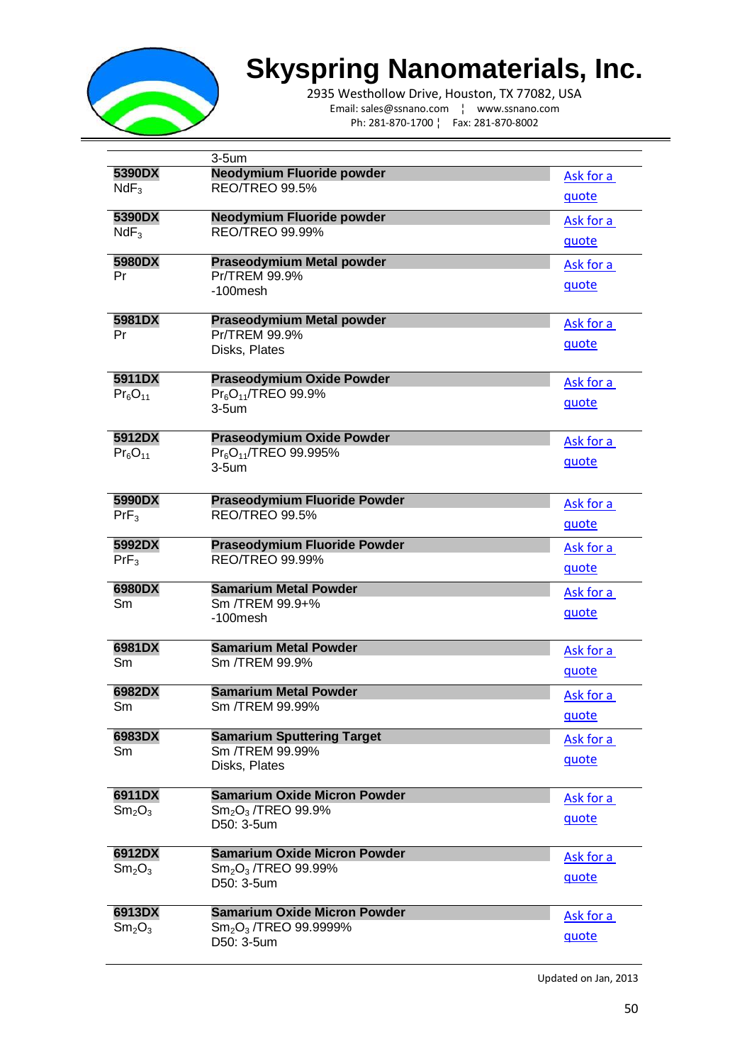| | 3-5um | |
|---|---|---|
| **5390DX** $NdF_3$ | **Neodymium Fluoride powder** REO/TREO 99.5% | Ask for a quote |
| **5390DX** $NdF_3$ | **Neodymium Fluoride powder** REO/TREO 99.99% | Ask for a quote |
| **5980DX** Pr | **Praseodymium Metal powder** Pr/TREM 99.9% -100mesh | Ask for a quote |
| **5981DX** Pr | **Praseodymium Metal powder** Pr/TREM 99.9% Disks, Plates | Ask for a quote |
| **5911DX** $Pr_6O_{11}$ | **Praseodymium Oxide Powder** $Pr_6O_{11}$/TREO 99.9% 3-5um | Ask for a quote |
| **5912DX** $Pr_6O_{11}$ | **Praseodymium Oxide Powder** $Pr_6O_{11}$/TREO 99.995% 3-5um | Ask for a quote |
| **5990DX** $PrF_3$ | **Praseodymium Fluoride Powder** REO/TREO 99.5% | Ask for a quote |
| **5992DX** $PrF_3$ | **Praseodymium Fluoride Powder** REO/TREO 99.99% | Ask for a quote |
| **6980DX** Sm | **Samarium Metal Powder** Sm /TREM 99.9+% -100mesh | Ask for a quote |
| **6981DX** Sm | **Samarium Metal Powder** Sm /TREM 99.9% | Ask for a quote |
| **6982DX** Sm | **Samarium Metal Powder** Sm /TREM 99.99% | Ask for a quote |
| **6983DX** Sm | **Samarium Sputtering Target** Sm /TREM 99.99% Disks, Plates | Ask for a quote |
| **6911DX** $Sm_2O_3$ | **Samarium Oxide Micron Powder** $Sm_2O_3$ /TREO 99.9% D50: 3-5um | Ask for a quote |
| **6912DX** $Sm_2O_3$ | **Samarium Oxide Micron Powder** $Sm_2O_3$ /TREO 99.99% D50: 3-5um | Ask for a quote |
| **6913DX** $Sm_2O_3$ | **Samarium Oxide Micron Powder** $Sm_2O_3$ /TREO 99.9999% D50: 3-5um | Ask for a quote |

Updated on Jan, 2013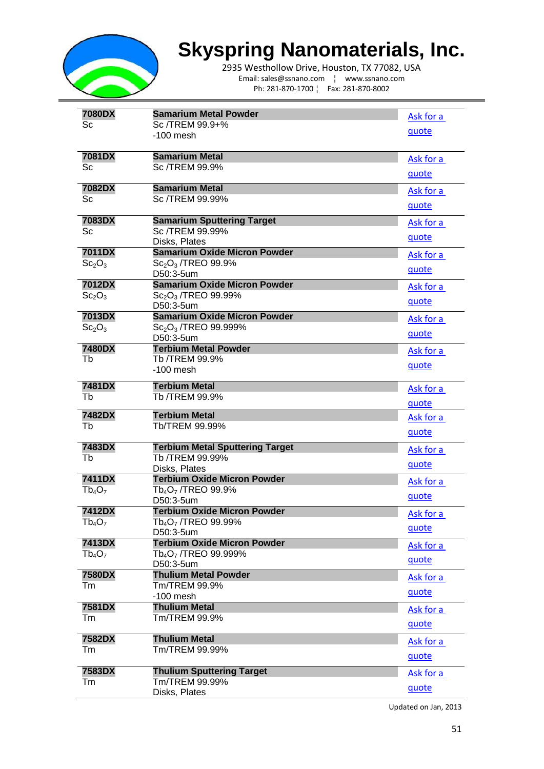# Skyspring Nanomaterials, Inc.

2935 Westhollow Drive, Houston, TX 77082, USA
Email: sales@ssnano.com ¦ www.ssnano.com
Ph: 281-870-1700 ¦ Fax: 281-870-8002

| | | |
|---|---|---|
| **7080DX**<br>Sc | **Samarium Metal Powder**<br>Sc /TREM 99.9+%<br>-100 mesh | Ask for a quote |
| **7081DX**<br>Sc | **Samarium Metal**<br>Sc /TREM 99.9% | Ask for a quote |
| **7082DX**<br>Sc | **Samarium Metal**<br>Sc /TREM 99.99% | Ask for a quote |
| **7083DX**<br>Sc | **Samarium Sputtering Target**<br>Sc /TREM 99.99%<br>Disks, Plates | Ask for a quote |
| **7011DX**<br>$Sc_2O_3$ | **Samarium Oxide Micron Powder**<br>$Sc_2O_3$ /TREO 99.9%<br>D50:3-5um | Ask for a quote |
| **7012DX**<br>$Sc_2O_3$ | **Samarium Oxide Micron Powder**<br>$Sc_2O_3$ /TREO 99.99%<br>D50:3-5um | Ask for a quote |
| **7013DX**<br>$Sc_2O_3$ | **Samarium Oxide Micron Powder**<br>$Sc_2O_3$ /TREO 99.999%<br>D50:3-5um | Ask for a quote |
| **7480DX**<br>Tb | **Terbium Metal Powder**<br>Tb /TREM 99.9%<br>-100 mesh | Ask for a quote |
| **7481DX**<br>Tb | **Terbium Metal**<br>Tb /TREM 99.9% | Ask for a quote |
| **7482DX**<br>Tb | **Terbium Metal**<br>Tb/TREM 99.99% | Ask for a quote |
| **7483DX**<br>Tb | **Terbium Metal Sputtering Target**<br>Tb /TREM 99.99%<br>Disks, Plates | Ask for a quote |
| **7411DX**<br>$Tb_4O_7$ | **Terbium Oxide Micron Powder**<br>$Tb_4O_7$ /TREO 99.9%<br>D50:3-5um | Ask for a quote |
| **7412DX**<br>$Tb_4O_7$ | **Terbium Oxide Micron Powder**<br>$Tb_4O_7$ /TREO 99.99%<br>D50:3-5um | Ask for a quote |
| **7413DX**<br>$Tb_4O_7$ | **Terbium Oxide Micron Powder**<br>$Tb_4O_7$ /TREO 99.999%<br>D50:3-5um | Ask for a quote |
| **7580DX**<br>Tm | **Thulium Metal Powder**<br>Tm/TREM 99.9%<br>-100 mesh | Ask for a quote |
| **7581DX**<br>Tm | **Thulium Metal**<br>Tm/TREM 99.9% | Ask for a quote |
| **7582DX**<br>Tm | **Thulium Metal**<br>Tm/TREM 99.99% | Ask for a quote |
| **7583DX**<br>Tm | **Thulium Sputtering Target**<br>Tm/TREM 99.99%<br>Disks, Plates | Ask for a quote |

Updated on Jan, 2013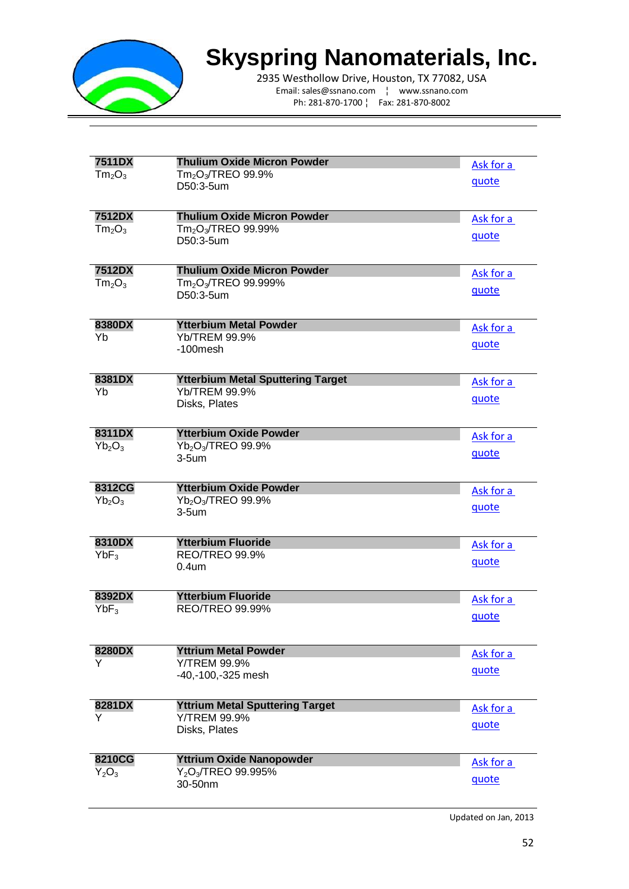# Skyspring Nanomaterials, Inc.

2935 Westhollow Drive, Houston, TX 77082, USA
Email: sales@ssnano.com ¦ www.ssnano.com
Ph: 281-870-1700 ¦ Fax: 281-870-8002

| Code | Product | |
|---|---|---|
| **7511DX**<br>$Tm_2O_3$ | **Thulium Oxide Micron Powder**<br>$Tm_2O_3$/TREO 99.9%<br>D50:3-5um | Ask for a quote |
| **7512DX**<br>$Tm_2O_3$ | **Thulium Oxide Micron Powder**<br>$Tm_2O_3$/TREO 99.99%<br>D50:3-5um | Ask for a quote |
| **7512DX**<br>$Tm_2O_3$ | **Thulium Oxide Micron Powder**<br>$Tm_2O_3$/TREO 99.999%<br>D50:3-5um | Ask for a quote |
| **8380DX**<br>Yb | **Ytterbium Metal Powder**<br>Yb/TREM 99.9%<br>-100mesh | Ask for a quote |
| **8381DX**<br>Yb | **Ytterbium Metal Sputtering Target**<br>Yb/TREM 99.9%<br>Disks, Plates | Ask for a quote |
| **8311DX**<br>$Yb_2O_3$ | **Ytterbium Oxide Powder**<br>$Yb_2O_3$/TREO 99.9%<br>3-5um | Ask for a quote |
| **8312CG**<br>$Yb_2O_3$ | **Ytterbium Oxide Powder**<br>$Yb_2O_3$/TREO 99.9%<br>3-5um | Ask for a quote |
| **8310DX**<br>$YbF_3$ | **Ytterbium Fluoride**<br>REO/TREO 99.9%<br>0.4um | Ask for a quote |
| **8392DX**<br>$YbF_3$ | **Ytterbium Fluoride**<br>REO/TREO 99.99% | Ask for a quote |
| **8280DX**<br>Y | **Yttrium Metal Powder**<br>Y/TREM 99.9%<br>-40,-100,-325 mesh | Ask for a quote |
| **8281DX**<br>Y | **Yttrium Metal Sputtering Target**<br>Y/TREM 99.9%<br>Disks, Plates | Ask for a quote |
| **8210CG**<br>$Y_2O_3$ | **Yttrium Oxide Nanopowder**<br>$Y_2O_3$/TREO 99.995%<br>30-50nm | Ask for a quote |

Updated on Jan, 2013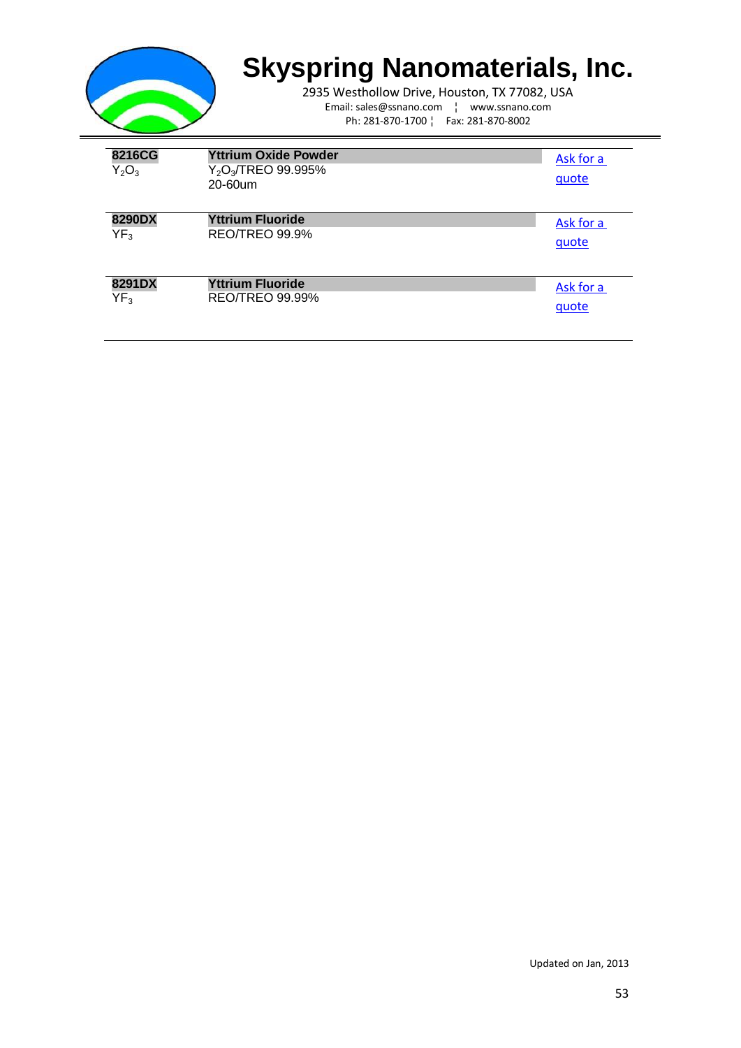# Skyspring Nanomaterials, Inc.

2935 Westhollow Drive, Houston, TX 77082, USA
Email: sales@ssnano.com ¦ www.ssnano.com
Ph: 281-870-1700 ¦ Fax: 281-870-8002

| | | |
|---|---|---|
| **8216CG**<br>$Y_2O_3$ | **Yttrium Oxide Powder**<br>$Y_2O_3$/TREO 99.995%<br>20-60um | Ask for a quote |
| **8290DX**<br>$YF_3$ | **Yttrium Fluoride**<br>REO/TREO 99.9% | Ask for a quote |
| **8291DX**<br>$YF_3$ | **Yttrium Fluoride**<br>REO/TREO 99.99% | Ask for a quote |

Updated on Jan, 2013